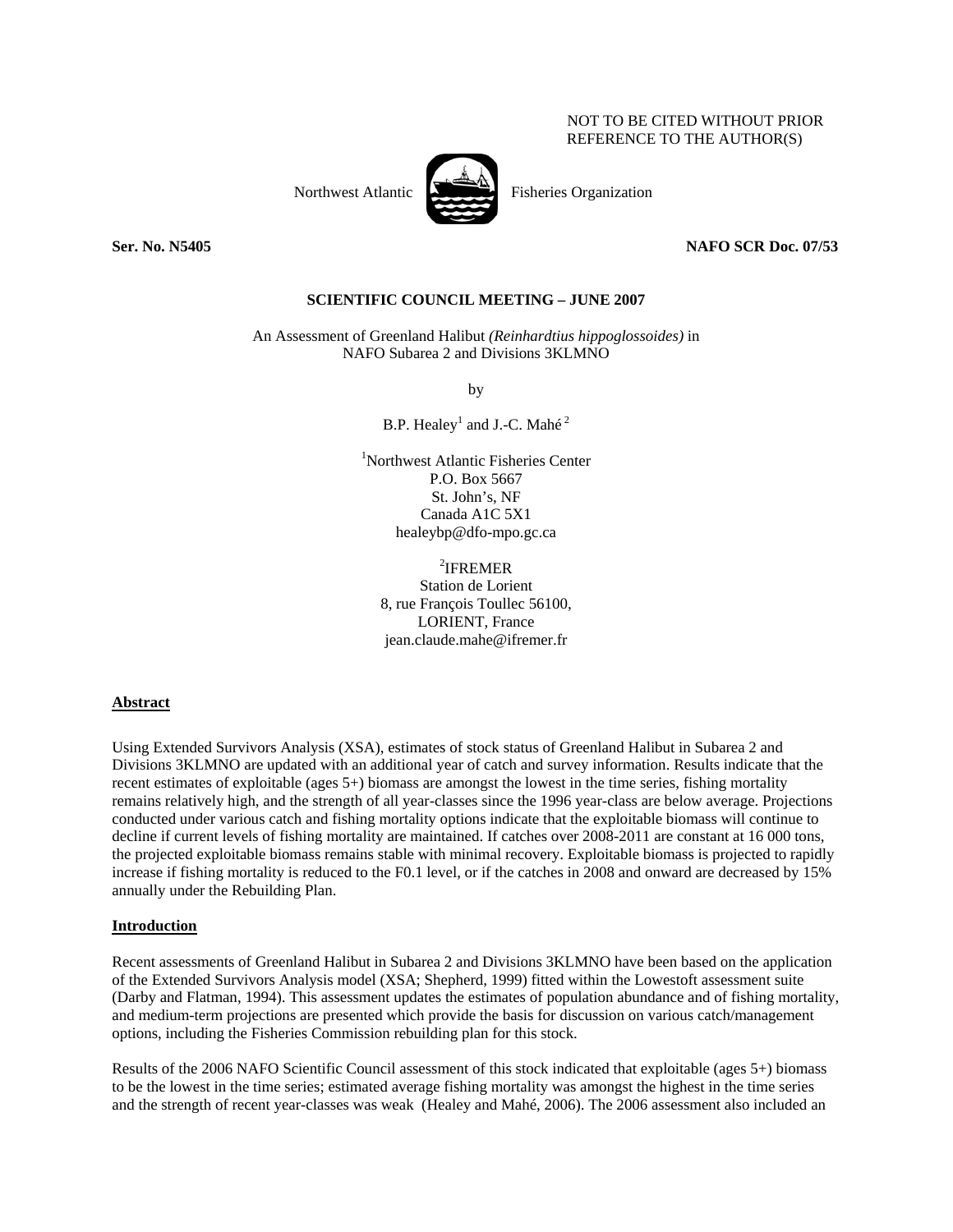NOT TO BE CITED WITHOUT PRIOR
REFERENCE TO THE AUTHOR(S)

Northwest Atlantic Fisheries Organization

**Ser. No. N5405** **NAFO SCR Doc. 07/53**

**SCIENTIFIC COUNCIL MEETING – JUNE 2007**

An Assessment of Greenland Halibut *(Reinhardtius hippoglossoides)* in
NAFO Subarea 2 and Divisions 3KLMNO

by

B.P. Healey[1] and J.-C. Mahé[2]

[1]Northwest Atlantic Fisheries Center
P.O. Box 5667
St. John's, NF
Canada A1C 5X1
healeybp@dfo-mpo.gc.ca

[2]IFREMER
Station de Lorient
8, rue François Toullec 56100,
LORIENT, France
jean.claude.mahe@ifremer.fr

## Abstract

Using Extended Survivors Analysis (XSA), estimates of stock status of Greenland Halibut in Subarea 2 and Divisions 3KLMNO are updated with an additional year of catch and survey information. Results indicate that the recent estimates of exploitable (ages 5+) biomass are amongst the lowest in the time series, fishing mortality remains relatively high, and the strength of all year-classes since the 1996 year-class are below average. Projections conducted under various catch and fishing mortality options indicate that the exploitable biomass will continue to decline if current levels of fishing mortality are maintained. If catches over 2008-2011 are constant at 16 000 tons, the projected exploitable biomass remains stable with minimal recovery. Exploitable biomass is projected to rapidly increase if fishing mortality is reduced to the F0.1 level, or if the catches in 2008 and onward are decreased by 15% annually under the Rebuilding Plan.

## Introduction

Recent assessments of Greenland Halibut in Subarea 2 and Divisions 3KLMNO have been based on the application of the Extended Survivors Analysis model (XSA; Shepherd, 1999) fitted within the Lowestoft assessment suite (Darby and Flatman, 1994). This assessment updates the estimates of population abundance and of fishing mortality, and medium-term projections are presented which provide the basis for discussion on various catch/management options, including the Fisheries Commission rebuilding plan for this stock.

Results of the 2006 NAFO Scientific Council assessment of this stock indicated that exploitable (ages 5+) biomass to be the lowest in the time series; estimated average fishing mortality was amongst the highest in the time series and the strength of recent year-classes was weak (Healey and Mahé, 2006). The 2006 assessment also included an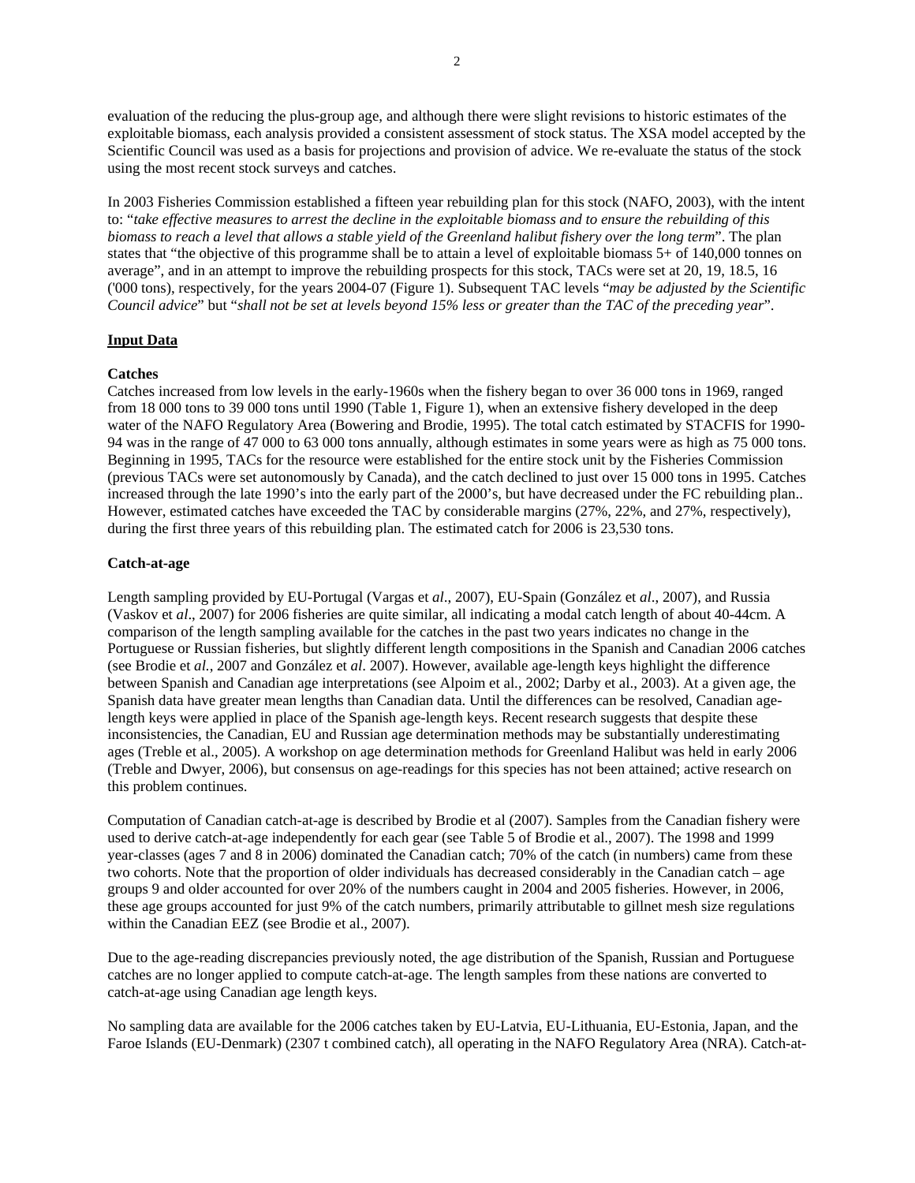evaluation of the reducing the plus-group age, and although there were slight revisions to historic estimates of the exploitable biomass, each analysis provided a consistent assessment of stock status. The XSA model accepted by the Scientific Council was used as a basis for projections and provision of advice. We re-evaluate the status of the stock using the most recent stock surveys and catches.

In 2003 Fisheries Commission established a fifteen year rebuilding plan for this stock (NAFO, 2003), with the intent to: "*take effective measures to arrest the decline in the exploitable biomass and to ensure the rebuilding of this biomass to reach a level that allows a stable yield of the Greenland halibut fishery over the long term*". The plan states that "the objective of this programme shall be to attain a level of exploitable biomass 5+ of 140,000 tonnes on average", and in an attempt to improve the rebuilding prospects for this stock, TACs were set at 20, 19, 18.5, 16 ('000 tons), respectively, for the years 2004-07 (Figure 1). Subsequent TAC levels "*may be adjusted by the Scientific Council advice*" but "*shall not be set at levels beyond 15% less or greater than the TAC of the preceding year*".

## Input Data

### Catches

Catches increased from low levels in the early-1960s when the fishery began to over 36 000 tons in 1969, ranged from 18 000 tons to 39 000 tons until 1990 (Table 1, Figure 1), when an extensive fishery developed in the deep water of the NAFO Regulatory Area (Bowering and Brodie, 1995). The total catch estimated by STACFIS for 1990-94 was in the range of 47 000 to 63 000 tons annually, although estimates in some years were as high as 75 000 tons. Beginning in 1995, TACs for the resource were established for the entire stock unit by the Fisheries Commission (previous TACs were set autonomously by Canada), and the catch declined to just over 15 000 tons in 1995. Catches increased through the late 1990's into the early part of the 2000's, but have decreased under the FC rebuilding plan.. However, estimated catches have exceeded the TAC by considerable margins (27%, 22%, and 27%, respectively), during the first three years of this rebuilding plan. The estimated catch for 2006 is 23,530 tons.

### Catch-at-age

Length sampling provided by EU-Portugal (Vargas et *al*., 2007), EU-Spain (González et *al*., 2007), and Russia (Vaskov et *al*., 2007) for 2006 fisheries are quite similar, all indicating a modal catch length of about 40-44cm. A comparison of the length sampling available for the catches in the past two years indicates no change in the Portuguese or Russian fisheries, but slightly different length compositions in the Spanish and Canadian 2006 catches (see Brodie et *al.*, 2007 and González et *al*. 2007). However, available age-length keys highlight the difference between Spanish and Canadian age interpretations (see Alpoim et al., 2002; Darby et al., 2003). At a given age, the Spanish data have greater mean lengths than Canadian data. Until the differences can be resolved, Canadian age-length keys were applied in place of the Spanish age-length keys. Recent research suggests that despite these inconsistencies, the Canadian, EU and Russian age determination methods may be substantially underestimating ages (Treble et al., 2005). A workshop on age determination methods for Greenland Halibut was held in early 2006 (Treble and Dwyer, 2006), but consensus on age-readings for this species has not been attained; active research on this problem continues.

Computation of Canadian catch-at-age is described by Brodie et al (2007). Samples from the Canadian fishery were used to derive catch-at-age independently for each gear (see Table 5 of Brodie et al., 2007). The 1998 and 1999 year-classes (ages 7 and 8 in 2006) dominated the Canadian catch; 70% of the catch (in numbers) came from these two cohorts. Note that the proportion of older individuals has decreased considerably in the Canadian catch – age groups 9 and older accounted for over 20% of the numbers caught in 2004 and 2005 fisheries. However, in 2006, these age groups accounted for just 9% of the catch numbers, primarily attributable to gillnet mesh size regulations within the Canadian EEZ (see Brodie et al., 2007).

Due to the age-reading discrepancies previously noted, the age distribution of the Spanish, Russian and Portuguese catches are no longer applied to compute catch-at-age. The length samples from these nations are converted to catch-at-age using Canadian age length keys.

No sampling data are available for the 2006 catches taken by EU-Latvia, EU-Lithuania, EU-Estonia, Japan, and the Faroe Islands (EU-Denmark) (2307 t combined catch), all operating in the NAFO Regulatory Area (NRA). Catch-at-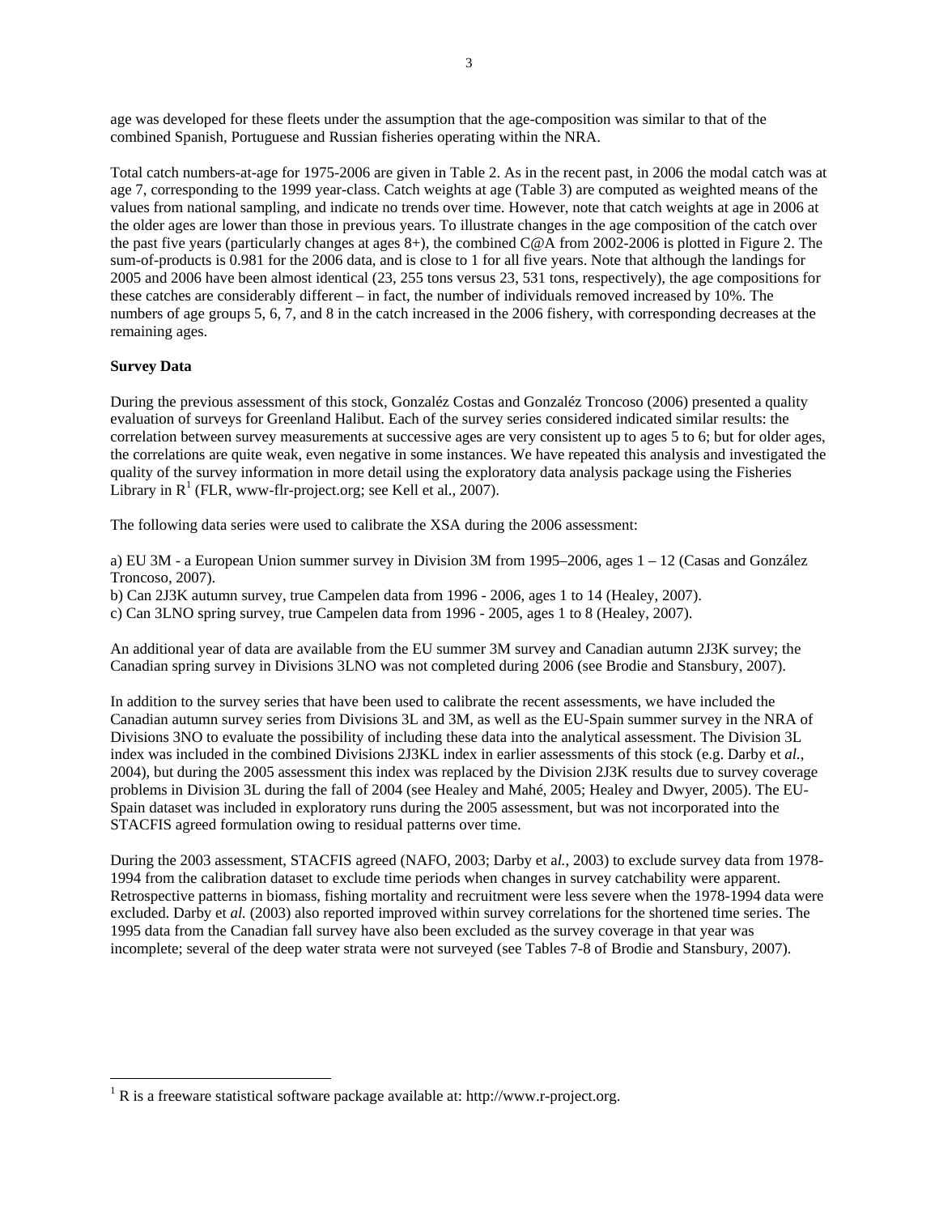age was developed for these fleets under the assumption that the age-composition was similar to that of the combined Spanish, Portuguese and Russian fisheries operating within the NRA.

Total catch numbers-at-age for 1975-2006 are given in Table 2. As in the recent past, in 2006 the modal catch was at age 7, corresponding to the 1999 year-class. Catch weights at age (Table 3) are computed as weighted means of the values from national sampling, and indicate no trends over time. However, note that catch weights at age in 2006 at the older ages are lower than those in previous years. To illustrate changes in the age composition of the catch over the past five years (particularly changes at ages 8+), the combined C@A from 2002-2006 is plotted in Figure 2. The sum-of-products is 0.981 for the 2006 data, and is close to 1 for all five years. Note that although the landings for 2005 and 2006 have been almost identical (23, 255 tons versus 23, 531 tons, respectively), the age compositions for these catches are considerably different – in fact, the number of individuals removed increased by 10%. The numbers of age groups 5, 6, 7, and 8 in the catch increased in the 2006 fishery, with corresponding decreases at the remaining ages.

**Survey Data**

During the previous assessment of this stock, Gonzaléz Costas and Gonzaléz Troncoso (2006) presented a quality evaluation of surveys for Greenland Halibut. Each of the survey series considered indicated similar results: the correlation between survey measurements at successive ages are very consistent up to ages 5 to 6; but for older ages, the correlations are quite weak, even negative in some instances. We have repeated this analysis and investigated the quality of the survey information in more detail using the exploratory data analysis package using the Fisheries Library in R[1] (FLR, www-flr-project.org; see Kell et al., 2007).

The following data series were used to calibrate the XSA during the 2006 assessment:

a) EU 3M - a European Union summer survey in Division 3M from 1995–2006, ages 1 – 12 (Casas and González Troncoso, 2007).
b) Can 2J3K autumn survey, true Campelen data from 1996 - 2006, ages 1 to 14 (Healey, 2007).
c) Can 3LNO spring survey, true Campelen data from 1996 - 2005, ages 1 to 8 (Healey, 2007).

An additional year of data are available from the EU summer 3M survey and Canadian autumn 2J3K survey; the Canadian spring survey in Divisions 3LNO was not completed during 2006 (see Brodie and Stansbury, 2007).

In addition to the survey series that have been used to calibrate the recent assessments, we have included the Canadian autumn survey series from Divisions 3L and 3M, as well as the EU-Spain summer survey in the NRA of Divisions 3NO to evaluate the possibility of including these data into the analytical assessment. The Division 3L index was included in the combined Divisions 2J3KL index in earlier assessments of this stock (e.g. Darby et *al.*, 2004), but during the 2005 assessment this index was replaced by the Division 2J3K results due to survey coverage problems in Division 3L during the fall of 2004 (see Healey and Mahé, 2005; Healey and Dwyer, 2005). The EU-Spain dataset was included in exploratory runs during the 2005 assessment, but was not incorporated into the STACFIS agreed formulation owing to residual patterns over time.

During the 2003 assessment, STACFIS agreed (NAFO, 2003; Darby et a*l.*, 2003) to exclude survey data from 1978-1994 from the calibration dataset to exclude time periods when changes in survey catchability were apparent. Retrospective patterns in biomass, fishing mortality and recruitment were less severe when the 1978-1994 data were excluded. Darby et *al.* (2003) also reported improved within survey correlations for the shortened time series. The 1995 data from the Canadian fall survey have also been excluded as the survey coverage in that year was incomplete; several of the deep water strata were not surveyed (see Tables 7-8 of Brodie and Stansbury, 2007).

---

[1] R is a freeware statistical software package available at: http://www.r-project.org.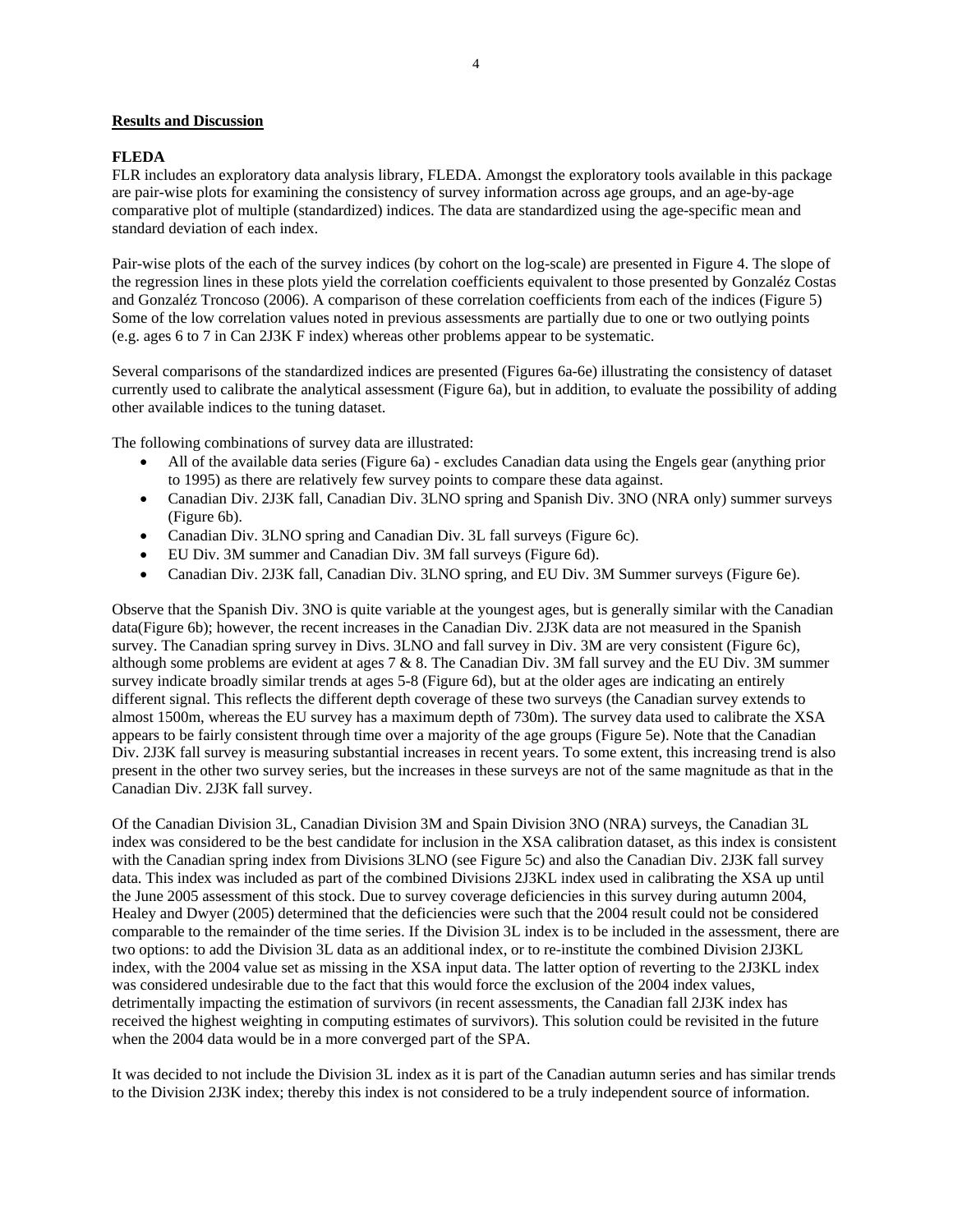## Results and Discussion

### FLEDA

FLR includes an exploratory data analysis library, FLEDA. Amongst the exploratory tools available in this package are pair-wise plots for examining the consistency of survey information across age groups, and an age-by-age comparative plot of multiple (standardized) indices. The data are standardized using the age-specific mean and standard deviation of each index.

Pair-wise plots of the each of the survey indices (by cohort on the log-scale) are presented in Figure 4. The slope of the regression lines in these plots yield the correlation coefficients equivalent to those presented by Gonzaléz Costas and Gonzaléz Troncoso (2006). A comparison of these correlation coefficients from each of the indices (Figure 5) Some of the low correlation values noted in previous assessments are partially due to one or two outlying points (e.g. ages 6 to 7 in Can 2J3K F index) whereas other problems appear to be systematic.

Several comparisons of the standardized indices are presented (Figures 6a-6e) illustrating the consistency of dataset currently used to calibrate the analytical assessment (Figure 6a), but in addition, to evaluate the possibility of adding other available indices to the tuning dataset.

The following combinations of survey data are illustrated:

- All of the available data series (Figure 6a) - excludes Canadian data using the Engels gear (anything prior to 1995) as there are relatively few survey points to compare these data against.
- Canadian Div. 2J3K fall, Canadian Div. 3LNO spring and Spanish Div. 3NO (NRA only) summer surveys (Figure 6b).
- Canadian Div. 3LNO spring and Canadian Div. 3L fall surveys (Figure 6c).
- EU Div. 3M summer and Canadian Div. 3M fall surveys (Figure 6d).
- Canadian Div. 2J3K fall, Canadian Div. 3LNO spring, and EU Div. 3M Summer surveys (Figure 6e).

Observe that the Spanish Div. 3NO is quite variable at the youngest ages, but is generally similar with the Canadian data(Figure 6b); however, the recent increases in the Canadian Div. 2J3K data are not measured in the Spanish survey. The Canadian spring survey in Divs. 3LNO and fall survey in Div. 3M are very consistent (Figure 6c), although some problems are evident at ages 7 & 8. The Canadian Div. 3M fall survey and the EU Div. 3M summer survey indicate broadly similar trends at ages 5-8 (Figure 6d), but at the older ages are indicating an entirely different signal. This reflects the different depth coverage of these two surveys (the Canadian survey extends to almost 1500m, whereas the EU survey has a maximum depth of 730m). The survey data used to calibrate the XSA appears to be fairly consistent through time over a majority of the age groups (Figure 5e). Note that the Canadian Div. 2J3K fall survey is measuring substantial increases in recent years. To some extent, this increasing trend is also present in the other two survey series, but the increases in these surveys are not of the same magnitude as that in the Canadian Div. 2J3K fall survey.

Of the Canadian Division 3L, Canadian Division 3M and Spain Division 3NO (NRA) surveys, the Canadian 3L index was considered to be the best candidate for inclusion in the XSA calibration dataset, as this index is consistent with the Canadian spring index from Divisions 3LNO (see Figure 5c) and also the Canadian Div. 2J3K fall survey data. This index was included as part of the combined Divisions 2J3KL index used in calibrating the XSA up until the June 2005 assessment of this stock. Due to survey coverage deficiencies in this survey during autumn 2004, Healey and Dwyer (2005) determined that the deficiencies were such that the 2004 result could not be considered comparable to the remainder of the time series. If the Division 3L index is to be included in the assessment, there are two options: to add the Division 3L data as an additional index, or to re-institute the combined Division 2J3KL index, with the 2004 value set as missing in the XSA input data. The latter option of reverting to the 2J3KL index was considered undesirable due to the fact that this would force the exclusion of the 2004 index values, detrimentally impacting the estimation of survivors (in recent assessments, the Canadian fall 2J3K index has received the highest weighting in computing estimates of survivors). This solution could be revisited in the future when the 2004 data would be in a more converged part of the SPA.

It was decided to not include the Division 3L index as it is part of the Canadian autumn series and has similar trends to the Division 2J3K index; thereby this index is not considered to be a truly independent source of information.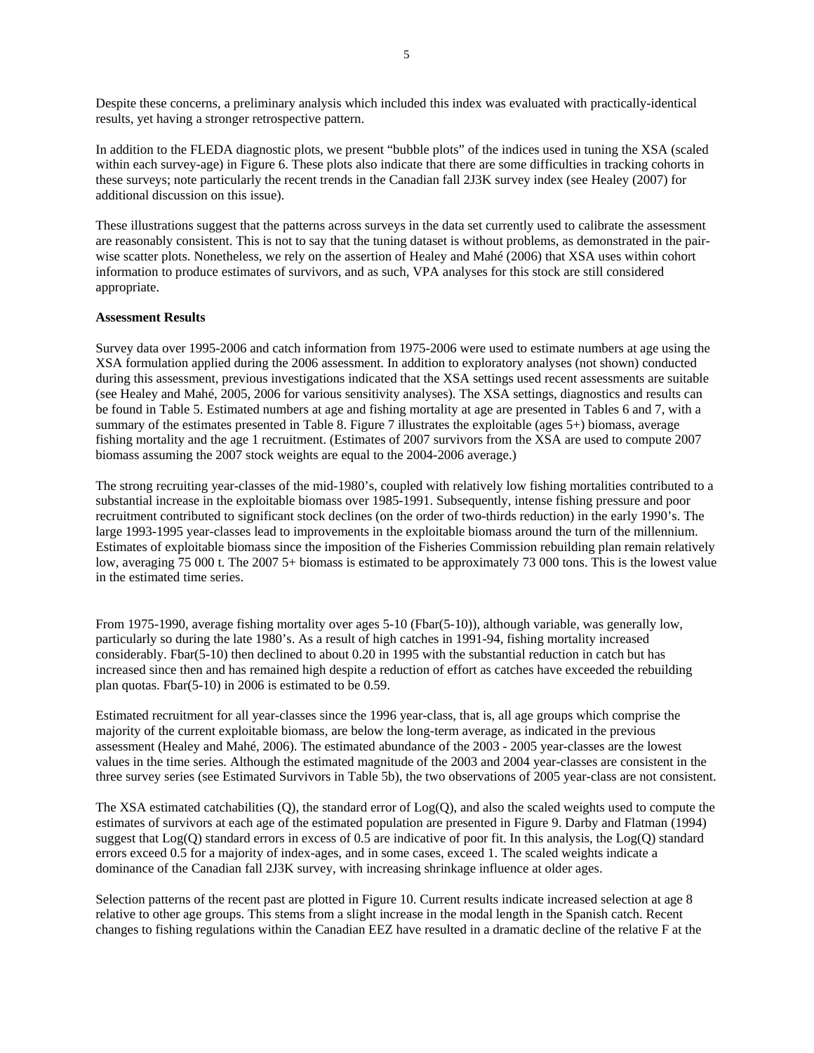Despite these concerns, a preliminary analysis which included this index was evaluated with practically-identical results, yet having a stronger retrospective pattern.

In addition to the FLEDA diagnostic plots, we present "bubble plots" of the indices used in tuning the XSA (scaled within each survey-age) in Figure 6. These plots also indicate that there are some difficulties in tracking cohorts in these surveys; note particularly the recent trends in the Canadian fall 2J3K survey index (see Healey (2007) for additional discussion on this issue).

These illustrations suggest that the patterns across surveys in the data set currently used to calibrate the assessment are reasonably consistent. This is not to say that the tuning dataset is without problems, as demonstrated in the pair-wise scatter plots. Nonetheless, we rely on the assertion of Healey and Mahé (2006) that XSA uses within cohort information to produce estimates of survivors, and as such, VPA analyses for this stock are still considered appropriate.

**Assessment Results**

Survey data over 1995-2006 and catch information from 1975-2006 were used to estimate numbers at age using the XSA formulation applied during the 2006 assessment. In addition to exploratory analyses (not shown) conducted during this assessment, previous investigations indicated that the XSA settings used recent assessments are suitable (see Healey and Mahé, 2005, 2006 for various sensitivity analyses). The XSA settings, diagnostics and results can be found in Table 5. Estimated numbers at age and fishing mortality at age are presented in Tables 6 and 7, with a summary of the estimates presented in Table 8. Figure 7 illustrates the exploitable (ages 5+) biomass, average fishing mortality and the age 1 recruitment. (Estimates of 2007 survivors from the XSA are used to compute 2007 biomass assuming the 2007 stock weights are equal to the 2004-2006 average.)

The strong recruiting year-classes of the mid-1980's, coupled with relatively low fishing mortalities contributed to a substantial increase in the exploitable biomass over 1985-1991. Subsequently, intense fishing pressure and poor recruitment contributed to significant stock declines (on the order of two-thirds reduction) in the early 1990's. The large 1993-1995 year-classes lead to improvements in the exploitable biomass around the turn of the millennium. Estimates of exploitable biomass since the imposition of the Fisheries Commission rebuilding plan remain relatively low, averaging 75 000 t. The 2007 5+ biomass is estimated to be approximately 73 000 tons. This is the lowest value in the estimated time series.

From 1975-1990, average fishing mortality over ages 5-10 (Fbar(5-10)), although variable, was generally low, particularly so during the late 1980's. As a result of high catches in 1991-94, fishing mortality increased considerably. Fbar(5-10) then declined to about 0.20 in 1995 with the substantial reduction in catch but has increased since then and has remained high despite a reduction of effort as catches have exceeded the rebuilding plan quotas. Fbar(5-10) in 2006 is estimated to be 0.59.

Estimated recruitment for all year-classes since the 1996 year-class, that is, all age groups which comprise the majority of the current exploitable biomass, are below the long-term average, as indicated in the previous assessment (Healey and Mahé, 2006). The estimated abundance of the 2003 - 2005 year-classes are the lowest values in the time series. Although the estimated magnitude of the 2003 and 2004 year-classes are consistent in the three survey series (see Estimated Survivors in Table 5b), the two observations of 2005 year-class are not consistent.

The XSA estimated catchabilities (Q), the standard error of Log(Q), and also the scaled weights used to compute the estimates of survivors at each age of the estimated population are presented in Figure 9. Darby and Flatman (1994) suggest that Log(Q) standard errors in excess of 0.5 are indicative of poor fit. In this analysis, the Log(Q) standard errors exceed 0.5 for a majority of index-ages, and in some cases, exceed 1. The scaled weights indicate a dominance of the Canadian fall 2J3K survey, with increasing shrinkage influence at older ages.

Selection patterns of the recent past are plotted in Figure 10. Current results indicate increased selection at age 8 relative to other age groups. This stems from a slight increase in the modal length in the Spanish catch. Recent changes to fishing regulations within the Canadian EEZ have resulted in a dramatic decline of the relative F at the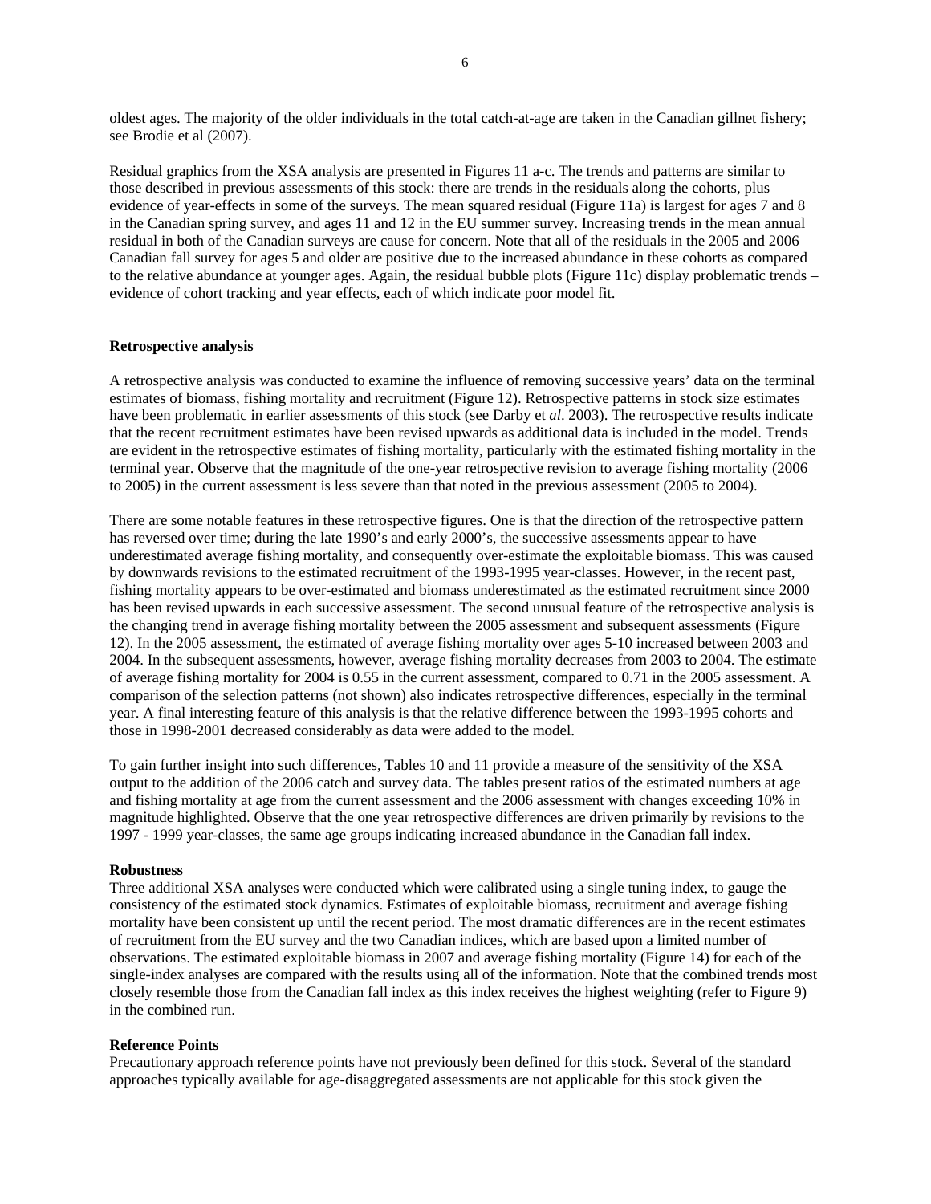oldest ages. The majority of the older individuals in the total catch-at-age are taken in the Canadian gillnet fishery; see Brodie et al (2007).

Residual graphics from the XSA analysis are presented in Figures 11 a-c. The trends and patterns are similar to those described in previous assessments of this stock: there are trends in the residuals along the cohorts, plus evidence of year-effects in some of the surveys. The mean squared residual (Figure 11a) is largest for ages 7 and 8 in the Canadian spring survey, and ages 11 and 12 in the EU summer survey. Increasing trends in the mean annual residual in both of the Canadian surveys are cause for concern. Note that all of the residuals in the 2005 and 2006 Canadian fall survey for ages 5 and older are positive due to the increased abundance in these cohorts as compared to the relative abundance at younger ages. Again, the residual bubble plots (Figure 11c) display problematic trends – evidence of cohort tracking and year effects, each of which indicate poor model fit.

**Retrospective analysis**

A retrospective analysis was conducted to examine the influence of removing successive years' data on the terminal estimates of biomass, fishing mortality and recruitment (Figure 12). Retrospective patterns in stock size estimates have been problematic in earlier assessments of this stock (see Darby et *al*. 2003). The retrospective results indicate that the recent recruitment estimates have been revised upwards as additional data is included in the model. Trends are evident in the retrospective estimates of fishing mortality, particularly with the estimated fishing mortality in the terminal year. Observe that the magnitude of the one-year retrospective revision to average fishing mortality (2006 to 2005) in the current assessment is less severe than that noted in the previous assessment (2005 to 2004).

There are some notable features in these retrospective figures. One is that the direction of the retrospective pattern has reversed over time; during the late 1990's and early 2000's, the successive assessments appear to have underestimated average fishing mortality, and consequently over-estimate the exploitable biomass. This was caused by downwards revisions to the estimated recruitment of the 1993-1995 year-classes. However, in the recent past, fishing mortality appears to be over-estimated and biomass underestimated as the estimated recruitment since 2000 has been revised upwards in each successive assessment. The second unusual feature of the retrospective analysis is the changing trend in average fishing mortality between the 2005 assessment and subsequent assessments (Figure 12). In the 2005 assessment, the estimated of average fishing mortality over ages 5-10 increased between 2003 and 2004. In the subsequent assessments, however, average fishing mortality decreases from 2003 to 2004. The estimate of average fishing mortality for 2004 is 0.55 in the current assessment, compared to 0.71 in the 2005 assessment. A comparison of the selection patterns (not shown) also indicates retrospective differences, especially in the terminal year. A final interesting feature of this analysis is that the relative difference between the 1993-1995 cohorts and those in 1998-2001 decreased considerably as data were added to the model.

To gain further insight into such differences, Tables 10 and 11 provide a measure of the sensitivity of the XSA output to the addition of the 2006 catch and survey data. The tables present ratios of the estimated numbers at age and fishing mortality at age from the current assessment and the 2006 assessment with changes exceeding 10% in magnitude highlighted. Observe that the one year retrospective differences are driven primarily by revisions to the 1997 - 1999 year-classes, the same age groups indicating increased abundance in the Canadian fall index.

**Robustness**

Three additional XSA analyses were conducted which were calibrated using a single tuning index, to gauge the consistency of the estimated stock dynamics. Estimates of exploitable biomass, recruitment and average fishing mortality have been consistent up until the recent period. The most dramatic differences are in the recent estimates of recruitment from the EU survey and the two Canadian indices, which are based upon a limited number of observations. The estimated exploitable biomass in 2007 and average fishing mortality (Figure 14) for each of the single-index analyses are compared with the results using all of the information. Note that the combined trends most closely resemble those from the Canadian fall index as this index receives the highest weighting (refer to Figure 9) in the combined run.

**Reference Points**

Precautionary approach reference points have not previously been defined for this stock. Several of the standard approaches typically available for age-disaggregated assessments are not applicable for this stock given the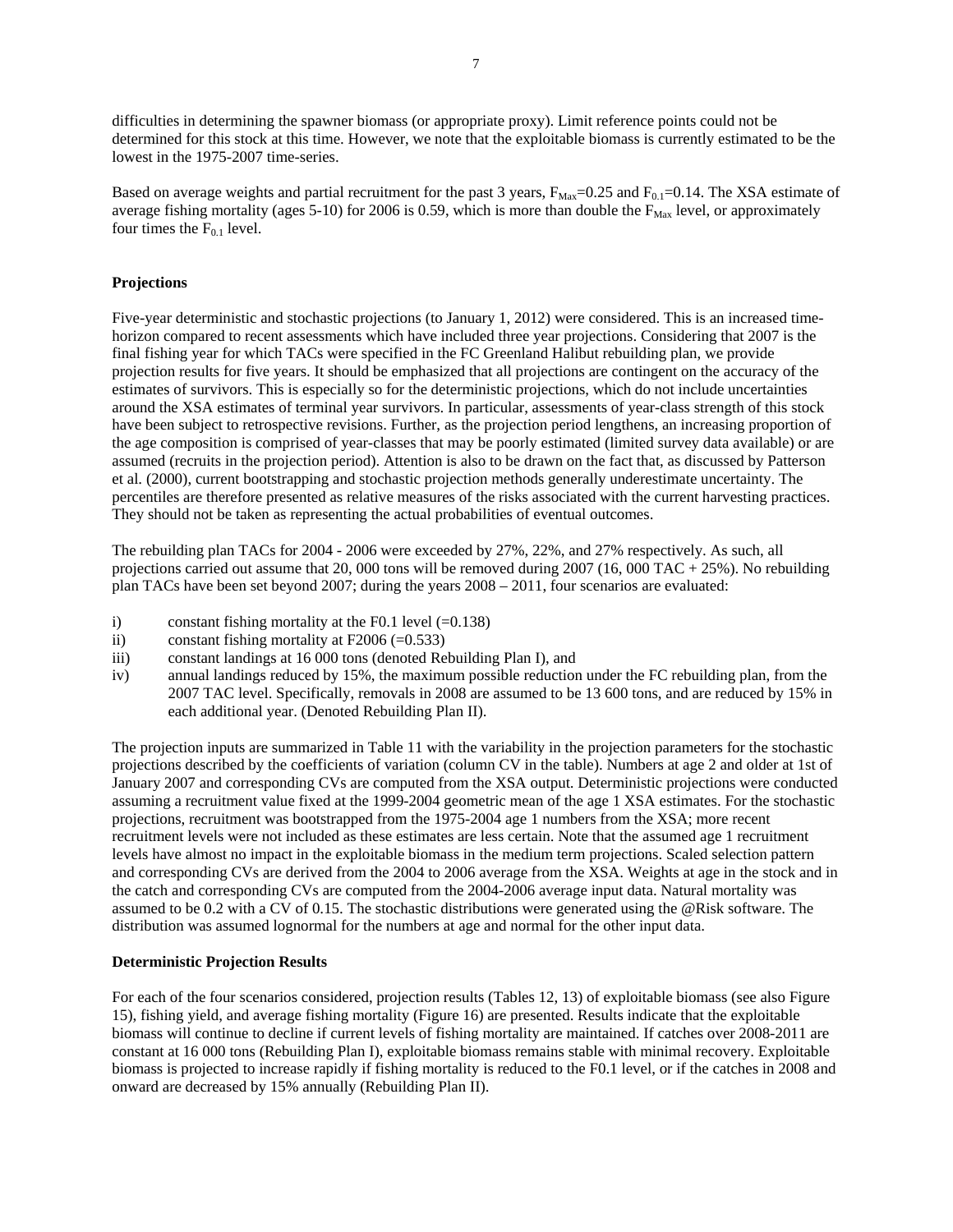difficulties in determining the spawner biomass (or appropriate proxy). Limit reference points could not be determined for this stock at this time. However, we note that the exploitable biomass is currently estimated to be the lowest in the 1975-2007 time-series.

Based on average weights and partial recruitment for the past 3 years, $F_{Max}$=0.25 and $F_{0.1}$=0.14. The XSA estimate of average fishing mortality (ages 5-10) for 2006 is 0.59, which is more than double the $F_{Max}$ level, or approximately four times the $F_{0.1}$ level.

**Projections**

Five-year deterministic and stochastic projections (to January 1, 2012) were considered. This is an increased time-horizon compared to recent assessments which have included three year projections. Considering that 2007 is the final fishing year for which TACs were specified in the FC Greenland Halibut rebuilding plan, we provide projection results for five years. It should be emphasized that all projections are contingent on the accuracy of the estimates of survivors. This is especially so for the deterministic projections, which do not include uncertainties around the XSA estimates of terminal year survivors. In particular, assessments of year-class strength of this stock have been subject to retrospective revisions. Further, as the projection period lengthens, an increasing proportion of the age composition is comprised of year-classes that may be poorly estimated (limited survey data available) or are assumed (recruits in the projection period). Attention is also to be drawn on the fact that, as discussed by Patterson et al. (2000), current bootstrapping and stochastic projection methods generally underestimate uncertainty. The percentiles are therefore presented as relative measures of the risks associated with the current harvesting practices. They should not be taken as representing the actual probabilities of eventual outcomes.

The rebuilding plan TACs for 2004 - 2006 were exceeded by 27%, 22%, and 27% respectively. As such, all projections carried out assume that 20, 000 tons will be removed during 2007 (16, 000 TAC + 25%). No rebuilding plan TACs have been set beyond 2007; during the years 2008 – 2011, four scenarios are evaluated:

i) constant fishing mortality at the F0.1 level (=0.138)
ii) constant fishing mortality at F2006 (=0.533)
iii) constant landings at 16 000 tons (denoted Rebuilding Plan I), and
iv) annual landings reduced by 15%, the maximum possible reduction under the FC rebuilding plan, from the 2007 TAC level. Specifically, removals in 2008 are assumed to be 13 600 tons, and are reduced by 15% in each additional year. (Denoted Rebuilding Plan II).

The projection inputs are summarized in Table 11 with the variability in the projection parameters for the stochastic projections described by the coefficients of variation (column CV in the table). Numbers at age 2 and older at 1st of January 2007 and corresponding CVs are computed from the XSA output. Deterministic projections were conducted assuming a recruitment value fixed at the 1999-2004 geometric mean of the age 1 XSA estimates. For the stochastic projections, recruitment was bootstrapped from the 1975-2004 age 1 numbers from the XSA; more recent recruitment levels were not included as these estimates are less certain. Note that the assumed age 1 recruitment levels have almost no impact in the exploitable biomass in the medium term projections. Scaled selection pattern and corresponding CVs are derived from the 2004 to 2006 average from the XSA. Weights at age in the stock and in the catch and corresponding CVs are computed from the 2004-2006 average input data. Natural mortality was assumed to be 0.2 with a CV of 0.15. The stochastic distributions were generated using the @Risk software. The distribution was assumed lognormal for the numbers at age and normal for the other input data.

**Deterministic Projection Results**

For each of the four scenarios considered, projection results (Tables 12, 13) of exploitable biomass (see also Figure 15), fishing yield, and average fishing mortality (Figure 16) are presented. Results indicate that the exploitable biomass will continue to decline if current levels of fishing mortality are maintained. If catches over 2008-2011 are constant at 16 000 tons (Rebuilding Plan I), exploitable biomass remains stable with minimal recovery. Exploitable biomass is projected to increase rapidly if fishing mortality is reduced to the F0.1 level, or if the catches in 2008 and onward are decreased by 15% annually (Rebuilding Plan II).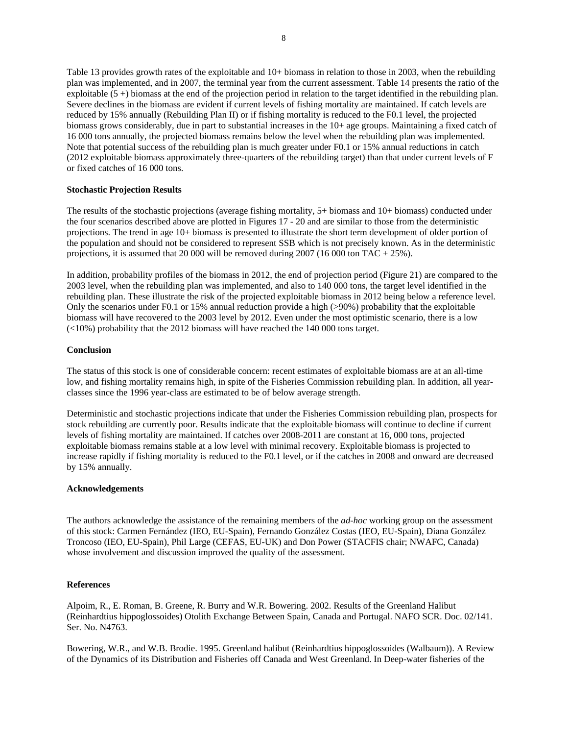Table 13 provides growth rates of the exploitable and 10+ biomass in relation to those in 2003, when the rebuilding plan was implemented, and in 2007, the terminal year from the current assessment. Table 14 presents the ratio of the exploitable (5 +) biomass at the end of the projection period in relation to the target identified in the rebuilding plan. Severe declines in the biomass are evident if current levels of fishing mortality are maintained. If catch levels are reduced by 15% annually (Rebuilding Plan II) or if fishing mortality is reduced to the F0.1 level, the projected biomass grows considerably, due in part to substantial increases in the 10+ age groups. Maintaining a fixed catch of 16 000 tons annually, the projected biomass remains below the level when the rebuilding plan was implemented. Note that potential success of the rebuilding plan is much greater under F0.1 or 15% annual reductions in catch (2012 exploitable biomass approximately three-quarters of the rebuilding target) than that under current levels of F or fixed catches of 16 000 tons.

**Stochastic Projection Results**

The results of the stochastic projections (average fishing mortality, 5+ biomass and 10+ biomass) conducted under the four scenarios described above are plotted in Figures 17 - 20 and are similar to those from the deterministic projections. The trend in age 10+ biomass is presented to illustrate the short term development of older portion of the population and should not be considered to represent SSB which is not precisely known. As in the deterministic projections, it is assumed that 20 000 will be removed during 2007 (16 000 ton TAC + 25%).

In addition, probability profiles of the biomass in 2012, the end of projection period (Figure 21) are compared to the 2003 level, when the rebuilding plan was implemented, and also to 140 000 tons, the target level identified in the rebuilding plan. These illustrate the risk of the projected exploitable biomass in 2012 being below a reference level. Only the scenarios under F0.1 or 15% annual reduction provide a high (>90%) probability that the exploitable biomass will have recovered to the 2003 level by 2012. Even under the most optimistic scenario, there is a low (<10%) probability that the 2012 biomass will have reached the 140 000 tons target.

**Conclusion**

The status of this stock is one of considerable concern: recent estimates of exploitable biomass are at an all-time low, and fishing mortality remains high, in spite of the Fisheries Commission rebuilding plan. In addition, all year-classes since the 1996 year-class are estimated to be of below average strength.

Deterministic and stochastic projections indicate that under the Fisheries Commission rebuilding plan, prospects for stock rebuilding are currently poor. Results indicate that the exploitable biomass will continue to decline if current levels of fishing mortality are maintained. If catches over 2008-2011 are constant at 16, 000 tons, projected exploitable biomass remains stable at a low level with minimal recovery. Exploitable biomass is projected to increase rapidly if fishing mortality is reduced to the F0.1 level, or if the catches in 2008 and onward are decreased by 15% annually.

**Acknowledgements**

The authors acknowledge the assistance of the remaining members of the *ad-hoc* working group on the assessment of this stock: Carmen Fernández (IEO, EU-Spain), Fernando González Costas (IEO, EU-Spain), Diana González Troncoso (IEO, EU-Spain), Phil Large (CEFAS, EU-UK) and Don Power (STACFIS chair; NWAFC, Canada) whose involvement and discussion improved the quality of the assessment.

**References**

Alpoim, R., E. Roman, B. Greene, R. Burry and W.R. Bowering. 2002. Results of the Greenland Halibut (Reinhardtius hippoglossoides) Otolith Exchange Between Spain, Canada and Portugal. NAFO SCR. Doc. 02/141. Ser. No. N4763.

Bowering, W.R., and W.B. Brodie. 1995. Greenland halibut (Reinhardtius hippoglossoides (Walbaum)). A Review of the Dynamics of its Distribution and Fisheries off Canada and West Greenland. In Deep-water fisheries of the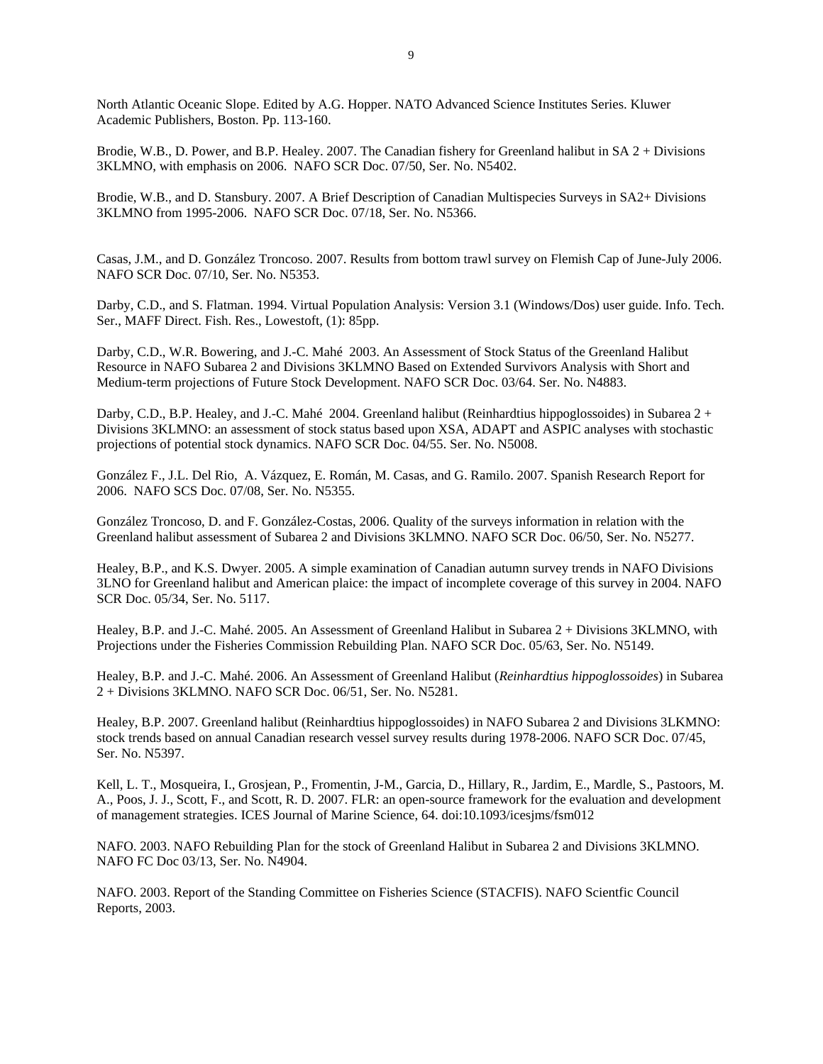North Atlantic Oceanic Slope. Edited by A.G. Hopper. NATO Advanced Science Institutes Series. Kluwer Academic Publishers, Boston. Pp. 113-160.

Brodie, W.B., D. Power, and B.P. Healey. 2007. The Canadian fishery for Greenland halibut in SA 2 + Divisions 3KLMNO, with emphasis on 2006. NAFO SCR Doc. 07/50, Ser. No. N5402.

Brodie, W.B., and D. Stansbury. 2007. A Brief Description of Canadian Multispecies Surveys in SA2+ Divisions 3KLMNO from 1995-2006. NAFO SCR Doc. 07/18, Ser. No. N5366.

Casas, J.M., and D. González Troncoso. 2007. Results from bottom trawl survey on Flemish Cap of June-July 2006. NAFO SCR Doc. 07/10, Ser. No. N5353.

Darby, C.D., and S. Flatman. 1994. Virtual Population Analysis: Version 3.1 (Windows/Dos) user guide. Info. Tech. Ser., MAFF Direct. Fish. Res., Lowestoft, (1): 85pp.

Darby, C.D., W.R. Bowering, and J.-C. Mahé 2003. An Assessment of Stock Status of the Greenland Halibut Resource in NAFO Subarea 2 and Divisions 3KLMNO Based on Extended Survivors Analysis with Short and Medium-term projections of Future Stock Development. NAFO SCR Doc. 03/64. Ser. No. N4883.

Darby, C.D., B.P. Healey, and J.-C. Mahé 2004. Greenland halibut (Reinhardtius hippoglossoides) in Subarea 2 + Divisions 3KLMNO: an assessment of stock status based upon XSA, ADAPT and ASPIC analyses with stochastic projections of potential stock dynamics. NAFO SCR Doc. 04/55. Ser. No. N5008.

González F., J.L. Del Rio, A. Vázquez, E. Román, M. Casas, and G. Ramilo. 2007. Spanish Research Report for 2006. NAFO SCS Doc. 07/08, Ser. No. N5355.

González Troncoso, D. and F. González-Costas, 2006. Quality of the surveys information in relation with the Greenland halibut assessment of Subarea 2 and Divisions 3KLMNO. NAFO SCR Doc. 06/50, Ser. No. N5277.

Healey, B.P., and K.S. Dwyer. 2005. A simple examination of Canadian autumn survey trends in NAFO Divisions 3LNO for Greenland halibut and American plaice: the impact of incomplete coverage of this survey in 2004. NAFO SCR Doc. 05/34, Ser. No. 5117.

Healey, B.P. and J.-C. Mahé. 2005. An Assessment of Greenland Halibut in Subarea 2 + Divisions 3KLMNO, with Projections under the Fisheries Commission Rebuilding Plan. NAFO SCR Doc. 05/63, Ser. No. N5149.

Healey, B.P. and J.-C. Mahé. 2006. An Assessment of Greenland Halibut (*Reinhardtius hippoglossoides*) in Subarea 2 + Divisions 3KLMNO. NAFO SCR Doc. 06/51, Ser. No. N5281.

Healey, B.P. 2007. Greenland halibut (Reinhardtius hippoglossoides) in NAFO Subarea 2 and Divisions 3LKMNO: stock trends based on annual Canadian research vessel survey results during 1978-2006. NAFO SCR Doc. 07/45, Ser. No. N5397.

Kell, L. T., Mosqueira, I., Grosjean, P., Fromentin, J-M., Garcia, D., Hillary, R., Jardim, E., Mardle, S., Pastoors, M. A., Poos, J. J., Scott, F., and Scott, R. D. 2007. FLR: an open-source framework for the evaluation and development of management strategies. ICES Journal of Marine Science, 64. doi:10.1093/icesjms/fsm012

NAFO. 2003. NAFO Rebuilding Plan for the stock of Greenland Halibut in Subarea 2 and Divisions 3KLMNO. NAFO FC Doc 03/13, Ser. No. N4904.

NAFO. 2003. Report of the Standing Committee on Fisheries Science (STACFIS). NAFO Scientfic Council Reports, 2003.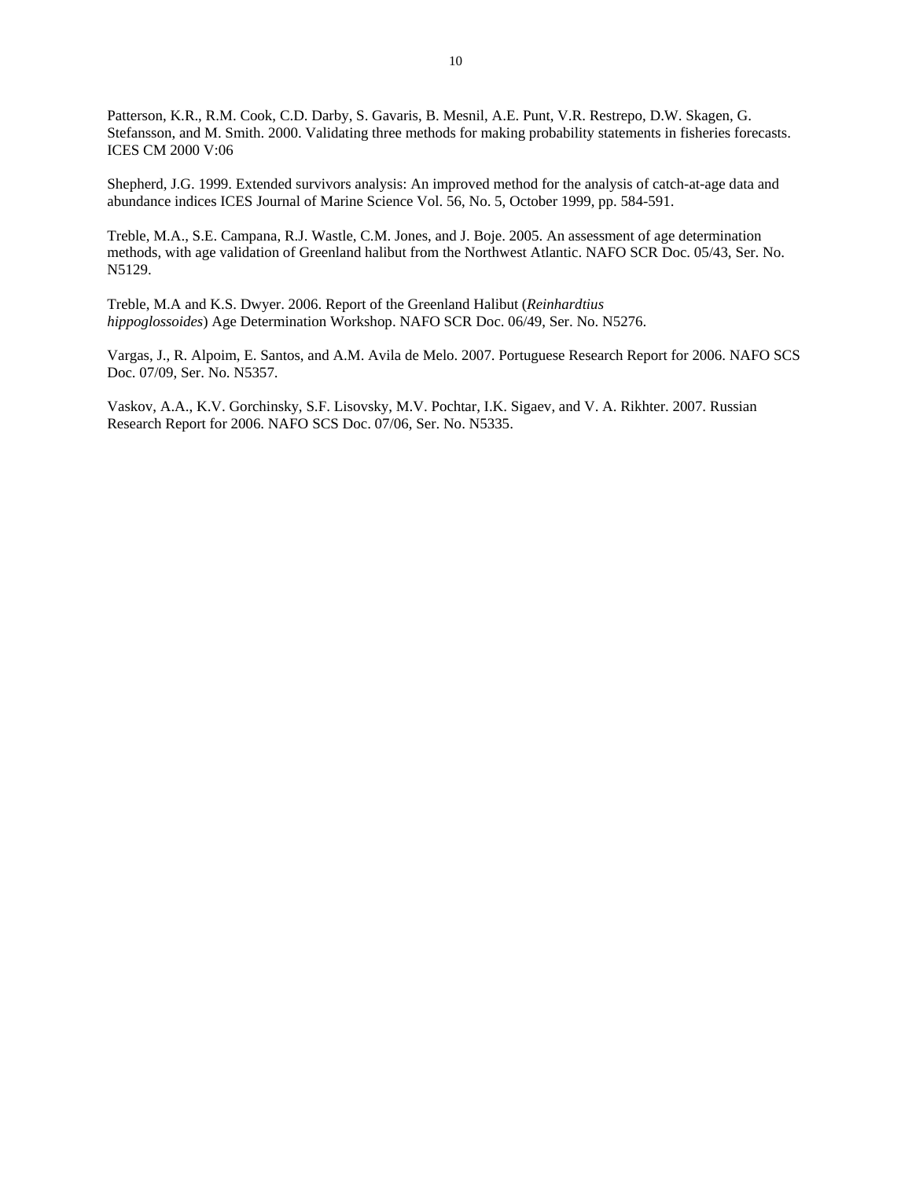Patterson, K.R., R.M. Cook, C.D. Darby, S. Gavaris, B. Mesnil, A.E. Punt, V.R. Restrepo, D.W. Skagen, G. Stefansson, and M. Smith. 2000. Validating three methods for making probability statements in fisheries forecasts. ICES CM 2000 V:06

Shepherd, J.G. 1999. Extended survivors analysis: An improved method for the analysis of catch-at-age data and abundance indices ICES Journal of Marine Science Vol. 56, No. 5, October 1999, pp. 584-591.

Treble, M.A., S.E. Campana, R.J. Wastle, C.M. Jones, and J. Boje. 2005. An assessment of age determination methods, with age validation of Greenland halibut from the Northwest Atlantic. NAFO SCR Doc. 05/43, Ser. No. N5129.

Treble, M.A and K.S. Dwyer. 2006. Report of the Greenland Halibut (*Reinhardtius hippoglossoides*) Age Determination Workshop. NAFO SCR Doc. 06/49, Ser. No. N5276.

Vargas, J., R. Alpoim, E. Santos, and A.M. Avila de Melo. 2007. Portuguese Research Report for 2006. NAFO SCS Doc. 07/09, Ser. No. N5357.

Vaskov, A.A., K.V. Gorchinsky, S.F. Lisovsky, M.V. Pochtar, I.K. Sigaev, and V. A. Rikhter. 2007. Russian Research Report for 2006. NAFO SCS Doc. 07/06, Ser. No. N5335.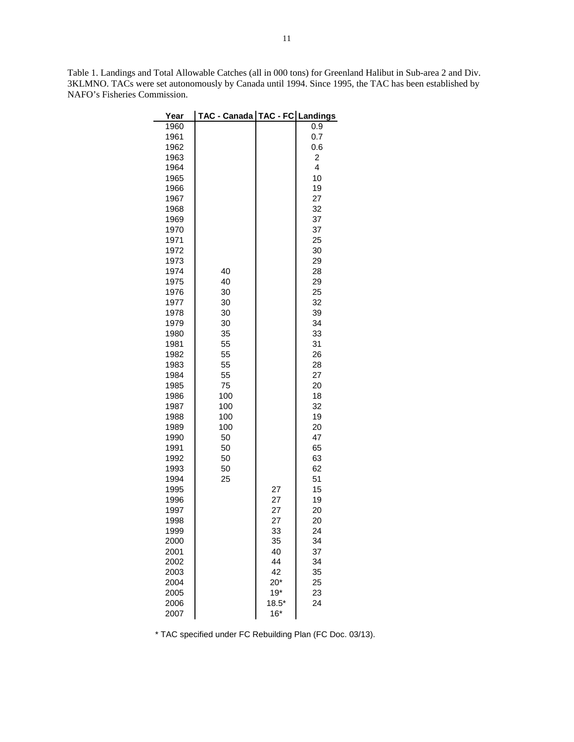Table 1. Landings and Total Allowable Catches (all in 000 tons) for Greenland Halibut in Sub-area 2 and Div. 3KLMNO. TACs were set autonomously by Canada until 1994. Since 1995, the TAC has been established by NAFO's Fisheries Commission.

| Year | TAC - Canada | TAC - FC | Landings |
|---|---|---|---|
| 1960 | | | 0.9 |
| 1961 | | | 0.7 |
| 1962 | | | 0.6 |
| 1963 | | | 2 |
| 1964 | | | 4 |
| 1965 | | | 10 |
| 1966 | | | 19 |
| 1967 | | | 27 |
| 1968 | | | 32 |
| 1969 | | | 37 |
| 1970 | | | 37 |
| 1971 | | | 25 |
| 1972 | | | 30 |
| 1973 | | | 29 |
| 1974 | 40 | | 28 |
| 1975 | 40 | | 29 |
| 1976 | 30 | | 25 |
| 1977 | 30 | | 32 |
| 1978 | 30 | | 39 |
| 1979 | 30 | | 34 |
| 1980 | 35 | | 33 |
| 1981 | 55 | | 31 |
| 1982 | 55 | | 26 |
| 1983 | 55 | | 28 |
| 1984 | 55 | | 27 |
| 1985 | 75 | | 20 |
| 1986 | 100 | | 18 |
| 1987 | 100 | | 32 |
| 1988 | 100 | | 19 |
| 1989 | 100 | | 20 |
| 1990 | 50 | | 47 |
| 1991 | 50 | | 65 |
| 1992 | 50 | | 63 |
| 1993 | 50 | | 62 |
| 1994 | 25 | | 51 |
| 1995 | | 27 | 15 |
| 1996 | | 27 | 19 |
| 1997 | | 27 | 20 |
| 1998 | | 27 | 20 |
| 1999 | | 33 | 24 |
| 2000 | | 35 | 34 |
| 2001 | | 40 | 37 |
| 2002 | | 44 | 34 |
| 2003 | | 42 | 35 |
| 2004 | | 20* | 25 |
| 2005 | | 19* | 23 |
| 2006 | | 18.5* | 24 |
| 2007 | | 16* | |

* TAC specified under FC Rebuilding Plan (FC Doc. 03/13).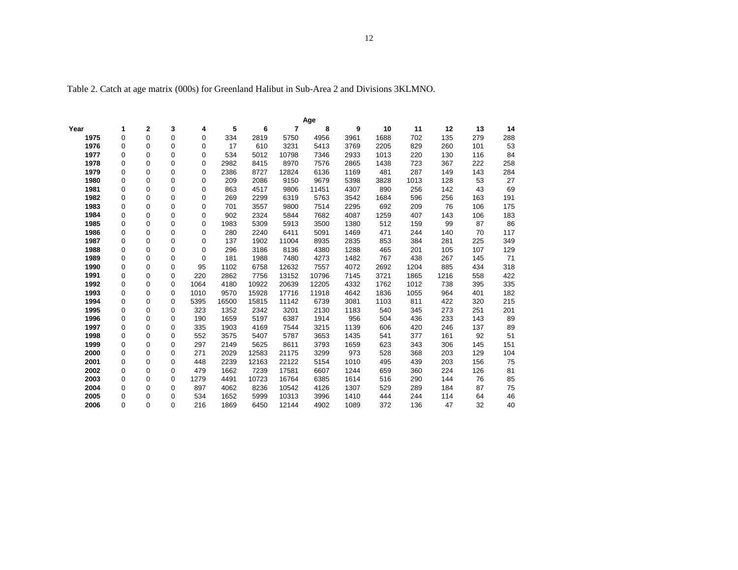Table 2. Catch at age matrix (000s) for Greenland Halibut in Sub-Area 2 and Divisions 3KLMNO.

| | Age | | | | | | | | | | | | | |
|---|---|---|---|---|---|---|---|---|---|---|---|---|---|---|
| **Year** | **1** | **2** | **3** | **4** | **5** | **6** | **7** | **8** | **9** | **10** | **11** | **12** | **13** | **14** |
| **1975** | 0 | 0 | 0 | 0 | 334 | 2819 | 5750 | 4956 | 3961 | 1688 | 702 | 135 | 279 | 288 |
| **1976** | 0 | 0 | 0 | 0 | 17 | 610 | 3231 | 5413 | 3769 | 2205 | 829 | 260 | 101 | 53 |
| **1977** | 0 | 0 | 0 | 0 | 534 | 5012 | 10798 | 7346 | 2933 | 1013 | 220 | 130 | 116 | 84 |
| **1978** | 0 | 0 | 0 | 0 | 2982 | 8415 | 8970 | 7576 | 2865 | 1438 | 723 | 367 | 222 | 258 |
| **1979** | 0 | 0 | 0 | 0 | 2386 | 8727 | 12824 | 6136 | 1169 | 481 | 287 | 149 | 143 | 284 |
| **1980** | 0 | 0 | 0 | 0 | 209 | 2086 | 9150 | 9679 | 5398 | 3828 | 1013 | 128 | 53 | 27 |
| **1981** | 0 | 0 | 0 | 0 | 863 | 4517 | 9806 | 11451 | 4307 | 890 | 256 | 142 | 43 | 69 |
| **1982** | 0 | 0 | 0 | 0 | 269 | 2299 | 6319 | 5763 | 3542 | 1684 | 596 | 256 | 163 | 191 |
| **1983** | 0 | 0 | 0 | 0 | 701 | 3557 | 9800 | 7514 | 2295 | 692 | 209 | 76 | 106 | 175 |
| **1984** | 0 | 0 | 0 | 0 | 902 | 2324 | 5844 | 7682 | 4087 | 1259 | 407 | 143 | 106 | 183 |
| **1985** | 0 | 0 | 0 | 0 | 1983 | 5309 | 5913 | 3500 | 1380 | 512 | 159 | 99 | 87 | 86 |
| **1986** | 0 | 0 | 0 | 0 | 280 | 2240 | 6411 | 5091 | 1469 | 471 | 244 | 140 | 70 | 117 |
| **1987** | 0 | 0 | 0 | 0 | 137 | 1902 | 11004 | 8935 | 2835 | 853 | 384 | 281 | 225 | 349 |
| **1988** | 0 | 0 | 0 | 0 | 296 | 3186 | 8136 | 4380 | 1288 | 465 | 201 | 105 | 107 | 129 |
| **1989** | 0 | 0 | 0 | 0 | 181 | 1988 | 7480 | 4273 | 1482 | 767 | 438 | 267 | 145 | 71 |
| **1990** | 0 | 0 | 0 | 95 | 1102 | 6758 | 12632 | 7557 | 4072 | 2692 | 1204 | 885 | 434 | 318 |
| **1991** | 0 | 0 | 0 | 220 | 2862 | 7756 | 13152 | 10796 | 7145 | 3721 | 1865 | 1216 | 558 | 422 |
| **1992** | 0 | 0 | 0 | 1064 | 4180 | 10922 | 20639 | 12205 | 4332 | 1762 | 1012 | 738 | 395 | 335 |
| **1993** | 0 | 0 | 0 | 1010 | 9570 | 15928 | 17716 | 11918 | 4642 | 1836 | 1055 | 964 | 401 | 182 |
| **1994** | 0 | 0 | 0 | 5395 | 16500 | 15815 | 11142 | 6739 | 3081 | 1103 | 811 | 422 | 320 | 215 |
| **1995** | 0 | 0 | 0 | 323 | 1352 | 2342 | 3201 | 2130 | 1183 | 540 | 345 | 273 | 251 | 201 |
| **1996** | 0 | 0 | 0 | 190 | 1659 | 5197 | 6387 | 1914 | 956 | 504 | 436 | 233 | 143 | 89 |
| **1997** | 0 | 0 | 0 | 335 | 1903 | 4169 | 7544 | 3215 | 1139 | 606 | 420 | 246 | 137 | 89 |
| **1998** | 0 | 0 | 0 | 552 | 3575 | 5407 | 5787 | 3653 | 1435 | 541 | 377 | 161 | 92 | 51 |
| **1999** | 0 | 0 | 0 | 297 | 2149 | 5625 | 8611 | 3793 | 1659 | 623 | 343 | 306 | 145 | 151 |
| **2000** | 0 | 0 | 0 | 271 | 2029 | 12583 | 21175 | 3299 | 973 | 528 | 368 | 203 | 129 | 104 |
| **2001** | 0 | 0 | 0 | 448 | 2239 | 12163 | 22122 | 5154 | 1010 | 495 | 439 | 203 | 156 | 75 |
| **2002** | 0 | 0 | 0 | 479 | 1662 | 7239 | 17581 | 6607 | 1244 | 659 | 360 | 224 | 126 | 81 |
| **2003** | 0 | 0 | 0 | 1279 | 4491 | 10723 | 16764 | 6385 | 1614 | 516 | 290 | 144 | 76 | 85 |
| **2004** | 0 | 0 | 0 | 897 | 4062 | 8236 | 10542 | 4126 | 1307 | 529 | 289 | 184 | 87 | 75 |
| **2005** | 0 | 0 | 0 | 534 | 1652 | 5999 | 10313 | 3996 | 1410 | 444 | 244 | 114 | 64 | 46 |
| **2006** | 0 | 0 | 0 | 216 | 1869 | 6450 | 12144 | 4902 | 1089 | 372 | 136 | 47 | 32 | 40 |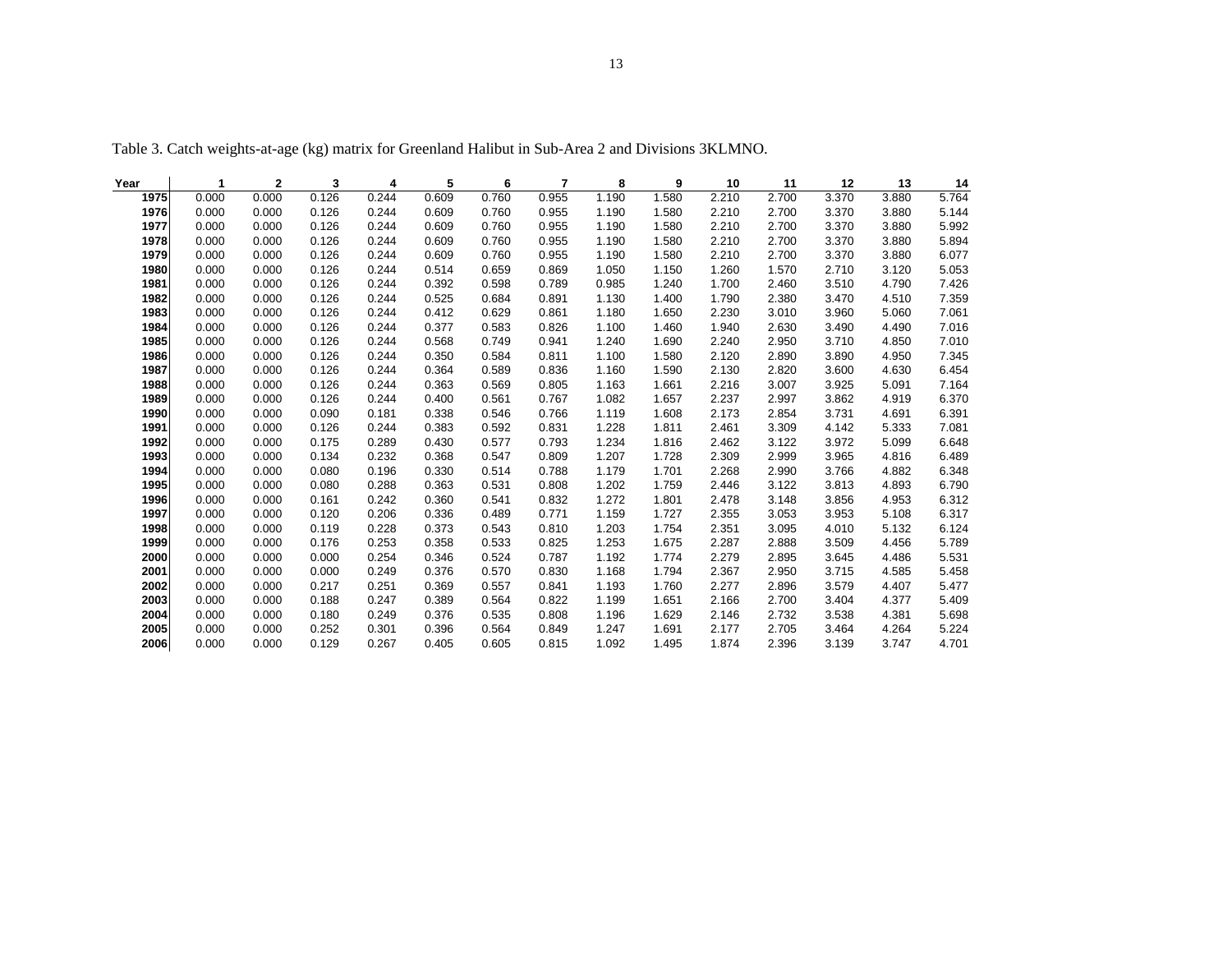Table 3. Catch weights-at-age (kg) matrix for Greenland Halibut in Sub-Area 2 and Divisions 3KLMNO.

| Year | 1 | 2 | 3 | 4 | 5 | 6 | 7 | 8 | 9 | 10 | 11 | 12 | 13 | 14 |
|---|---|---|---|---|---|---|---|---|---|---|---|---|---|---|
| 1975 | 0.000 | 0.000 | 0.126 | 0.244 | 0.609 | 0.760 | 0.955 | 1.190 | 1.580 | 2.210 | 2.700 | 3.370 | 3.880 | 5.764 |
| 1976 | 0.000 | 0.000 | 0.126 | 0.244 | 0.609 | 0.760 | 0.955 | 1.190 | 1.580 | 2.210 | 2.700 | 3.370 | 3.880 | 5.144 |
| 1977 | 0.000 | 0.000 | 0.126 | 0.244 | 0.609 | 0.760 | 0.955 | 1.190 | 1.580 | 2.210 | 2.700 | 3.370 | 3.880 | 5.992 |
| 1978 | 0.000 | 0.000 | 0.126 | 0.244 | 0.609 | 0.760 | 0.955 | 1.190 | 1.580 | 2.210 | 2.700 | 3.370 | 3.880 | 5.894 |
| 1979 | 0.000 | 0.000 | 0.126 | 0.244 | 0.609 | 0.760 | 0.955 | 1.190 | 1.580 | 2.210 | 2.700 | 3.370 | 3.880 | 6.077 |
| 1980 | 0.000 | 0.000 | 0.126 | 0.244 | 0.514 | 0.659 | 0.869 | 1.050 | 1.150 | 1.260 | 1.570 | 2.710 | 3.120 | 5.053 |
| 1981 | 0.000 | 0.000 | 0.126 | 0.244 | 0.392 | 0.598 | 0.789 | 0.985 | 1.240 | 1.700 | 2.460 | 3.510 | 4.790 | 7.426 |
| 1982 | 0.000 | 0.000 | 0.126 | 0.244 | 0.525 | 0.684 | 0.891 | 1.130 | 1.400 | 1.790 | 2.380 | 3.470 | 4.510 | 7.359 |
| 1983 | 0.000 | 0.000 | 0.126 | 0.244 | 0.412 | 0.629 | 0.861 | 1.180 | 1.650 | 2.230 | 3.010 | 3.960 | 5.060 | 7.061 |
| 1984 | 0.000 | 0.000 | 0.126 | 0.244 | 0.377 | 0.583 | 0.826 | 1.100 | 1.460 | 1.940 | 2.630 | 3.490 | 4.490 | 7.016 |
| 1985 | 0.000 | 0.000 | 0.126 | 0.244 | 0.568 | 0.749 | 0.941 | 1.240 | 1.690 | 2.240 | 2.950 | 3.710 | 4.850 | 7.010 |
| 1986 | 0.000 | 0.000 | 0.126 | 0.244 | 0.350 | 0.584 | 0.811 | 1.100 | 1.580 | 2.120 | 2.890 | 3.890 | 4.950 | 7.345 |
| 1987 | 0.000 | 0.000 | 0.126 | 0.244 | 0.364 | 0.589 | 0.836 | 1.160 | 1.590 | 2.130 | 2.820 | 3.600 | 4.630 | 6.454 |
| 1988 | 0.000 | 0.000 | 0.126 | 0.244 | 0.363 | 0.569 | 0.805 | 1.163 | 1.661 | 2.216 | 3.007 | 3.925 | 5.091 | 7.164 |
| 1989 | 0.000 | 0.000 | 0.126 | 0.244 | 0.400 | 0.561 | 0.767 | 1.082 | 1.657 | 2.237 | 2.997 | 3.862 | 4.919 | 6.370 |
| 1990 | 0.000 | 0.000 | 0.090 | 0.181 | 0.338 | 0.546 | 0.766 | 1.119 | 1.608 | 2.173 | 2.854 | 3.731 | 4.691 | 6.391 |
| 1991 | 0.000 | 0.000 | 0.126 | 0.244 | 0.383 | 0.592 | 0.831 | 1.228 | 1.811 | 2.461 | 3.309 | 4.142 | 5.333 | 7.081 |
| 1992 | 0.000 | 0.000 | 0.175 | 0.289 | 0.430 | 0.577 | 0.793 | 1.234 | 1.816 | 2.462 | 3.122 | 3.972 | 5.099 | 6.648 |
| 1993 | 0.000 | 0.000 | 0.134 | 0.232 | 0.368 | 0.547 | 0.809 | 1.207 | 1.728 | 2.309 | 2.999 | 3.965 | 4.816 | 6.489 |
| 1994 | 0.000 | 0.000 | 0.080 | 0.196 | 0.330 | 0.514 | 0.788 | 1.179 | 1.701 | 2.268 | 2.990 | 3.766 | 4.882 | 6.348 |
| 1995 | 0.000 | 0.000 | 0.080 | 0.288 | 0.363 | 0.531 | 0.808 | 1.202 | 1.759 | 2.446 | 3.122 | 3.813 | 4.893 | 6.790 |
| 1996 | 0.000 | 0.000 | 0.161 | 0.242 | 0.360 | 0.541 | 0.832 | 1.272 | 1.801 | 2.478 | 3.148 | 3.856 | 4.953 | 6.312 |
| 1997 | 0.000 | 0.000 | 0.120 | 0.206 | 0.336 | 0.489 | 0.771 | 1.159 | 1.727 | 2.355 | 3.053 | 3.953 | 5.108 | 6.317 |
| 1998 | 0.000 | 0.000 | 0.119 | 0.228 | 0.373 | 0.543 | 0.810 | 1.203 | 1.754 | 2.351 | 3.095 | 4.010 | 5.132 | 6.124 |
| 1999 | 0.000 | 0.000 | 0.176 | 0.253 | 0.358 | 0.533 | 0.825 | 1.253 | 1.675 | 2.287 | 2.888 | 3.509 | 4.456 | 5.789 |
| 2000 | 0.000 | 0.000 | 0.000 | 0.254 | 0.346 | 0.524 | 0.787 | 1.192 | 1.774 | 2.279 | 2.895 | 3.645 | 4.486 | 5.531 |
| 2001 | 0.000 | 0.000 | 0.000 | 0.249 | 0.376 | 0.570 | 0.830 | 1.168 | 1.794 | 2.367 | 2.950 | 3.715 | 4.585 | 5.458 |
| 2002 | 0.000 | 0.000 | 0.217 | 0.251 | 0.369 | 0.557 | 0.841 | 1.193 | 1.760 | 2.277 | 2.896 | 3.579 | 4.407 | 5.477 |
| 2003 | 0.000 | 0.000 | 0.188 | 0.247 | 0.389 | 0.564 | 0.822 | 1.199 | 1.651 | 2.166 | 2.700 | 3.404 | 4.377 | 5.409 |
| 2004 | 0.000 | 0.000 | 0.180 | 0.249 | 0.376 | 0.535 | 0.808 | 1.196 | 1.629 | 2.146 | 2.732 | 3.538 | 4.381 | 5.698 |
| 2005 | 0.000 | 0.000 | 0.252 | 0.301 | 0.396 | 0.564 | 0.849 | 1.247 | 1.691 | 2.177 | 2.705 | 3.464 | 4.264 | 5.224 |
| 2006 | 0.000 | 0.000 | 0.129 | 0.267 | 0.405 | 0.605 | 0.815 | 1.092 | 1.495 | 1.874 | 2.396 | 3.139 | 3.747 | 4.701 |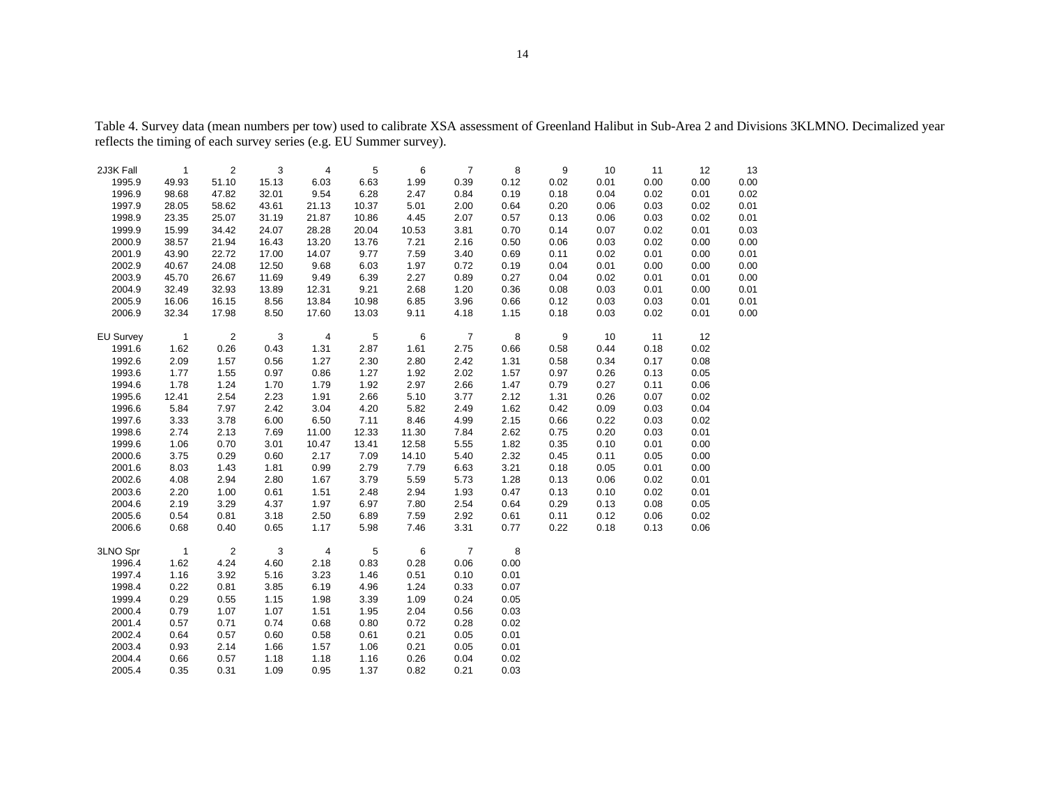Table 4. Survey data (mean numbers per tow) used to calibrate XSA assessment of Greenland Halibut in Sub-Area 2 and Divisions 3KLMNO. Decimalized year reflects the timing of each survey series (e.g. EU Summer survey).

| 2J3K Fall | 1 | 2 | 3 | 4 | 5 | 6 | 7 | 8 | 9 | 10 | 11 | 12 | 13 |
|---|---|---|---|---|---|---|---|---|---|---|---|---|---|
| 1995.9 | 49.93 | 51.10 | 15.13 | 6.03 | 6.63 | 1.99 | 0.39 | 0.12 | 0.02 | 0.01 | 0.00 | 0.00 | 0.00 |
| 1996.9 | 98.68 | 47.82 | 32.01 | 9.54 | 6.28 | 2.47 | 0.84 | 0.19 | 0.18 | 0.04 | 0.02 | 0.01 | 0.02 |
| 1997.9 | 28.05 | 58.62 | 43.61 | 21.13 | 10.37 | 5.01 | 2.00 | 0.64 | 0.20 | 0.06 | 0.03 | 0.02 | 0.01 |
| 1998.9 | 23.35 | 25.07 | 31.19 | 21.87 | 10.86 | 4.45 | 2.07 | 0.57 | 0.13 | 0.06 | 0.03 | 0.02 | 0.01 |
| 1999.9 | 15.99 | 34.42 | 24.07 | 28.28 | 20.04 | 10.53 | 3.81 | 0.70 | 0.14 | 0.07 | 0.02 | 0.01 | 0.03 |
| 2000.9 | 38.57 | 21.94 | 16.43 | 13.20 | 13.76 | 7.21 | 2.16 | 0.50 | 0.06 | 0.03 | 0.02 | 0.00 | 0.00 |
| 2001.9 | 43.90 | 22.72 | 17.00 | 14.07 | 9.77 | 7.59 | 3.40 | 0.69 | 0.11 | 0.02 | 0.01 | 0.00 | 0.01 |
| 2002.9 | 40.67 | 24.08 | 12.50 | 9.68 | 6.03 | 1.97 | 0.72 | 0.19 | 0.04 | 0.01 | 0.00 | 0.00 | 0.00 |
| 2003.9 | 45.70 | 26.67 | 11.69 | 9.49 | 6.39 | 2.27 | 0.89 | 0.27 | 0.04 | 0.02 | 0.01 | 0.01 | 0.00 |
| 2004.9 | 32.49 | 32.93 | 13.89 | 12.31 | 9.21 | 2.68 | 1.20 | 0.36 | 0.08 | 0.03 | 0.01 | 0.00 | 0.01 |
| 2005.9 | 16.06 | 16.15 | 8.56 | 13.84 | 10.98 | 6.85 | 3.96 | 0.66 | 0.12 | 0.03 | 0.03 | 0.01 | 0.01 |
| 2006.9 | 32.34 | 17.98 | 8.50 | 17.60 | 13.03 | 9.11 | 4.18 | 1.15 | 0.18 | 0.03 | 0.02 | 0.01 | 0.00 |

| EU Survey | 1 | 2 | 3 | 4 | 5 | 6 | 7 | 8 | 9 | 10 | 11 | 12 |
|---|---|---|---|---|---|---|---|---|---|---|---|---|
| 1991.6 | 1.62 | 0.26 | 0.43 | 1.31 | 2.87 | 1.61 | 2.75 | 0.66 | 0.58 | 0.44 | 0.18 | 0.02 |
| 1992.6 | 2.09 | 1.57 | 0.56 | 1.27 | 2.30 | 2.80 | 2.42 | 1.31 | 0.58 | 0.34 | 0.17 | 0.08 |
| 1993.6 | 1.77 | 1.55 | 0.97 | 0.86 | 1.27 | 1.92 | 2.02 | 1.57 | 0.97 | 0.26 | 0.13 | 0.05 |
| 1994.6 | 1.78 | 1.24 | 1.70 | 1.79 | 1.92 | 2.97 | 2.66 | 1.47 | 0.79 | 0.27 | 0.11 | 0.06 |
| 1995.6 | 12.41 | 2.54 | 2.23 | 1.91 | 2.66 | 5.10 | 3.77 | 2.12 | 1.31 | 0.26 | 0.07 | 0.02 |
| 1996.6 | 5.84 | 7.97 | 2.42 | 3.04 | 4.20 | 5.82 | 2.49 | 1.62 | 0.42 | 0.09 | 0.03 | 0.04 |
| 1997.6 | 3.33 | 3.78 | 6.00 | 6.50 | 7.11 | 8.46 | 4.99 | 2.15 | 0.66 | 0.22 | 0.03 | 0.02 |
| 1998.6 | 2.74 | 2.13 | 7.69 | 11.00 | 12.33 | 11.30 | 7.84 | 2.62 | 0.75 | 0.20 | 0.03 | 0.01 |
| 1999.6 | 1.06 | 0.70 | 3.01 | 10.47 | 13.41 | 12.58 | 5.55 | 1.82 | 0.35 | 0.10 | 0.01 | 0.00 |
| 2000.6 | 3.75 | 0.29 | 0.60 | 2.17 | 7.09 | 14.10 | 5.40 | 2.32 | 0.45 | 0.11 | 0.05 | 0.00 |
| 2001.6 | 8.03 | 1.43 | 1.81 | 0.99 | 2.79 | 7.79 | 6.63 | 3.21 | 0.18 | 0.05 | 0.01 | 0.00 |
| 2002.6 | 4.08 | 2.94 | 2.80 | 1.67 | 3.79 | 5.59 | 5.73 | 1.28 | 0.13 | 0.06 | 0.02 | 0.01 |
| 2003.6 | 2.20 | 1.00 | 0.61 | 1.51 | 2.48 | 2.94 | 1.93 | 0.47 | 0.13 | 0.10 | 0.02 | 0.01 |
| 2004.6 | 2.19 | 3.29 | 4.37 | 1.97 | 6.97 | 7.80 | 2.54 | 0.64 | 0.29 | 0.13 | 0.08 | 0.05 |
| 2005.6 | 0.54 | 0.81 | 3.18 | 2.50 | 6.89 | 7.59 | 2.92 | 0.61 | 0.11 | 0.12 | 0.06 | 0.02 |
| 2006.6 | 0.68 | 0.40 | 0.65 | 1.17 | 5.98 | 7.46 | 3.31 | 0.77 | 0.22 | 0.18 | 0.13 | 0.06 |

| 3LNO Spr | 1 | 2 | 3 | 4 | 5 | 6 | 7 | 8 |
|---|---|---|---|---|---|---|---|---|
| 1996.4 | 1.62 | 4.24 | 4.60 | 2.18 | 0.83 | 0.28 | 0.06 | 0.00 |
| 1997.4 | 1.16 | 3.92 | 5.16 | 3.23 | 1.46 | 0.51 | 0.10 | 0.01 |
| 1998.4 | 0.22 | 0.81 | 3.85 | 6.19 | 4.96 | 1.24 | 0.33 | 0.07 |
| 1999.4 | 0.29 | 0.55 | 1.15 | 1.98 | 3.39 | 1.09 | 0.24 | 0.05 |
| 2000.4 | 0.79 | 1.07 | 1.07 | 1.51 | 1.95 | 2.04 | 0.56 | 0.03 |
| 2001.4 | 0.57 | 0.71 | 0.74 | 0.68 | 0.80 | 0.72 | 0.28 | 0.02 |
| 2002.4 | 0.64 | 0.57 | 0.60 | 0.58 | 0.61 | 0.21 | 0.05 | 0.01 |
| 2003.4 | 0.93 | 2.14 | 1.66 | 1.57 | 1.06 | 0.21 | 0.05 | 0.01 |
| 2004.4 | 0.66 | 0.57 | 1.18 | 1.18 | 1.16 | 0.26 | 0.04 | 0.02 |
| 2005.4 | 0.35 | 0.31 | 1.09 | 0.95 | 1.37 | 0.82 | 0.21 | 0.03 |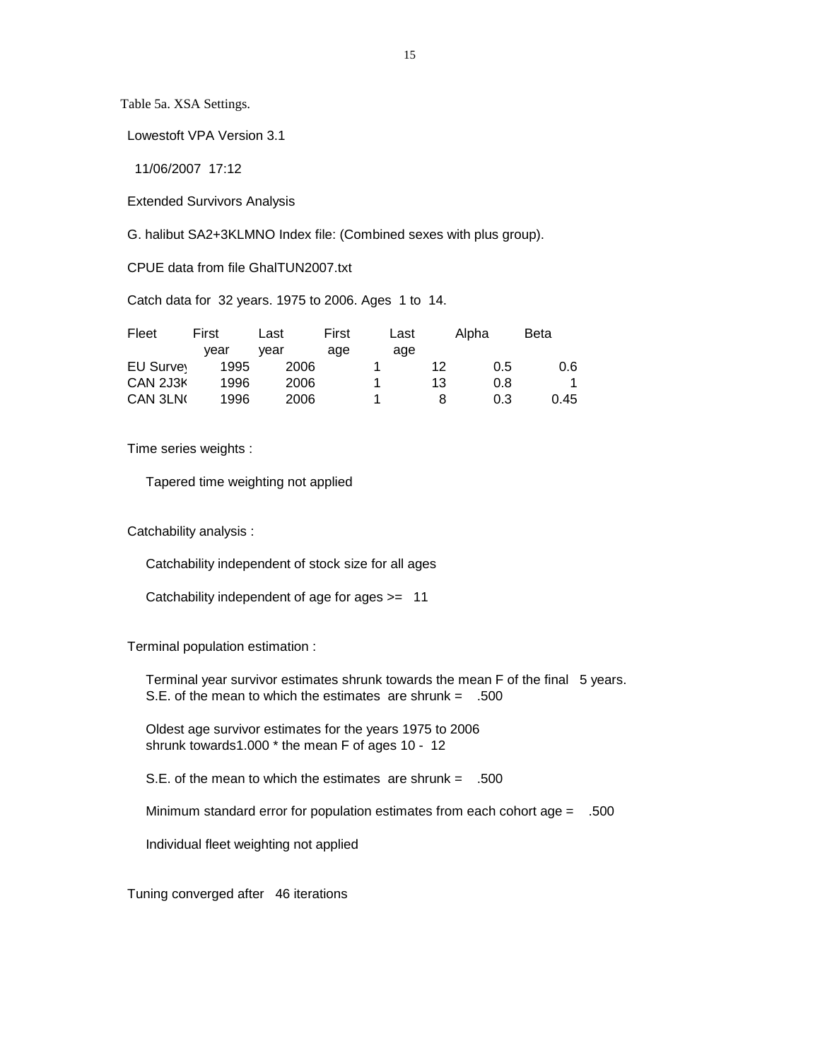Table 5a. XSA Settings.

Lowestoft VPA Version 3.1

11/06/2007 17:12

Extended Survivors Analysis

G. halibut SA2+3KLMNO Index file: (Combined sexes with plus group).

CPUE data from file GhalTUN2007.txt

Catch data for 32 years. 1975 to 2006. Ages 1 to 14.

| Fleet | First year | Last year | First age | Last age | Alpha | Beta |
|---|---|---|---|---|---|---|
| EU Survey | 1995 | 2006 | 1 | 12 | 0.5 | 0.6 |
| CAN 2J3K | 1996 | 2006 | 1 | 13 | 0.8 | 1 |
| CAN 3LN( | 1996 | 2006 | 1 | 8 | 0.3 | 0.45 |

Time series weights :

Tapered time weighting not applied

Catchability analysis :

Catchability independent of stock size for all ages

Catchability independent of age for ages >= 11

Terminal population estimation :

Terminal year survivor estimates shrunk towards the mean F of the final 5 years.
S.E. of the mean to which the estimates are shrunk = .500

Oldest age survivor estimates for the years 1975 to 2006
shrunk towards1.000 * the mean F of ages 10 - 12

S.E. of the mean to which the estimates are shrunk = .500

Minimum standard error for population estimates from each cohort age = .500

Individual fleet weighting not applied

Tuning converged after 46 iterations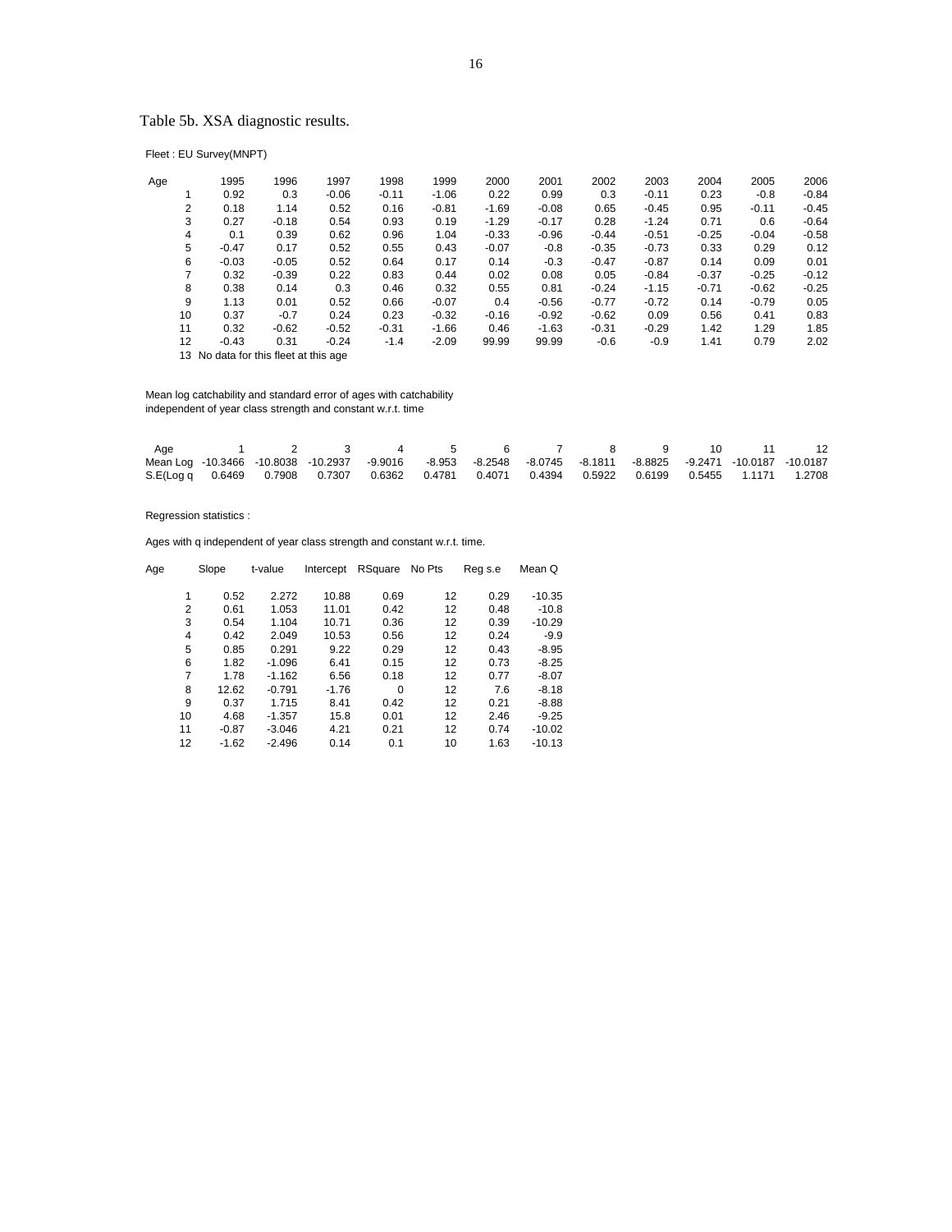Table 5b. XSA diagnostic results.

Fleet : EU Survey(MNPT)

| Age | 1995 | 1996 | 1997 | 1998 | 1999 | 2000 | 2001 | 2002 | 2003 | 2004 | 2005 | 2006 |
|---|---|---|---|---|---|---|---|---|---|---|---|---|
| 1 | 0.92 | 0.3 | -0.06 | -0.11 | -1.06 | 0.22 | 0.99 | 0.3 | -0.11 | 0.23 | -0.8 | -0.84 |
| 2 | 0.18 | 1.14 | 0.52 | 0.16 | -0.81 | -1.69 | -0.08 | 0.65 | -0.45 | 0.95 | -0.11 | -0.45 |
| 3 | 0.27 | -0.18 | 0.54 | 0.93 | 0.19 | -1.29 | -0.17 | 0.28 | -1.24 | 0.71 | 0.6 | -0.64 |
| 4 | 0.1 | 0.39 | 0.62 | 0.96 | 1.04 | -0.33 | -0.96 | -0.44 | -0.51 | -0.25 | -0.04 | -0.58 |
| 5 | -0.47 | 0.17 | 0.52 | 0.55 | 0.43 | -0.07 | -0.8 | -0.35 | -0.73 | 0.33 | 0.29 | 0.12 |
| 6 | -0.03 | -0.05 | 0.52 | 0.64 | 0.17 | 0.14 | -0.3 | -0.47 | -0.87 | 0.14 | 0.09 | 0.01 |
| 7 | 0.32 | -0.39 | 0.22 | 0.83 | 0.44 | 0.02 | 0.08 | 0.05 | -0.84 | -0.37 | -0.25 | -0.12 |
| 8 | 0.38 | 0.14 | 0.3 | 0.46 | 0.32 | 0.55 | 0.81 | -0.24 | -1.15 | -0.71 | -0.62 | -0.25 |
| 9 | 1.13 | 0.01 | 0.52 | 0.66 | -0.07 | 0.4 | -0.56 | -0.77 | -0.72 | 0.14 | -0.79 | 0.05 |
| 10 | 0.37 | -0.7 | 0.24 | 0.23 | -0.32 | -0.16 | -0.92 | -0.62 | 0.09 | 0.56 | 0.41 | 0.83 |
| 11 | 0.32 | -0.62 | -0.52 | -0.31 | -1.66 | 0.46 | -1.63 | -0.31 | -0.29 | 1.42 | 1.29 | 1.85 |
| 12 | -0.43 | 0.31 | -0.24 | -1.4 | -2.09 | 99.99 | 99.99 | -0.6 | -0.9 | 1.41 | 0.79 | 2.02 |
| 13 | No data for this fleet at this age | | | | | | | | | | | |

Mean log catchability and standard error of ages with catchability independent of year class strength and constant w.r.t. time

| Age | 1 | 2 | 3 | 4 | 5 | 6 | 7 | 8 | 9 | 10 | 11 | 12 |
|---|---|---|---|---|---|---|---|---|---|---|---|---|
| Mean Log | -10.3466 | -10.8038 | -10.2937 | -9.9016 | -8.953 | -8.2548 | -8.0745 | -8.1811 | -8.8825 | -9.2471 | -10.0187 | -10.0187 |
| S.E(Log q | 0.6469 | 0.7908 | 0.7307 | 0.6362 | 0.4781 | 0.4071 | 0.4394 | 0.5922 | 0.6199 | 0.5455 | 1.1171 | 1.2708 |

Regression statistics :

Ages with q independent of year class strength and constant w.r.t. time.

| Age | Slope | t-value | Intercept | RSquare | No Pts | Reg s.e | Mean Q |
|---|---|---|---|---|---|---|---|
| 1 | 0.52 | 2.272 | 10.88 | 0.69 | 12 | 0.29 | -10.35 |
| 2 | 0.61 | 1.053 | 11.01 | 0.42 | 12 | 0.48 | -10.8 |
| 3 | 0.54 | 1.104 | 10.71 | 0.36 | 12 | 0.39 | -10.29 |
| 4 | 0.42 | 2.049 | 10.53 | 0.56 | 12 | 0.24 | -9.9 |
| 5 | 0.85 | 0.291 | 9.22 | 0.29 | 12 | 0.43 | -8.95 |
| 6 | 1.82 | -1.096 | 6.41 | 0.15 | 12 | 0.73 | -8.25 |
| 7 | 1.78 | -1.162 | 6.56 | 0.18 | 12 | 0.77 | -8.07 |
| 8 | 12.62 | -0.791 | -1.76 | 0 | 12 | 7.6 | -8.18 |
| 9 | 0.37 | 1.715 | 8.41 | 0.42 | 12 | 0.21 | -8.88 |
| 10 | 4.68 | -1.357 | 15.8 | 0.01 | 12 | 2.46 | -9.25 |
| 11 | -0.87 | -3.046 | 4.21 | 0.21 | 12 | 0.74 | -10.02 |
| 12 | -1.62 | -2.496 | 0.14 | 0.1 | 10 | 1.63 | -10.13 |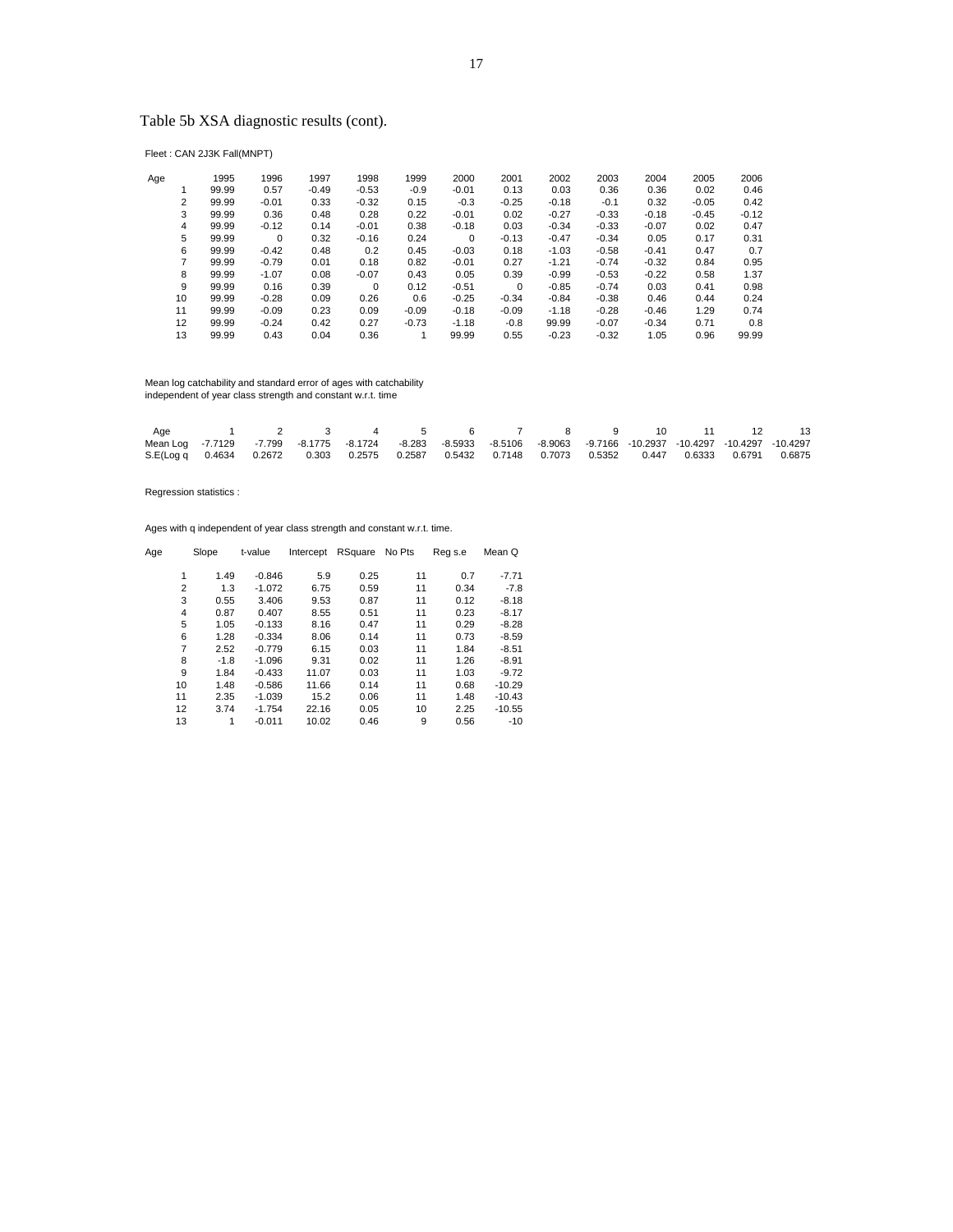## Table 5b XSA diagnostic results (cont).

Fleet : CAN 2J3K Fall(MNPT)

| Age | 1995 | 1996 | 1997 | 1998 | 1999 | 2000 | 2001 | 2002 | 2003 | 2004 | 2005 | 2006 |
|---|---|---|---|---|---|---|---|---|---|---|---|---|
| 1 | 99.99 | 0.57 | -0.49 | -0.53 | -0.9 | -0.01 | 0.13 | 0.03 | 0.36 | 0.36 | 0.02 | 0.46 |
| 2 | 99.99 | -0.01 | 0.33 | -0.32 | 0.15 | -0.3 | -0.25 | -0.18 | -0.1 | 0.32 | -0.05 | 0.42 |
| 3 | 99.99 | 0.36 | 0.48 | 0.28 | 0.22 | -0.01 | 0.02 | -0.27 | -0.33 | -0.18 | -0.45 | -0.12 |
| 4 | 99.99 | -0.12 | 0.14 | -0.01 | 0.38 | -0.18 | 0.03 | -0.34 | -0.33 | -0.07 | 0.02 | 0.47 |
| 5 | 99.99 | 0 | 0.32 | -0.16 | 0.24 | 0 | -0.13 | -0.47 | -0.34 | 0.05 | 0.17 | 0.31 |
| 6 | 99.99 | -0.42 | 0.48 | 0.2 | 0.45 | -0.03 | 0.18 | -1.03 | -0.58 | -0.41 | 0.47 | 0.7 |
| 7 | 99.99 | -0.79 | 0.01 | 0.18 | 0.82 | -0.01 | 0.27 | -1.21 | -0.74 | -0.32 | 0.84 | 0.95 |
| 8 | 99.99 | -1.07 | 0.08 | -0.07 | 0.43 | 0.05 | 0.39 | -0.99 | -0.53 | -0.22 | 0.58 | 1.37 |
| 9 | 99.99 | 0.16 | 0.39 | 0 | 0.12 | -0.51 | 0 | -0.85 | -0.74 | 0.03 | 0.41 | 0.98 |
| 10 | 99.99 | -0.28 | 0.09 | 0.26 | 0.6 | -0.25 | -0.34 | -0.84 | -0.38 | 0.46 | 0.44 | 0.24 |
| 11 | 99.99 | -0.09 | 0.23 | 0.09 | -0.09 | -0.18 | -0.09 | -1.18 | -0.28 | -0.46 | 1.29 | 0.74 |
| 12 | 99.99 | -0.24 | 0.42 | 0.27 | -0.73 | -1.18 | -0.8 | 99.99 | -0.07 | -0.34 | 0.71 | 0.8 |
| 13 | 99.99 | 0.43 | 0.04 | 0.36 | 1 | 99.99 | 0.55 | -0.23 | -0.32 | 1.05 | 0.96 | 99.99 |

Mean log catchability and standard error of ages with catchability
independent of year class strength and constant w.r.t. time

| Age | 1 | 2 | 3 | 4 | 5 | 6 | 7 | 8 | 9 | 10 | 11 | 12 | 13 |
|---|---|---|---|---|---|---|---|---|---|---|---|---|---|
| Mean Log | -7.7129 | -7.799 | -8.1775 | -8.1724 | -8.283 | -8.5933 | -8.5106 | -8.9063 | -9.7166 | -10.2937 | -10.4297 | -10.4297 | -10.4297 |
| S.E(Log q | 0.4634 | 0.2672 | 0.303 | 0.2575 | 0.2587 | 0.5432 | 0.7148 | 0.7073 | 0.5352 | 0.447 | 0.6333 | 0.6791 | 0.6875 |

Regression statistics :

Ages with q independent of year class strength and constant w.r.t. time.

| Age | Slope | t-value | Intercept | RSquare | No Pts | Reg s.e | Mean Q |
|---|---|---|---|---|---|---|---|
| 1 | 1.49 | -0.846 | 5.9 | 0.25 | 11 | 0.7 | -7.71 |
| 2 | 1.3 | -1.072 | 6.75 | 0.59 | 11 | 0.34 | -7.8 |
| 3 | 0.55 | 3.406 | 9.53 | 0.87 | 11 | 0.12 | -8.18 |
| 4 | 0.87 | 0.407 | 8.55 | 0.51 | 11 | 0.23 | -8.17 |
| 5 | 1.05 | -0.133 | 8.16 | 0.47 | 11 | 0.29 | -8.28 |
| 6 | 1.28 | -0.334 | 8.06 | 0.14 | 11 | 0.73 | -8.59 |
| 7 | 2.52 | -0.779 | 6.15 | 0.03 | 11 | 1.84 | -8.51 |
| 8 | -1.8 | -1.096 | 9.31 | 0.02 | 11 | 1.26 | -8.91 |
| 9 | 1.84 | -0.433 | 11.07 | 0.03 | 11 | 1.03 | -9.72 |
| 10 | 1.48 | -0.586 | 11.66 | 0.14 | 11 | 0.68 | -10.29 |
| 11 | 2.35 | -1.039 | 15.2 | 0.06 | 11 | 1.48 | -10.43 |
| 12 | 3.74 | -1.754 | 22.16 | 0.05 | 10 | 2.25 | -10.55 |
| 13 | 1 | -0.011 | 10.02 | 0.46 | 9 | 0.56 | -10 |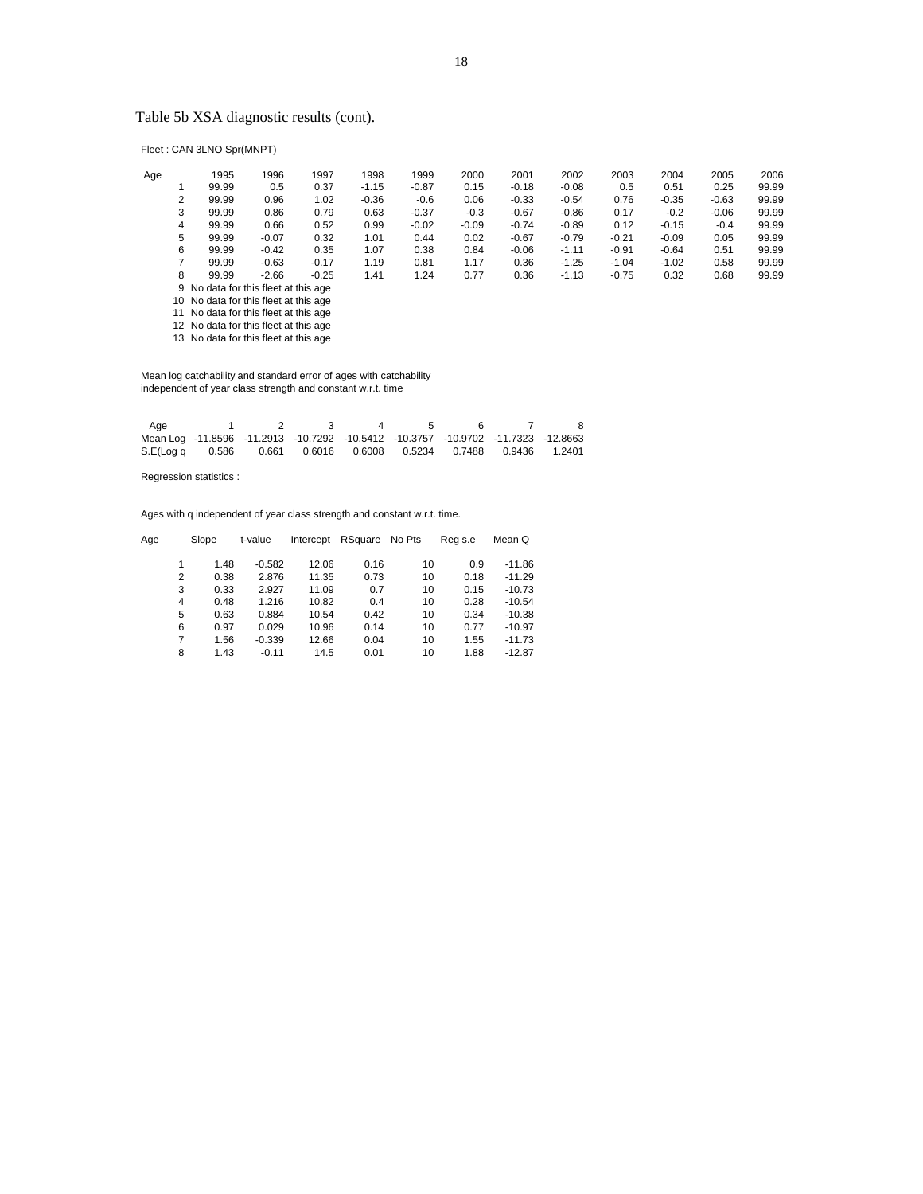Table 5b XSA diagnostic results (cont).

Fleet : CAN 3LNO Spr(MNPT)

| Age | 1995 | 1996 | 1997 | 1998 | 1999 | 2000 | 2001 | 2002 | 2003 | 2004 | 2005 | 2006 |
|---|---|---|---|---|---|---|---|---|---|---|---|---|
| 1 | 99.99 | 0.5 | 0.37 | -1.15 | -0.87 | 0.15 | -0.18 | -0.08 | 0.5 | 0.51 | 0.25 | 99.99 |
| 2 | 99.99 | 0.96 | 1.02 | -0.36 | -0.6 | 0.06 | -0.33 | -0.54 | 0.76 | -0.35 | -0.63 | 99.99 |
| 3 | 99.99 | 0.86 | 0.79 | 0.63 | -0.37 | -0.3 | -0.67 | -0.86 | 0.17 | -0.2 | -0.06 | 99.99 |
| 4 | 99.99 | 0.66 | 0.52 | 0.99 | -0.02 | -0.09 | -0.74 | -0.89 | 0.12 | -0.15 | -0.4 | 99.99 |
| 5 | 99.99 | -0.07 | 0.32 | 1.01 | 0.44 | 0.02 | -0.67 | -0.79 | -0.21 | -0.09 | 0.05 | 99.99 |
| 6 | 99.99 | -0.42 | 0.35 | 1.07 | 0.38 | 0.84 | -0.06 | -1.11 | -0.91 | -0.64 | 0.51 | 99.99 |
| 7 | 99.99 | -0.63 | -0.17 | 1.19 | 0.81 | 1.17 | 0.36 | -1.25 | -1.04 | -1.02 | 0.58 | 99.99 |
| 8 | 99.99 | -2.66 | -0.25 | 1.41 | 1.24 | 0.77 | 0.36 | -1.13 | -0.75 | 0.32 | 0.68 | 99.99 |
| 9 | No data for this fleet at this age | | | | | | | | | | | |
| 10 | No data for this fleet at this age | | | | | | | | | | | |
| 11 | No data for this fleet at this age | | | | | | | | | | | |
| 12 | No data for this fleet at this age | | | | | | | | | | | |
| 13 | No data for this fleet at this age | | | | | | | | | | | |

Mean log catchability and standard error of ages with catchability independent of year class strength and constant w.r.t. time

| Age | 1 | 2 | 3 | 4 | 5 | 6 | 7 | 8 |
|---|---|---|---|---|---|---|---|---|
| Mean Log | -11.8596 | -11.2913 | -10.7292 | -10.5412 | -10.3757 | -10.9702 | -11.7323 | -12.8663 |
| S.E(Log q | 0.586 | 0.661 | 0.6016 | 0.6008 | 0.5234 | 0.7488 | 0.9436 | 1.2401 |

Regression statistics :

Ages with q independent of year class strength and constant w.r.t. time.

| Age | Slope | t-value | Intercept | RSquare | No Pts | Reg s.e | Mean Q |
|---|---|---|---|---|---|---|---|
| 1 | 1.48 | -0.582 | 12.06 | 0.16 | 10 | 0.9 | -11.86 |
| 2 | 0.38 | 2.876 | 11.35 | 0.73 | 10 | 0.18 | -11.29 |
| 3 | 0.33 | 2.927 | 11.09 | 0.7 | 10 | 0.15 | -10.73 |
| 4 | 0.48 | 1.216 | 10.82 | 0.4 | 10 | 0.28 | -10.54 |
| 5 | 0.63 | 0.884 | 10.54 | 0.42 | 10 | 0.34 | -10.38 |
| 6 | 0.97 | 0.029 | 10.96 | 0.14 | 10 | 0.77 | -10.97 |
| 7 | 1.56 | -0.339 | 12.66 | 0.04 | 10 | 1.55 | -11.73 |
| 8 | 1.43 | -0.11 | 14.5 | 0.01 | 10 | 1.88 | -12.87 |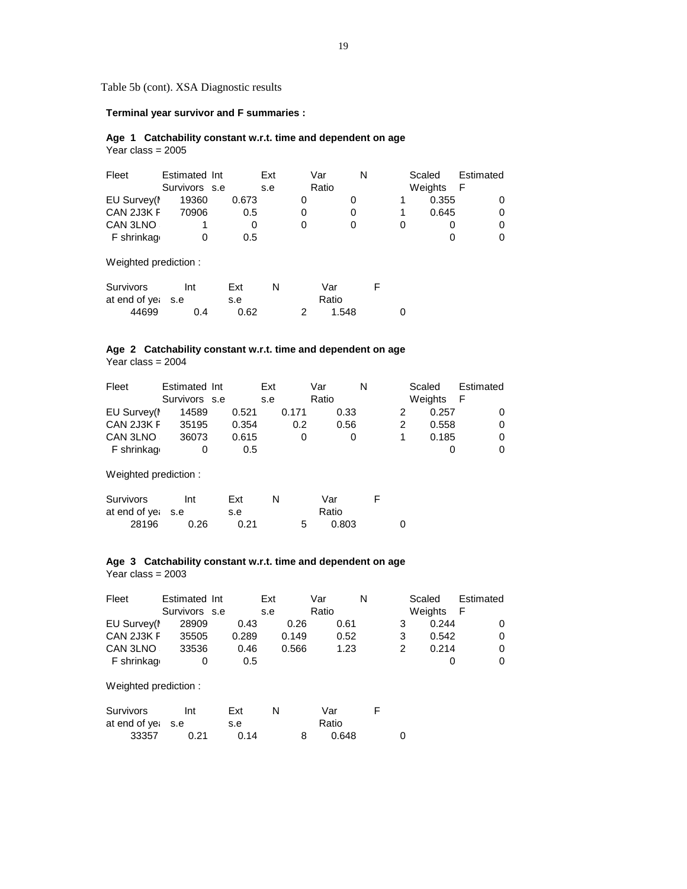Table 5b (cont). XSA Diagnostic results

**Terminal year survivor and F summaries :**

**Age 1 Catchability constant w.r.t. time and dependent on age**
Year class = 2005

| Fleet | Estimated Survivors | Int s.e | Ext s.e | Var Ratio | N | Scaled Weights | Estimated F |
|---|---|---|---|---|---|---|---|
| EU Survey(I | 19360 | 0.673 | 0 | 0 | 1 | 0.355 | 0 |
| CAN 2J3K F | 70906 | 0.5 | 0 | 0 | 1 | 0.645 | 0 |
| CAN 3LNO | 1 | 0 | 0 | 0 | 0 | 0 | 0 |
| F shrinkag | 0 | 0.5 | | | | 0 | 0 |

Weighted prediction :

| Survivors at end of yea | Int s.e | Ext s.e | N | Var Ratio | F |
|---|---|---|---|---|---|
| 44699 | 0.4 | 0.62 | 2 | 1.548 | 0 |

**Age 2 Catchability constant w.r.t. time and dependent on age**
Year class = 2004

| Fleet | Estimated Survivors | Int s.e | Ext s.e | Var Ratio | N | Scaled Weights | Estimated F |
|---|---|---|---|---|---|---|---|
| EU Survey(I | 14589 | 0.521 | 0.171 | 0.33 | 2 | 0.257 | 0 |
| CAN 2J3K F | 35195 | 0.354 | 0.2 | 0.56 | 2 | 0.558 | 0 |
| CAN 3LNO | 36073 | 0.615 | 0 | 0 | 1 | 0.185 | 0 |
| F shrinkag | 0 | 0.5 | | | | 0 | 0 |

Weighted prediction :

| Survivors at end of yea | Int s.e | Ext s.e | N | Var Ratio | F |
|---|---|---|---|---|---|
| 28196 | 0.26 | 0.21 | 5 | 0.803 | 0 |

**Age 3 Catchability constant w.r.t. time and dependent on age**
Year class = 2003

| Fleet | Estimated Survivors | Int s.e | Ext s.e | Var Ratio | N | Scaled Weights | Estimated F |
|---|---|---|---|---|---|---|---|
| EU Survey(I | 28909 | 0.43 | 0.26 | 0.61 | 3 | 0.244 | 0 |
| CAN 2J3K F | 35505 | 0.289 | 0.149 | 0.52 | 3 | 0.542 | 0 |
| CAN 3LNO | 33536 | 0.46 | 0.566 | 1.23 | 2 | 0.214 | 0 |
| F shrinkag | 0 | 0.5 | | | | 0 | 0 |

Weighted prediction :

| Survivors at end of yea | Int s.e | Ext s.e | N | Var Ratio | F |
|---|---|---|---|---|---|
| 33357 | 0.21 | 0.14 | 8 | 0.648 | 0 |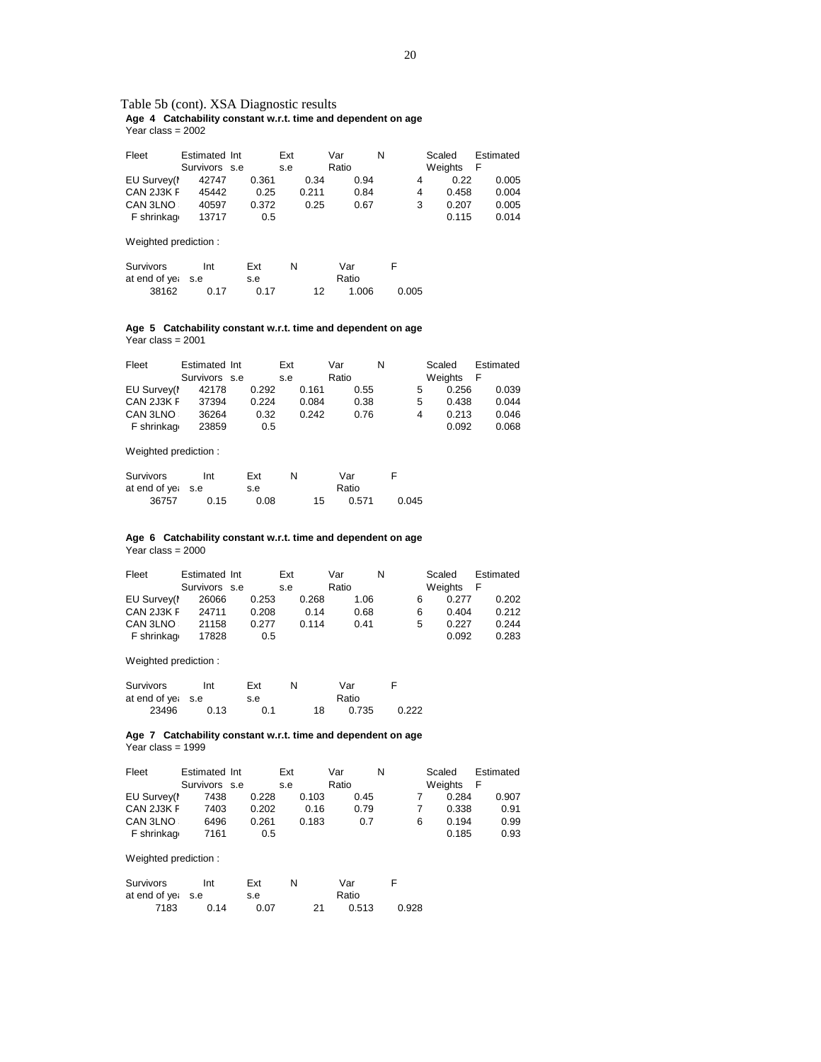Table 5b (cont). XSA Diagnostic results

**Age 4 Catchability constant w.r.t. time and dependent on age**

Year class = 2002

| Fleet | Estimated Survivors | Int s.e | Ext s.e | Var Ratio | N | Scaled Weights | Estimated F |
|---|---|---|---|---|---|---|---|
| EU Survey(N | 42747 | 0.361 | 0.34 | 0.94 | 4 | 0.22 | 0.005 |
| CAN 2J3K F | 45442 | 0.25 | 0.211 | 0.84 | 4 | 0.458 | 0.004 |
| CAN 3LNO | 40597 | 0.372 | 0.25 | 0.67 | 3 | 0.207 | 0.005 |
| F shrinkage | 13717 | 0.5 | | | | 0.115 | 0.014 |

Weighted prediction :

| Survivors at end of year | Int s.e | Ext s.e | N | Var Ratio | F |
|---|---|---|---|---|---|
| 38162 | 0.17 | 0.17 | 12 | 1.006 | 0.005 |

**Age 5 Catchability constant w.r.t. time and dependent on age**

Year class = 2001

| Fleet | Estimated Survivors | Int s.e | Ext s.e | Var Ratio | N | Scaled Weights | Estimated F |
|---|---|---|---|---|---|---|---|
| EU Survey(N | 42178 | 0.292 | 0.161 | 0.55 | 5 | 0.256 | 0.039 |
| CAN 2J3K F | 37394 | 0.224 | 0.084 | 0.38 | 5 | 0.438 | 0.044 |
| CAN 3LNO | 36264 | 0.32 | 0.242 | 0.76 | 4 | 0.213 | 0.046 |
| F shrinkage | 23859 | 0.5 | | | | 0.092 | 0.068 |

Weighted prediction :

| Survivors at end of year | Int s.e | Ext s.e | N | Var Ratio | F |
|---|---|---|---|---|---|
| 36757 | 0.15 | 0.08 | 15 | 0.571 | 0.045 |

**Age 6 Catchability constant w.r.t. time and dependent on age**

Year class = 2000

| Fleet | Estimated Survivors | Int s.e | Ext s.e | Var Ratio | N | Scaled Weights | Estimated F |
|---|---|---|---|---|---|---|---|
| EU Survey(N | 26066 | 0.253 | 0.268 | 1.06 | 6 | 0.277 | 0.202 |
| CAN 2J3K F | 24711 | 0.208 | 0.14 | 0.68 | 6 | 0.404 | 0.212 |
| CAN 3LNO | 21158 | 0.277 | 0.114 | 0.41 | 5 | 0.227 | 0.244 |
| F shrinkage | 17828 | 0.5 | | | | 0.092 | 0.283 |

Weighted prediction :

| Survivors at end of year | Int s.e | Ext s.e | N | Var Ratio | F |
|---|---|---|---|---|---|
| 23496 | 0.13 | 0.1 | 18 | 0.735 | 0.222 |

**Age 7 Catchability constant w.r.t. time and dependent on age**

Year class = 1999

| Fleet | Estimated Survivors | Int s.e | Ext s.e | Var Ratio | N | Scaled Weights | Estimated F |
|---|---|---|---|---|---|---|---|
| EU Survey(N | 7438 | 0.228 | 0.103 | 0.45 | 7 | 0.284 | 0.907 |
| CAN 2J3K F | 7403 | 0.202 | 0.16 | 0.79 | 7 | 0.338 | 0.91 |
| CAN 3LNO | 6496 | 0.261 | 0.183 | 0.7 | 6 | 0.194 | 0.99 |
| F shrinkage | 7161 | 0.5 | | | | 0.185 | 0.93 |

Weighted prediction :

| Survivors at end of year | Int s.e | Ext s.e | N | Var Ratio | F |
|---|---|---|---|---|---|
| 7183 | 0.14 | 0.07 | 21 | 0.513 | 0.928 |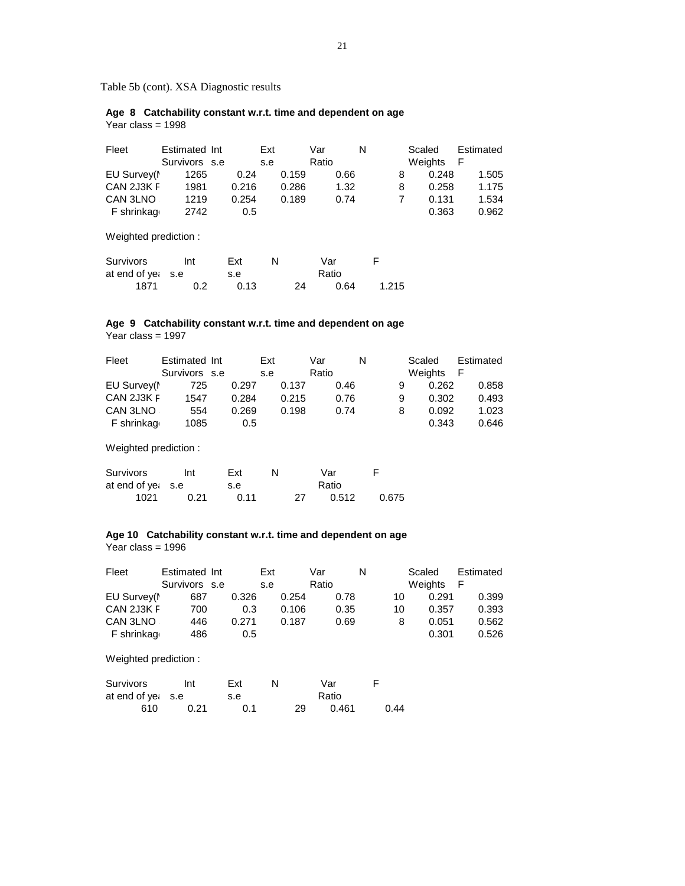Table 5b (cont). XSA Diagnostic results

**Age 8 Catchability constant w.r.t. time and dependent on age**

Year class = 1998

| Fleet | Estimated Survivors | Int s.e | Ext s.e | Var Ratio | N | Scaled Weights | Estimated F |
|---|---|---|---|---|---|---|---|
| EU Survey(N | 1265 | 0.24 | 0.159 | 0.66 | 8 | 0.248 | 1.505 |
| CAN 2J3K F | 1981 | 0.216 | 0.286 | 1.32 | 8 | 0.258 | 1.175 |
| CAN 3LNO | 1219 | 0.254 | 0.189 | 0.74 | 7 | 0.131 | 1.534 |
| F shrinkage | 2742 | 0.5 | | | | 0.363 | 0.962 |

Weighted prediction :

| Survivors at end of year | Int s.e | Ext s.e | N | Var Ratio | F |
|---|---|---|---|---|---|
| 1871 | 0.2 | 0.13 | 24 | 0.64 | 1.215 |

**Age 9 Catchability constant w.r.t. time and dependent on age**

Year class = 1997

| Fleet | Estimated Survivors | Int s.e | Ext s.e | Var Ratio | N | Scaled Weights | Estimated F |
|---|---|---|---|---|---|---|---|
| EU Survey(N | 725 | 0.297 | 0.137 | 0.46 | 9 | 0.262 | 0.858 |
| CAN 2J3K F | 1547 | 0.284 | 0.215 | 0.76 | 9 | 0.302 | 0.493 |
| CAN 3LNO | 554 | 0.269 | 0.198 | 0.74 | 8 | 0.092 | 1.023 |
| F shrinkage | 1085 | 0.5 | | | | 0.343 | 0.646 |

Weighted prediction :

| Survivors at end of year | Int s.e | Ext s.e | N | Var Ratio | F |
|---|---|---|---|---|---|
| 1021 | 0.21 | 0.11 | 27 | 0.512 | 0.675 |

**Age 10 Catchability constant w.r.t. time and dependent on age**

Year class = 1996

| Fleet | Estimated Survivors | Int s.e | Ext s.e | Var Ratio | N | Scaled Weights | Estimated F |
|---|---|---|---|---|---|---|---|
| EU Survey(N | 687 | 0.326 | 0.254 | 0.78 | 10 | 0.291 | 0.399 |
| CAN 2J3K F | 700 | 0.3 | 0.106 | 0.35 | 10 | 0.357 | 0.393 |
| CAN 3LNO | 446 | 0.271 | 0.187 | 0.69 | 8 | 0.051 | 0.562 |
| F shrinkage | 486 | 0.5 | | | | 0.301 | 0.526 |

Weighted prediction :

| Survivors at end of year | Int s.e | Ext s.e | N | Var Ratio | F |
|---|---|---|---|---|---|
| 610 | 0.21 | 0.1 | 29 | 0.461 | 0.44 |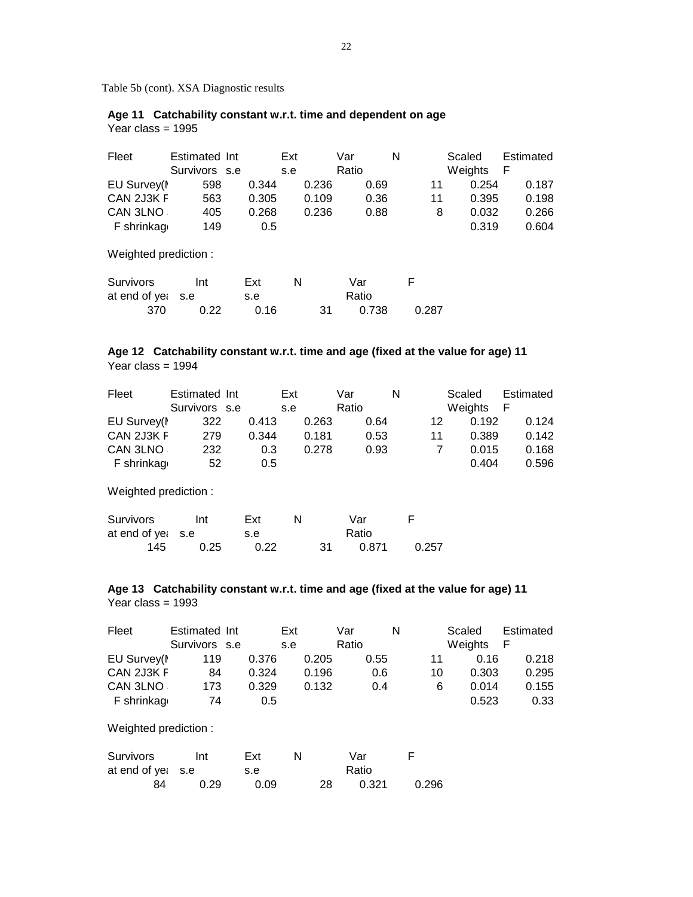Table 5b (cont). XSA Diagnostic results

**Age 11 Catchability constant w.r.t. time and dependent on age**
Year class = 1995

| Fleet | Estimated Survivors | Int s.e | Ext s.e | Var Ratio | N | Scaled Weights | Estimated F |
|---|---|---|---|---|---|---|---|
| EU Survey(I | 598 | 0.344 | 0.236 | 0.69 | 11 | 0.254 | 0.187 |
| CAN 2J3K F | 563 | 0.305 | 0.109 | 0.36 | 11 | 0.395 | 0.198 |
| CAN 3LNO | 405 | 0.268 | 0.236 | 0.88 | 8 | 0.032 | 0.266 |
| F shrinkag | 149 | 0.5 | | | | 0.319 | 0.604 |

Weighted prediction :

| Survivors at end of yea | Int s.e | Ext s.e | N | Var Ratio | F |
|---|---|---|---|---|---|
| 370 | 0.22 | 0.16 | 31 | 0.738 | 0.287 |

**Age 12 Catchability constant w.r.t. time and age (fixed at the value for age) 11**
Year class = 1994

| Fleet | Estimated Survivors | Int s.e | Ext s.e | Var Ratio | N | Scaled Weights | Estimated F |
|---|---|---|---|---|---|---|---|
| EU Survey(I | 322 | 0.413 | 0.263 | 0.64 | 12 | 0.192 | 0.124 |
| CAN 2J3K F | 279 | 0.344 | 0.181 | 0.53 | 11 | 0.389 | 0.142 |
| CAN 3LNO | 232 | 0.3 | 0.278 | 0.93 | 7 | 0.015 | 0.168 |
| F shrinkag | 52 | 0.5 | | | | 0.404 | 0.596 |

Weighted prediction :

| Survivors at end of yea | Int s.e | Ext s.e | N | Var Ratio | F |
|---|---|---|---|---|---|
| 145 | 0.25 | 0.22 | 31 | 0.871 | 0.257 |

**Age 13 Catchability constant w.r.t. time and age (fixed at the value for age) 11**
Year class = 1993

| Fleet | Estimated Survivors | Int s.e | Ext s.e | Var Ratio | N | Scaled Weights | Estimated F |
|---|---|---|---|---|---|---|---|
| EU Survey(I | 119 | 0.376 | 0.205 | 0.55 | 11 | 0.16 | 0.218 |
| CAN 2J3K F | 84 | 0.324 | 0.196 | 0.6 | 10 | 0.303 | 0.295 |
| CAN 3LNO | 173 | 0.329 | 0.132 | 0.4 | 6 | 0.014 | 0.155 |
| F shrinkag | 74 | 0.5 | | | | 0.523 | 0.33 |

Weighted prediction :

| Survivors at end of yea | Int s.e | Ext s.e | N | Var Ratio | F |
|---|---|---|---|---|---|
| 84 | 0.29 | 0.09 | 28 | 0.321 | 0.296 |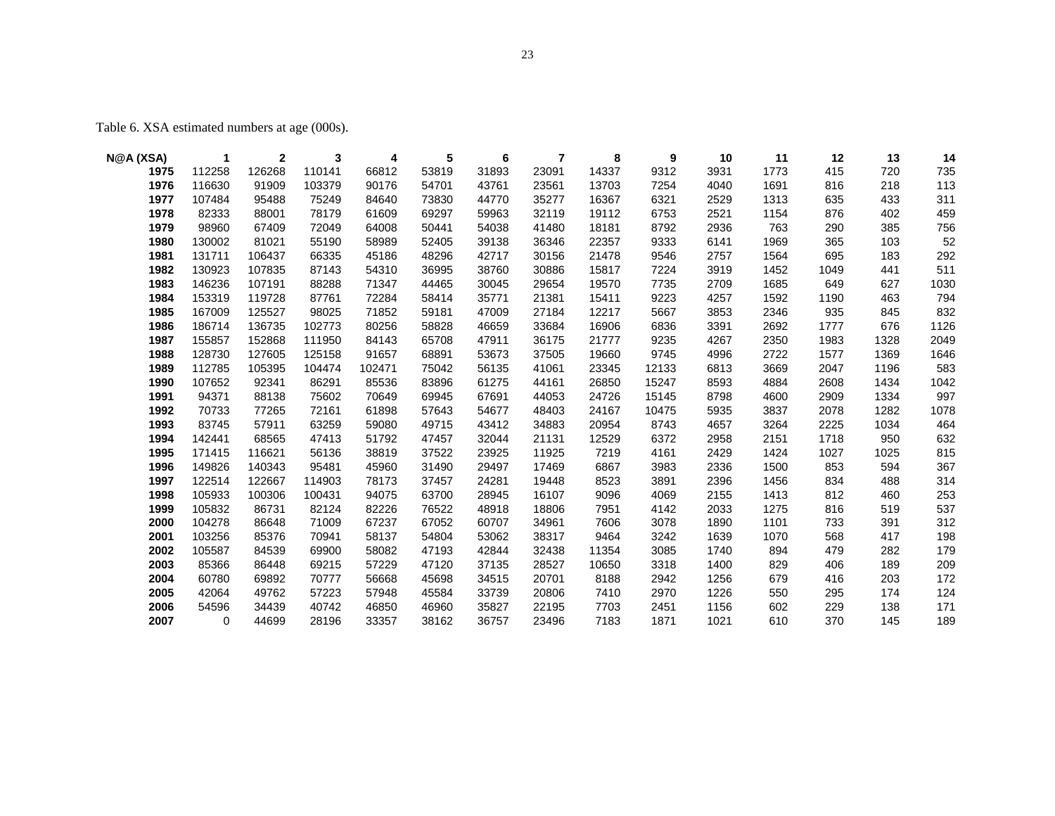Table 6. XSA estimated numbers at age (000s).

| N@A (XSA) | 1 | 2 | 3 | 4 | 5 | 6 | 7 | 8 | 9 | 10 | 11 | 12 | 13 | 14 |
|---|---|---|---|---|---|---|---|---|---|---|---|---|---|---|
| **1975** | 112258 | 126268 | 110141 | 66812 | 53819 | 31893 | 23091 | 14337 | 9312 | 3931 | 1773 | 415 | 720 | 735 |
| **1976** | 116630 | 91909 | 103379 | 90176 | 54701 | 43761 | 23561 | 13703 | 7254 | 4040 | 1691 | 816 | 218 | 113 |
| **1977** | 107484 | 95488 | 75249 | 84640 | 73830 | 44770 | 35277 | 16367 | 6321 | 2529 | 1313 | 635 | 433 | 311 |
| **1978** | 82333 | 88001 | 78179 | 61609 | 69297 | 59963 | 32119 | 19112 | 6753 | 2521 | 1154 | 876 | 402 | 459 |
| **1979** | 98960 | 67409 | 72049 | 64008 | 50441 | 54038 | 41480 | 18181 | 8792 | 2936 | 763 | 290 | 385 | 756 |
| **1980** | 130002 | 81021 | 55190 | 58989 | 52405 | 39138 | 36346 | 22357 | 9333 | 6141 | 1969 | 365 | 103 | 52 |
| **1981** | 131711 | 106437 | 66335 | 45186 | 48296 | 42717 | 30156 | 21478 | 9546 | 2757 | 1564 | 695 | 183 | 292 |
| **1982** | 130923 | 107835 | 87143 | 54310 | 36995 | 38760 | 30886 | 15817 | 7224 | 3919 | 1452 | 1049 | 441 | 511 |
| **1983** | 146236 | 107191 | 88288 | 71347 | 44465 | 30045 | 29654 | 19570 | 7735 | 2709 | 1685 | 649 | 627 | 1030 |
| **1984** | 153319 | 119728 | 87761 | 72284 | 58414 | 35771 | 21381 | 15411 | 9223 | 4257 | 1592 | 1190 | 463 | 794 |
| **1985** | 167009 | 125527 | 98025 | 71852 | 59181 | 47009 | 27184 | 12217 | 5667 | 3853 | 2346 | 935 | 845 | 832 |
| **1986** | 186714 | 136735 | 102773 | 80256 | 58828 | 46659 | 33684 | 16906 | 6836 | 3391 | 2692 | 1777 | 676 | 1126 |
| **1987** | 155857 | 152868 | 111950 | 84143 | 65708 | 47911 | 36175 | 21777 | 9235 | 4267 | 2350 | 1983 | 1328 | 2049 |
| **1988** | 128730 | 127605 | 125158 | 91657 | 68891 | 53673 | 37505 | 19660 | 9745 | 4996 | 2722 | 1577 | 1369 | 1646 |
| **1989** | 112785 | 105395 | 104474 | 102471 | 75042 | 56135 | 41061 | 23345 | 12133 | 6813 | 3669 | 2047 | 1196 | 583 |
| **1990** | 107652 | 92341 | 86291 | 85536 | 83896 | 61275 | 44161 | 26850 | 15247 | 8593 | 4884 | 2608 | 1434 | 1042 |
| **1991** | 94371 | 88138 | 75602 | 70649 | 69945 | 67691 | 44053 | 24726 | 15145 | 8798 | 4600 | 2909 | 1334 | 997 |
| **1992** | 70733 | 77265 | 72161 | 61898 | 57643 | 54677 | 48403 | 24167 | 10475 | 5935 | 3837 | 2078 | 1282 | 1078 |
| **1993** | 83745 | 57911 | 63259 | 59080 | 49715 | 43412 | 34883 | 20954 | 8743 | 4657 | 3264 | 2225 | 1034 | 464 |
| **1994** | 142441 | 68565 | 47413 | 51792 | 47457 | 32044 | 21131 | 12529 | 6372 | 2958 | 2151 | 1718 | 950 | 632 |
| **1995** | 171415 | 116621 | 56136 | 38819 | 37522 | 23925 | 11925 | 7219 | 4161 | 2429 | 1424 | 1027 | 1025 | 815 |
| **1996** | 149826 | 140343 | 95481 | 45960 | 31490 | 29497 | 17469 | 6867 | 3983 | 2336 | 1500 | 853 | 594 | 367 |
| **1997** | 122514 | 122667 | 114903 | 78173 | 37457 | 24281 | 19448 | 8523 | 3891 | 2396 | 1456 | 834 | 488 | 314 |
| **1998** | 105933 | 100306 | 100431 | 94075 | 63700 | 28945 | 16107 | 9096 | 4069 | 2155 | 1413 | 812 | 460 | 253 |
| **1999** | 105832 | 86731 | 82124 | 82226 | 76522 | 48918 | 18806 | 7951 | 4142 | 2033 | 1275 | 816 | 519 | 537 |
| **2000** | 104278 | 86648 | 71009 | 67237 | 67052 | 60707 | 34961 | 7606 | 3078 | 1890 | 1101 | 733 | 391 | 312 |
| **2001** | 103256 | 85376 | 70941 | 58137 | 54804 | 53062 | 38317 | 9464 | 3242 | 1639 | 1070 | 568 | 417 | 198 |
| **2002** | 105587 | 84539 | 69900 | 58082 | 47193 | 42844 | 32438 | 11354 | 3085 | 1740 | 894 | 479 | 282 | 179 |
| **2003** | 85366 | 86448 | 69215 | 57229 | 47120 | 37135 | 28527 | 10650 | 3318 | 1400 | 829 | 406 | 189 | 209 |
| **2004** | 60780 | 69892 | 70777 | 56668 | 45698 | 34515 | 20701 | 8188 | 2942 | 1256 | 679 | 416 | 203 | 172 |
| **2005** | 42064 | 49762 | 57223 | 57948 | 45584 | 33739 | 20806 | 7410 | 2970 | 1226 | 550 | 295 | 174 | 124 |
| **2006** | 54596 | 34439 | 40742 | 46850 | 46960 | 35827 | 22195 | 7703 | 2451 | 1156 | 602 | 229 | 138 | 171 |
| **2007** | 0 | 44699 | 28196 | 33357 | 38162 | 36757 | 23496 | 7183 | 1871 | 1021 | 610 | 370 | 145 | 189 |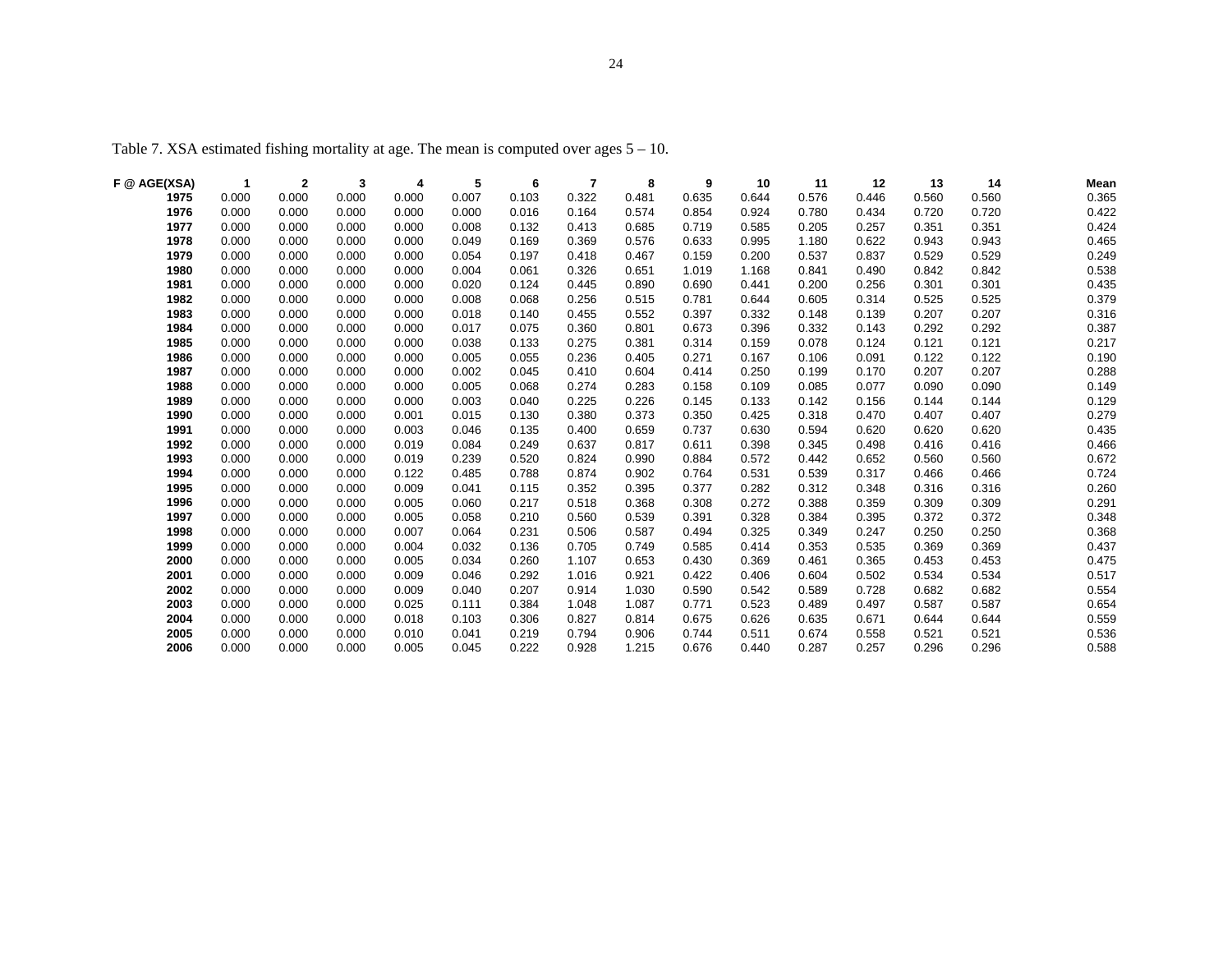Table 7. XSA estimated fishing mortality at age. The mean is computed over ages 5 – 10.

| F @ AGE(XSA) | 1 | 2 | 3 | 4 | 5 | 6 | 7 | 8 | 9 | 10 | 11 | 12 | 13 | 14 | Mean |
|---|---|---|---|---|---|---|---|---|---|---|---|---|---|---|---|
| 1975 | 0.000 | 0.000 | 0.000 | 0.000 | 0.007 | 0.103 | 0.322 | 0.481 | 0.635 | 0.644 | 0.576 | 0.446 | 0.560 | 0.560 | 0.365 |
| 1976 | 0.000 | 0.000 | 0.000 | 0.000 | 0.000 | 0.016 | 0.164 | 0.574 | 0.854 | 0.924 | 0.780 | 0.434 | 0.720 | 0.720 | 0.422 |
| 1977 | 0.000 | 0.000 | 0.000 | 0.000 | 0.008 | 0.132 | 0.413 | 0.685 | 0.719 | 0.585 | 0.205 | 0.257 | 0.351 | 0.351 | 0.424 |
| 1978 | 0.000 | 0.000 | 0.000 | 0.000 | 0.049 | 0.169 | 0.369 | 0.576 | 0.633 | 0.995 | 1.180 | 0.622 | 0.943 | 0.943 | 0.465 |
| 1979 | 0.000 | 0.000 | 0.000 | 0.000 | 0.054 | 0.197 | 0.418 | 0.467 | 0.159 | 0.200 | 0.537 | 0.837 | 0.529 | 0.529 | 0.249 |
| 1980 | 0.000 | 0.000 | 0.000 | 0.000 | 0.004 | 0.061 | 0.326 | 0.651 | 1.019 | 1.168 | 0.841 | 0.490 | 0.842 | 0.842 | 0.538 |
| 1981 | 0.000 | 0.000 | 0.000 | 0.000 | 0.020 | 0.124 | 0.445 | 0.890 | 0.690 | 0.441 | 0.200 | 0.256 | 0.301 | 0.301 | 0.435 |
| 1982 | 0.000 | 0.000 | 0.000 | 0.000 | 0.008 | 0.068 | 0.256 | 0.515 | 0.781 | 0.644 | 0.605 | 0.314 | 0.525 | 0.525 | 0.379 |
| 1983 | 0.000 | 0.000 | 0.000 | 0.000 | 0.018 | 0.140 | 0.455 | 0.552 | 0.397 | 0.332 | 0.148 | 0.139 | 0.207 | 0.207 | 0.316 |
| 1984 | 0.000 | 0.000 | 0.000 | 0.000 | 0.017 | 0.075 | 0.360 | 0.801 | 0.673 | 0.396 | 0.332 | 0.143 | 0.292 | 0.292 | 0.387 |
| 1985 | 0.000 | 0.000 | 0.000 | 0.000 | 0.038 | 0.133 | 0.275 | 0.381 | 0.314 | 0.159 | 0.078 | 0.124 | 0.121 | 0.121 | 0.217 |
| 1986 | 0.000 | 0.000 | 0.000 | 0.000 | 0.005 | 0.055 | 0.236 | 0.405 | 0.271 | 0.167 | 0.106 | 0.091 | 0.122 | 0.122 | 0.190 |
| 1987 | 0.000 | 0.000 | 0.000 | 0.000 | 0.002 | 0.045 | 0.410 | 0.604 | 0.414 | 0.250 | 0.199 | 0.170 | 0.207 | 0.207 | 0.288 |
| 1988 | 0.000 | 0.000 | 0.000 | 0.000 | 0.005 | 0.068 | 0.274 | 0.283 | 0.158 | 0.109 | 0.085 | 0.077 | 0.090 | 0.090 | 0.149 |
| 1989 | 0.000 | 0.000 | 0.000 | 0.000 | 0.003 | 0.040 | 0.225 | 0.226 | 0.145 | 0.133 | 0.142 | 0.156 | 0.144 | 0.144 | 0.129 |
| 1990 | 0.000 | 0.000 | 0.000 | 0.001 | 0.015 | 0.130 | 0.380 | 0.373 | 0.350 | 0.425 | 0.318 | 0.470 | 0.407 | 0.407 | 0.279 |
| 1991 | 0.000 | 0.000 | 0.000 | 0.003 | 0.046 | 0.135 | 0.400 | 0.659 | 0.737 | 0.630 | 0.594 | 0.620 | 0.620 | 0.620 | 0.435 |
| 1992 | 0.000 | 0.000 | 0.000 | 0.019 | 0.084 | 0.249 | 0.637 | 0.817 | 0.611 | 0.398 | 0.345 | 0.498 | 0.416 | 0.416 | 0.466 |
| 1993 | 0.000 | 0.000 | 0.000 | 0.019 | 0.239 | 0.520 | 0.824 | 0.990 | 0.884 | 0.572 | 0.442 | 0.652 | 0.560 | 0.560 | 0.672 |
| 1994 | 0.000 | 0.000 | 0.000 | 0.122 | 0.485 | 0.788 | 0.874 | 0.902 | 0.764 | 0.531 | 0.539 | 0.317 | 0.466 | 0.466 | 0.724 |
| 1995 | 0.000 | 0.000 | 0.000 | 0.009 | 0.041 | 0.115 | 0.352 | 0.395 | 0.377 | 0.282 | 0.312 | 0.348 | 0.316 | 0.316 | 0.260 |
| 1996 | 0.000 | 0.000 | 0.000 | 0.005 | 0.060 | 0.217 | 0.518 | 0.368 | 0.308 | 0.272 | 0.388 | 0.359 | 0.309 | 0.309 | 0.291 |
| 1997 | 0.000 | 0.000 | 0.000 | 0.005 | 0.058 | 0.210 | 0.560 | 0.539 | 0.391 | 0.328 | 0.384 | 0.395 | 0.372 | 0.372 | 0.348 |
| 1998 | 0.000 | 0.000 | 0.000 | 0.007 | 0.064 | 0.231 | 0.506 | 0.587 | 0.494 | 0.325 | 0.349 | 0.247 | 0.250 | 0.250 | 0.368 |
| 1999 | 0.000 | 0.000 | 0.000 | 0.004 | 0.032 | 0.136 | 0.705 | 0.749 | 0.585 | 0.414 | 0.353 | 0.535 | 0.369 | 0.369 | 0.437 |
| 2000 | 0.000 | 0.000 | 0.000 | 0.005 | 0.034 | 0.260 | 1.107 | 0.653 | 0.430 | 0.369 | 0.461 | 0.365 | 0.453 | 0.453 | 0.475 |
| 2001 | 0.000 | 0.000 | 0.000 | 0.009 | 0.046 | 0.292 | 1.016 | 0.921 | 0.422 | 0.406 | 0.604 | 0.502 | 0.534 | 0.534 | 0.517 |
| 2002 | 0.000 | 0.000 | 0.000 | 0.009 | 0.040 | 0.207 | 0.914 | 1.030 | 0.590 | 0.542 | 0.589 | 0.728 | 0.682 | 0.682 | 0.554 |
| 2003 | 0.000 | 0.000 | 0.000 | 0.025 | 0.111 | 0.384 | 1.048 | 1.087 | 0.771 | 0.523 | 0.489 | 0.497 | 0.587 | 0.587 | 0.654 |
| 2004 | 0.000 | 0.000 | 0.000 | 0.018 | 0.103 | 0.306 | 0.827 | 0.814 | 0.675 | 0.626 | 0.635 | 0.671 | 0.644 | 0.644 | 0.559 |
| 2005 | 0.000 | 0.000 | 0.000 | 0.010 | 0.041 | 0.219 | 0.794 | 0.906 | 0.744 | 0.511 | 0.674 | 0.558 | 0.521 | 0.521 | 0.536 |
| 2006 | 0.000 | 0.000 | 0.000 | 0.005 | 0.045 | 0.222 | 0.928 | 1.215 | 0.676 | 0.440 | 0.287 | 0.257 | 0.296 | 0.296 | 0.588 |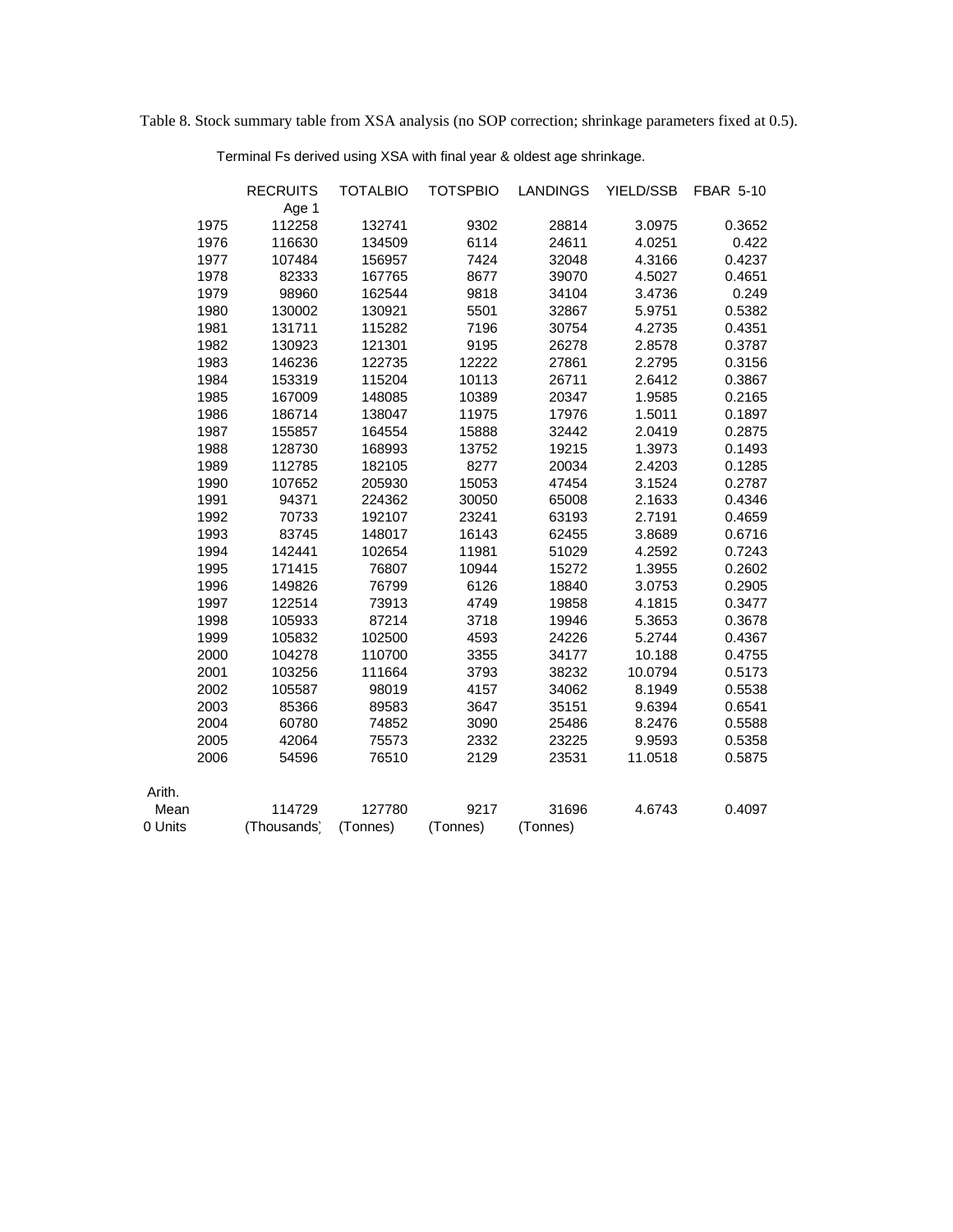Table 8. Stock summary table from XSA analysis (no SOP correction; shrinkage parameters fixed at 0.5).

Terminal Fs derived using XSA with final year & oldest age shrinkage.

| | RECRUITS Age 1 | TOTALBIO | TOTSPBIO | LANDINGS | YIELD/SSB | FBAR 5-10 |
|---|---|---|---|---|---|---|
| 1975 | 112258 | 132741 | 9302 | 28814 | 3.0975 | 0.3652 |
| 1976 | 116630 | 134509 | 6114 | 24611 | 4.0251 | 0.422 |
| 1977 | 107484 | 156957 | 7424 | 32048 | 4.3166 | 0.4237 |
| 1978 | 82333 | 167765 | 8677 | 39070 | 4.5027 | 0.4651 |
| 1979 | 98960 | 162544 | 9818 | 34104 | 3.4736 | 0.249 |
| 1980 | 130002 | 130921 | 5501 | 32867 | 5.9751 | 0.5382 |
| 1981 | 131711 | 115282 | 7196 | 30754 | 4.2735 | 0.4351 |
| 1982 | 130923 | 121301 | 9195 | 26278 | 2.8578 | 0.3787 |
| 1983 | 146236 | 122735 | 12222 | 27861 | 2.2795 | 0.3156 |
| 1984 | 153319 | 115204 | 10113 | 26711 | 2.6412 | 0.3867 |
| 1985 | 167009 | 148085 | 10389 | 20347 | 1.9585 | 0.2165 |
| 1986 | 186714 | 138047 | 11975 | 17976 | 1.5011 | 0.1897 |
| 1987 | 155857 | 164554 | 15888 | 32442 | 2.0419 | 0.2875 |
| 1988 | 128730 | 168993 | 13752 | 19215 | 1.3973 | 0.1493 |
| 1989 | 112785 | 182105 | 8277 | 20034 | 2.4203 | 0.1285 |
| 1990 | 107652 | 205930 | 15053 | 47454 | 3.1524 | 0.2787 |
| 1991 | 94371 | 224362 | 30050 | 65008 | 2.1633 | 0.4346 |
| 1992 | 70733 | 192107 | 23241 | 63193 | 2.7191 | 0.4659 |
| 1993 | 83745 | 148017 | 16143 | 62455 | 3.8689 | 0.6716 |
| 1994 | 142441 | 102654 | 11981 | 51029 | 4.2592 | 0.7243 |
| 1995 | 171415 | 76807 | 10944 | 15272 | 1.3955 | 0.2602 |
| 1996 | 149826 | 76799 | 6126 | 18840 | 3.0753 | 0.2905 |
| 1997 | 122514 | 73913 | 4749 | 19858 | 4.1815 | 0.3477 |
| 1998 | 105933 | 87214 | 3718 | 19946 | 5.3653 | 0.3678 |
| 1999 | 105832 | 102500 | 4593 | 24226 | 5.2744 | 0.4367 |
| 2000 | 104278 | 110700 | 3355 | 34177 | 10.188 | 0.4755 |
| 2001 | 103256 | 111664 | 3793 | 38232 | 10.0794 | 0.5173 |
| 2002 | 105587 | 98019 | 4157 | 34062 | 8.1949 | 0.5538 |
| 2003 | 85366 | 89583 | 3647 | 35151 | 9.6394 | 0.6541 |
| 2004 | 60780 | 74852 | 3090 | 25486 | 8.2476 | 0.5588 |
| 2005 | 42064 | 75573 | 2332 | 23225 | 9.9593 | 0.5358 |
| 2006 | 54596 | 76510 | 2129 | 23531 | 11.0518 | 0.5875 |
| Arith. Mean | 114729 | 127780 | 9217 | 31696 | 4.6743 | 0.4097 |
| 0 Units | (Thousands) | (Tonnes) | (Tonnes) | (Tonnes) | | |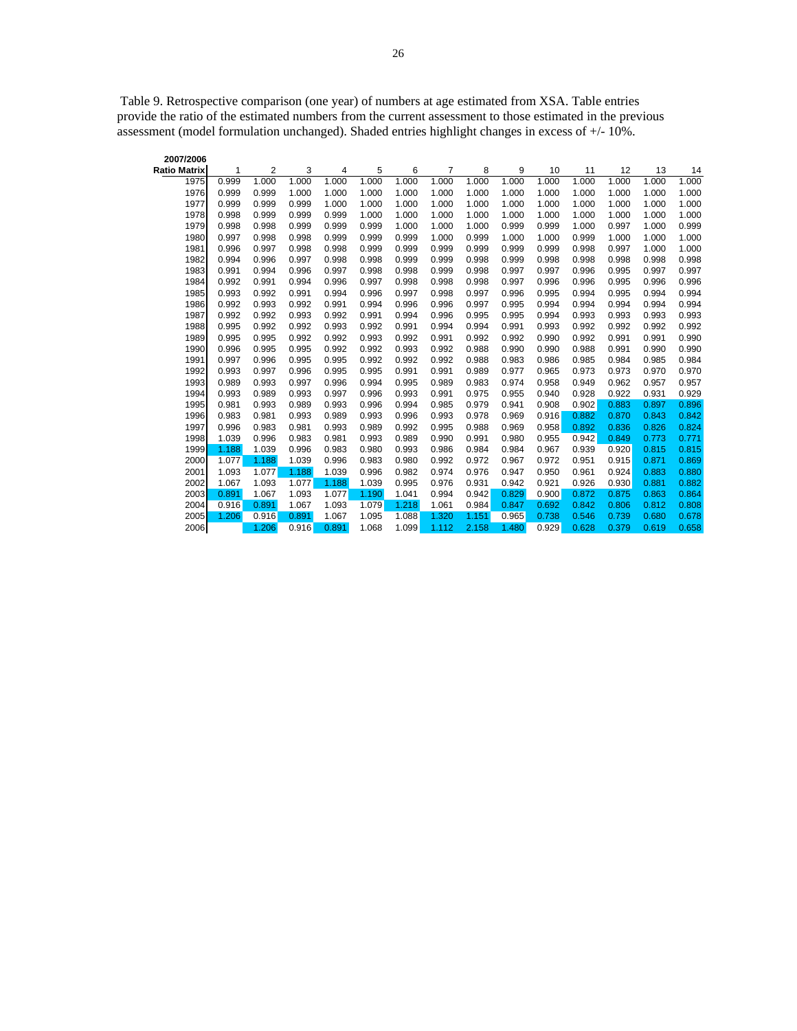Table 9. Retrospective comparison (one year) of numbers at age estimated from XSA. Table entries provide the ratio of the estimated numbers from the current assessment to those estimated in the previous assessment (model formulation unchanged). Shaded entries highlight changes in excess of +/- 10%.

| 2007/2006 Ratio Matrix | 1 | 2 | 3 | 4 | 5 | 6 | 7 | 8 | 9 | 10 | 11 | 12 | 13 | 14 |
|---|---|---|---|---|---|---|---|---|---|---|---|---|---|---|
| 1975 | 0.999 | 1.000 | 1.000 | 1.000 | 1.000 | 1.000 | 1.000 | 1.000 | 1.000 | 1.000 | 1.000 | 1.000 | 1.000 | 1.000 |
| 1976 | 0.999 | 0.999 | 1.000 | 1.000 | 1.000 | 1.000 | 1.000 | 1.000 | 1.000 | 1.000 | 1.000 | 1.000 | 1.000 | 1.000 |
| 1977 | 0.999 | 0.999 | 0.999 | 1.000 | 1.000 | 1.000 | 1.000 | 1.000 | 1.000 | 1.000 | 1.000 | 1.000 | 1.000 | 1.000 |
| 1978 | 0.998 | 0.999 | 0.999 | 0.999 | 1.000 | 1.000 | 1.000 | 1.000 | 1.000 | 1.000 | 1.000 | 1.000 | 1.000 | 1.000 |
| 1979 | 0.998 | 0.998 | 0.999 | 0.999 | 0.999 | 1.000 | 1.000 | 1.000 | 0.999 | 0.999 | 1.000 | 0.997 | 1.000 | 0.999 |
| 1980 | 0.997 | 0.998 | 0.998 | 0.999 | 0.999 | 0.999 | 1.000 | 0.999 | 1.000 | 1.000 | 0.999 | 1.000 | 1.000 | 1.000 |
| 1981 | 0.996 | 0.997 | 0.998 | 0.998 | 0.999 | 0.999 | 0.999 | 0.999 | 0.999 | 0.999 | 0.998 | 0.997 | 1.000 | 1.000 |
| 1982 | 0.994 | 0.996 | 0.997 | 0.998 | 0.998 | 0.999 | 0.999 | 0.998 | 0.999 | 0.998 | 0.998 | 0.998 | 0.998 | 0.998 |
| 1983 | 0.991 | 0.994 | 0.996 | 0.997 | 0.998 | 0.998 | 0.999 | 0.998 | 0.997 | 0.997 | 0.996 | 0.995 | 0.997 | 0.997 |
| 1984 | 0.992 | 0.991 | 0.994 | 0.996 | 0.997 | 0.998 | 0.998 | 0.998 | 0.997 | 0.996 | 0.996 | 0.995 | 0.996 | 0.996 |
| 1985 | 0.993 | 0.992 | 0.991 | 0.994 | 0.996 | 0.997 | 0.998 | 0.997 | 0.996 | 0.995 | 0.994 | 0.995 | 0.994 | 0.994 |
| 1986 | 0.992 | 0.993 | 0.992 | 0.991 | 0.994 | 0.996 | 0.996 | 0.997 | 0.995 | 0.994 | 0.994 | 0.994 | 0.994 | 0.994 |
| 1987 | 0.992 | 0.992 | 0.993 | 0.992 | 0.991 | 0.994 | 0.996 | 0.995 | 0.995 | 0.994 | 0.993 | 0.993 | 0.993 | 0.993 |
| 1988 | 0.995 | 0.992 | 0.992 | 0.993 | 0.992 | 0.991 | 0.994 | 0.994 | 0.991 | 0.993 | 0.992 | 0.992 | 0.992 | 0.992 |
| 1989 | 0.995 | 0.995 | 0.992 | 0.992 | 0.993 | 0.992 | 0.991 | 0.992 | 0.992 | 0.990 | 0.992 | 0.991 | 0.991 | 0.990 |
| 1990 | 0.996 | 0.995 | 0.995 | 0.992 | 0.992 | 0.993 | 0.992 | 0.988 | 0.990 | 0.990 | 0.988 | 0.991 | 0.990 | 0.990 |
| 1991 | 0.997 | 0.996 | 0.995 | 0.995 | 0.992 | 0.992 | 0.992 | 0.988 | 0.983 | 0.986 | 0.985 | 0.984 | 0.985 | 0.984 |
| 1992 | 0.993 | 0.997 | 0.996 | 0.995 | 0.995 | 0.991 | 0.991 | 0.989 | 0.977 | 0.965 | 0.973 | 0.973 | 0.970 | 0.970 |
| 1993 | 0.989 | 0.993 | 0.997 | 0.996 | 0.994 | 0.995 | 0.989 | 0.983 | 0.974 | 0.958 | 0.949 | 0.962 | 0.957 | 0.957 |
| 1994 | 0.993 | 0.989 | 0.993 | 0.997 | 0.996 | 0.993 | 0.991 | 0.975 | 0.955 | 0.940 | 0.928 | 0.922 | 0.931 | 0.929 |
| 1995 | 0.981 | 0.993 | 0.989 | 0.993 | 0.996 | 0.994 | 0.985 | 0.979 | 0.941 | 0.908 | 0.902 | 0.883 | 0.897 | 0.896 |
| 1996 | 0.983 | 0.981 | 0.993 | 0.989 | 0.993 | 0.996 | 0.993 | 0.978 | 0.969 | 0.916 | 0.882 | 0.870 | 0.843 | 0.842 |
| 1997 | 0.996 | 0.983 | 0.981 | 0.993 | 0.989 | 0.992 | 0.995 | 0.988 | 0.969 | 0.958 | 0.892 | 0.836 | 0.826 | 0.824 |
| 1998 | 1.039 | 0.996 | 0.983 | 0.981 | 0.993 | 0.989 | 0.990 | 0.991 | 0.980 | 0.955 | 0.942 | 0.849 | 0.773 | 0.771 |
| 1999 | 1.188 | 1.039 | 0.996 | 0.983 | 0.980 | 0.993 | 0.986 | 0.984 | 0.984 | 0.967 | 0.939 | 0.920 | 0.815 | 0.815 |
| 2000 | 1.077 | 1.188 | 1.039 | 0.996 | 0.983 | 0.980 | 0.992 | 0.972 | 0.967 | 0.972 | 0.951 | 0.915 | 0.871 | 0.869 |
| 2001 | 1.093 | 1.077 | 1.188 | 1.039 | 0.996 | 0.982 | 0.974 | 0.976 | 0.947 | 0.950 | 0.961 | 0.924 | 0.883 | 0.880 |
| 2002 | 1.067 | 1.093 | 1.077 | 1.188 | 1.039 | 0.995 | 0.976 | 0.931 | 0.942 | 0.921 | 0.926 | 0.930 | 0.881 | 0.882 |
| 2003 | 0.891 | 1.067 | 1.093 | 1.077 | 1.190 | 1.041 | 0.994 | 0.942 | 0.829 | 0.900 | 0.872 | 0.875 | 0.863 | 0.864 |
| 2004 | 0.916 | 0.891 | 1.067 | 1.093 | 1.079 | 1.218 | 1.061 | 0.984 | 0.847 | 0.692 | 0.842 | 0.806 | 0.812 | 0.808 |
| 2005 | 1.206 | 0.916 | 0.891 | 1.067 | 1.095 | 1.088 | 1.320 | 1.151 | 0.965 | 0.738 | 0.546 | 0.739 | 0.680 | 0.678 |
| 2006 | | 1.206 | 0.916 | 0.891 | 1.068 | 1.099 | 1.112 | 2.158 | 1.480 | 0.929 | 0.628 | 0.379 | 0.619 | 0.658 |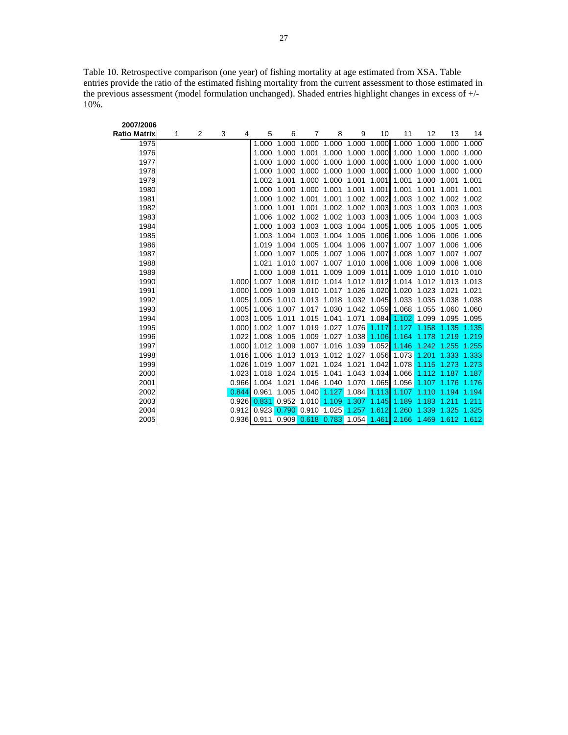Table 10. Retrospective comparison (one year) of fishing mortality at age estimated from XSA. Table entries provide the ratio of the estimated fishing mortality from the current assessment to those estimated in the previous assessment (model formulation unchanged). Shaded entries highlight changes in excess of +/- 10%.

| 2007/2006 Ratio Matrix | 1 | 2 | 3 | 4 | 5 | 6 | 7 | 8 | 9 | 10 | 11 | 12 | 13 | 14 |
|---|---|---|---|---|---|---|---|---|---|---|---|---|---|---|
| 1975 | | | | | 1.000 | 1.000 | 1.000 | 1.000 | 1.000 | 1.000 | 1.000 | 1.000 | 1.000 | 1.000 |
| 1976 | | | | | 1.000 | 1.000 | 1.001 | 1.000 | 1.000 | 1.000 | 1.000 | 1.000 | 1.000 | 1.000 |
| 1977 | | | | | 1.000 | 1.000 | 1.000 | 1.000 | 1.000 | 1.000 | 1.000 | 1.000 | 1.000 | 1.000 |
| 1978 | | | | | 1.000 | 1.000 | 1.000 | 1.000 | 1.000 | 1.000 | 1.000 | 1.000 | 1.000 | 1.000 |
| 1979 | | | | | 1.002 | 1.001 | 1.000 | 1.000 | 1.001 | 1.001 | 1.001 | 1.000 | 1.001 | 1.001 |
| 1980 | | | | | 1.000 | 1.000 | 1.000 | 1.001 | 1.001 | 1.001 | 1.001 | 1.001 | 1.001 | 1.001 |
| 1981 | | | | | 1.000 | 1.002 | 1.001 | 1.001 | 1.002 | 1.002 | 1.003 | 1.002 | 1.002 | 1.002 |
| 1982 | | | | | 1.000 | 1.001 | 1.001 | 1.002 | 1.002 | 1.003 | 1.003 | 1.003 | 1.003 | 1.003 |
| 1983 | | | | | 1.006 | 1.002 | 1.002 | 1.002 | 1.003 | 1.003 | 1.005 | 1.004 | 1.003 | 1.003 |
| 1984 | | | | | 1.000 | 1.003 | 1.003 | 1.003 | 1.004 | 1.005 | 1.005 | 1.005 | 1.005 | 1.005 |
| 1985 | | | | | 1.003 | 1.004 | 1.003 | 1.004 | 1.005 | 1.006 | 1.006 | 1.006 | 1.006 | 1.006 |
| 1986 | | | | | 1.019 | 1.004 | 1.005 | 1.004 | 1.006 | 1.007 | 1.007 | 1.007 | 1.006 | 1.006 |
| 1987 | | | | | 1.000 | 1.007 | 1.005 | 1.007 | 1.006 | 1.007 | 1.008 | 1.007 | 1.007 | 1.007 |
| 1988 | | | | | 1.021 | 1.010 | 1.007 | 1.007 | 1.010 | 1.008 | 1.008 | 1.009 | 1.008 | 1.008 |
| 1989 | | | | | 1.000 | 1.008 | 1.011 | 1.009 | 1.009 | 1.011 | 1.009 | 1.010 | 1.010 | 1.010 |
| 1990 | | | | 1.000 | 1.007 | 1.008 | 1.010 | 1.014 | 1.012 | 1.012 | 1.014 | 1.012 | 1.013 | 1.013 |
| 1991 | | | | 1.000 | 1.009 | 1.009 | 1.010 | 1.017 | 1.026 | 1.020 | 1.020 | 1.023 | 1.021 | 1.021 |
| 1992 | | | | 1.005 | 1.005 | 1.010 | 1.013 | 1.018 | 1.032 | 1.045 | 1.033 | 1.035 | 1.038 | 1.038 |
| 1993 | | | | 1.005 | 1.006 | 1.007 | 1.017 | 1.030 | 1.042 | 1.059 | 1.068 | 1.055 | 1.060 | 1.060 |
| 1994 | | | | 1.003 | 1.005 | 1.011 | 1.015 | 1.041 | 1.071 | 1.084 | 1.102 | 1.099 | 1.095 | 1.095 |
| 1995 | | | | 1.000 | 1.002 | 1.007 | 1.019 | 1.027 | 1.076 | 1.117 | 1.127 | 1.158 | 1.135 | 1.135 |
| 1996 | | | | 1.022 | 1.008 | 1.005 | 1.009 | 1.027 | 1.038 | 1.106 | 1.164 | 1.178 | 1.219 | 1.219 |
| 1997 | | | | 1.000 | 1.012 | 1.009 | 1.007 | 1.016 | 1.039 | 1.052 | 1.146 | 1.242 | 1.255 | 1.255 |
| 1998 | | | | 1.016 | 1.006 | 1.013 | 1.013 | 1.012 | 1.027 | 1.056 | 1.073 | 1.201 | 1.333 | 1.333 |
| 1999 | | | | 1.026 | 1.019 | 1.007 | 1.021 | 1.024 | 1.021 | 1.042 | 1.078 | 1.115 | 1.273 | 1.273 |
| 2000 | | | | 1.023 | 1.018 | 1.024 | 1.015 | 1.041 | 1.043 | 1.034 | 1.066 | 1.112 | 1.187 | 1.187 |
| 2001 | | | | 0.966 | 1.004 | 1.021 | 1.046 | 1.040 | 1.070 | 1.065 | 1.056 | 1.107 | 1.176 | 1.176 |
| 2002 | | | | 0.844 | 0.961 | 1.005 | 1.040 | 1.127 | 1.084 | 1.113 | 1.107 | 1.110 | 1.194 | 1.194 |
| 2003 | | | | 0.926 | 0.831 | 0.952 | 1.010 | 1.109 | 1.307 | 1.145 | 1.189 | 1.183 | 1.211 | 1.211 |
| 2004 | | | | 0.912 | 0.923 | 0.790 | 0.910 | 1.025 | 1.257 | 1.612 | 1.260 | 1.339 | 1.325 | 1.325 |
| 2005 | | | | 0.936 | 0.911 | 0.909 | 0.618 | 0.783 | 1.054 | 1.461 | 2.166 | 1.469 | 1.612 | 1.612 |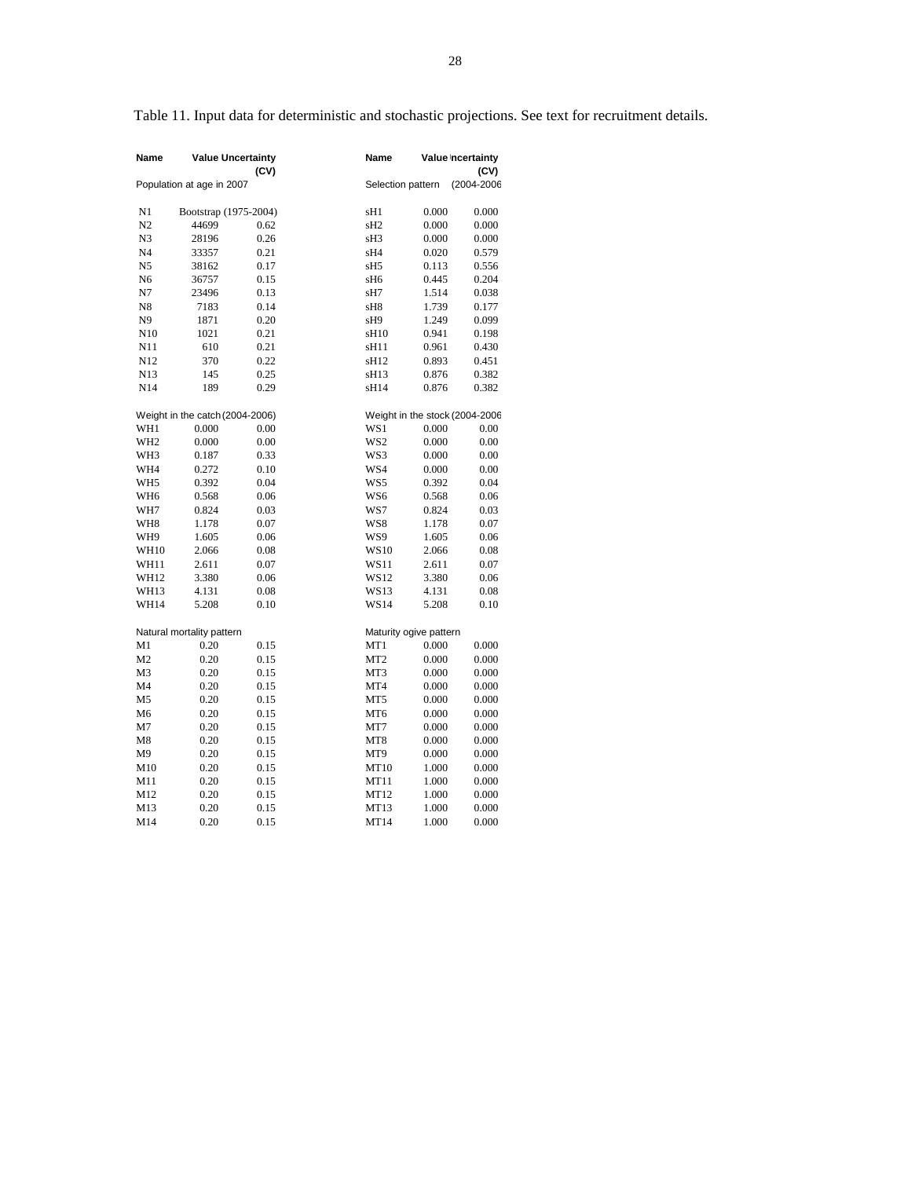Table 11. Input data for deterministic and stochastic projections. See text for recruitment details.

| Name | Value | Uncertainty (CV) | Name | Value | Uncertainty (CV) |
|---|---|---|---|---|---|
| Population at age in 2007 | | | Selection pattern | | (2004-2006 |
| N1 | Bootstrap (1975-2004) | | sH1 | 0.000 | 0.000 |
| N2 | 44699 | 0.62 | sH2 | 0.000 | 0.000 |
| N3 | 28196 | 0.26 | sH3 | 0.000 | 0.000 |
| N4 | 33357 | 0.21 | sH4 | 0.020 | 0.579 |
| N5 | 38162 | 0.17 | sH5 | 0.113 | 0.556 |
| N6 | 36757 | 0.15 | sH6 | 0.445 | 0.204 |
| N7 | 23496 | 0.13 | sH7 | 1.514 | 0.038 |
| N8 | 7183 | 0.14 | sH8 | 1.739 | 0.177 |
| N9 | 1871 | 0.20 | sH9 | 1.249 | 0.099 |
| N10 | 1021 | 0.21 | sH10 | 0.941 | 0.198 |
| N11 | 610 | 0.21 | sH11 | 0.961 | 0.430 |
| N12 | 370 | 0.22 | sH12 | 0.893 | 0.451 |
| N13 | 145 | 0.25 | sH13 | 0.876 | 0.382 |
| N14 | 189 | 0.29 | sH14 | 0.876 | 0.382 |
| Weight in the catch (2004-2006) | | | Weight in the stock (2004-2006 | | |
| WH1 | 0.000 | 0.00 | WS1 | 0.000 | 0.00 |
| WH2 | 0.000 | 0.00 | WS2 | 0.000 | 0.00 |
| WH3 | 0.187 | 0.33 | WS3 | 0.000 | 0.00 |
| WH4 | 0.272 | 0.10 | WS4 | 0.000 | 0.00 |
| WH5 | 0.392 | 0.04 | WS5 | 0.392 | 0.04 |
| WH6 | 0.568 | 0.06 | WS6 | 0.568 | 0.06 |
| WH7 | 0.824 | 0.03 | WS7 | 0.824 | 0.03 |
| WH8 | 1.178 | 0.07 | WS8 | 1.178 | 0.07 |
| WH9 | 1.605 | 0.06 | WS9 | 1.605 | 0.06 |
| WH10 | 2.066 | 0.08 | WS10 | 2.066 | 0.08 |
| WH11 | 2.611 | 0.07 | WS11 | 2.611 | 0.07 |
| WH12 | 3.380 | 0.06 | WS12 | 3.380 | 0.06 |
| WH13 | 4.131 | 0.08 | WS13 | 4.131 | 0.08 |
| WH14 | 5.208 | 0.10 | WS14 | 5.208 | 0.10 |
| Natural mortality pattern | | | Maturity ogive pattern | | |
| M1 | 0.20 | 0.15 | MT1 | 0.000 | 0.000 |
| M2 | 0.20 | 0.15 | MT2 | 0.000 | 0.000 |
| M3 | 0.20 | 0.15 | MT3 | 0.000 | 0.000 |
| M4 | 0.20 | 0.15 | MT4 | 0.000 | 0.000 |
| M5 | 0.20 | 0.15 | MT5 | 0.000 | 0.000 |
| M6 | 0.20 | 0.15 | MT6 | 0.000 | 0.000 |
| M7 | 0.20 | 0.15 | MT7 | 0.000 | 0.000 |
| M8 | 0.20 | 0.15 | MT8 | 0.000 | 0.000 |
| M9 | 0.20 | 0.15 | MT9 | 0.000 | 0.000 |
| M10 | 0.20 | 0.15 | MT10 | 1.000 | 0.000 |
| M11 | 0.20 | 0.15 | MT11 | 1.000 | 0.000 |
| M12 | 0.20 | 0.15 | MT12 | 1.000 | 0.000 |
| M13 | 0.20 | 0.15 | MT13 | 1.000 | 0.000 |
| M14 | 0.20 | 0.15 | MT14 | 1.000 | 0.000 |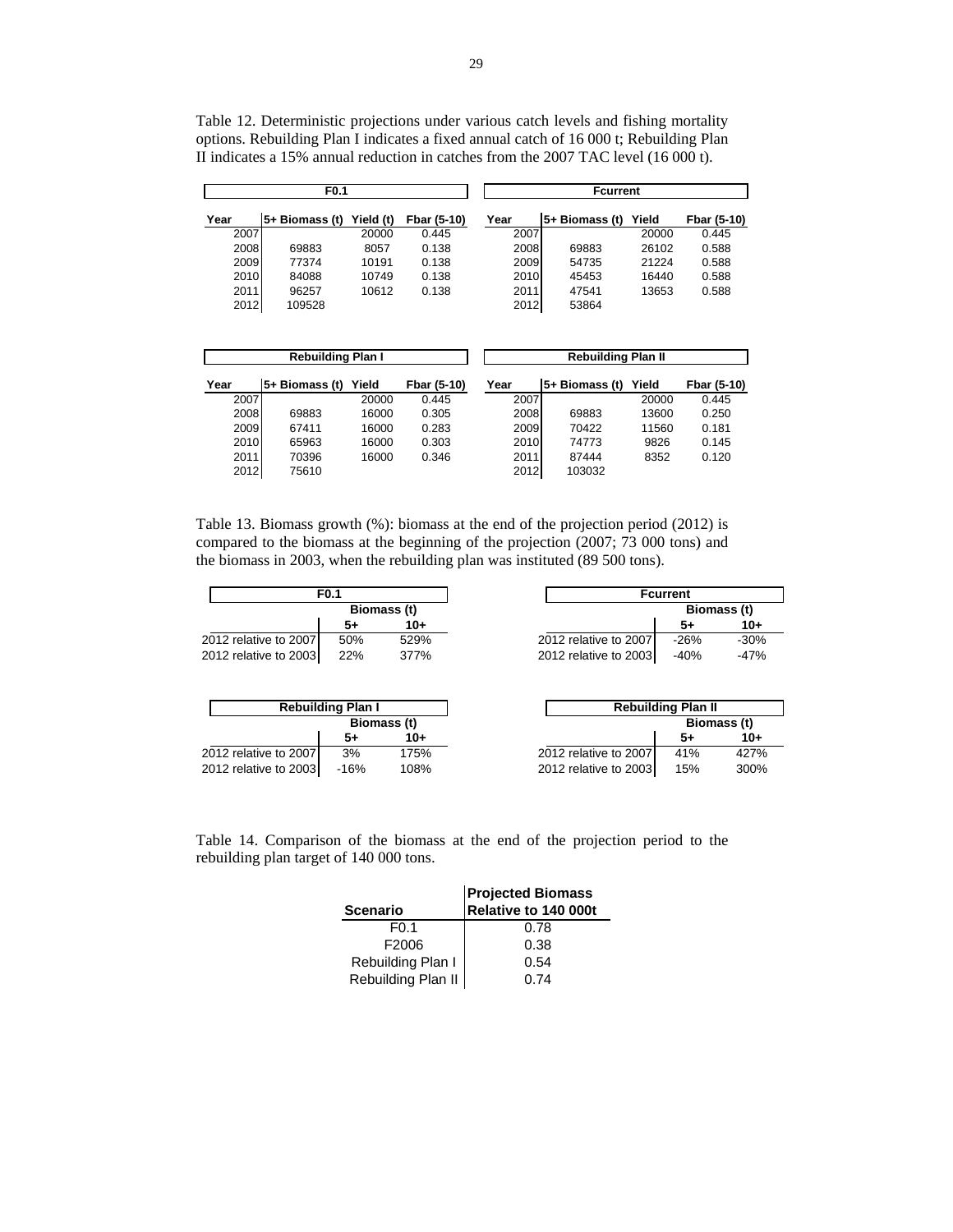Table 12. Deterministic projections under various catch levels and fishing mortality options. Rebuilding Plan I indicates a fixed annual catch of 16 000 t; Rebuilding Plan II indicates a 15% annual reduction in catches from the 2007 TAC level (16 000 t).

**F0.1**

| Year | 5+ Biomass (t) | Yield (t) | Fbar (5-10) |
|---|---|---|---|
| 2007 | | 20000 | 0.445 |
| 2008 | 69883 | 8057 | 0.138 |
| 2009 | 77374 | 10191 | 0.138 |
| 2010 | 84088 | 10749 | 0.138 |
| 2011 | 96257 | 10612 | 0.138 |
| 2012 | 109528 | | |

**Fcurrent**

| Year | 5+ Biomass (t) | Yield | Fbar (5-10) |
|---|---|---|---|
| 2007 | | 20000 | 0.445 |
| 2008 | 69883 | 26102 | 0.588 |
| 2009 | 54735 | 21224 | 0.588 |
| 2010 | 45453 | 16440 | 0.588 |
| 2011 | 47541 | 13653 | 0.588 |
| 2012 | 53864 | | |

**Rebuilding Plan I**

| Year | 5+ Biomass (t) | Yield | Fbar (5-10) |
|---|---|---|---|
| 2007 | | 20000 | 0.445 |
| 2008 | 69883 | 16000 | 0.305 |
| 2009 | 67411 | 16000 | 0.283 |
| 2010 | 65963 | 16000 | 0.303 |
| 2011 | 70396 | 16000 | 0.346 |
| 2012 | 75610 | | |

**Rebuilding Plan II**

| Year | 5+ Biomass (t) | Yield | Fbar (5-10) |
|---|---|---|---|
| 2007 | | 20000 | 0.445 |
| 2008 | 69883 | 13600 | 0.250 |
| 2009 | 70422 | 11560 | 0.181 |
| 2010 | 74773 | 9826 | 0.145 |
| 2011 | 87444 | 8352 | 0.120 |
| 2012 | 103032 | | |

Table 13. Biomass growth (%): biomass at the end of the projection period (2012) is compared to the biomass at the beginning of the projection (2007; 73 000 tons) and the biomass in 2003, when the rebuilding plan was instituted (89 500 tons).

**F0.1**

| | Biomass (t) 5+ | Biomass (t) 10+ |
|---|---|---|
| 2012 relative to 2007 | 50% | 529% |
| 2012 relative to 2003 | 22% | 377% |

**Fcurrent**

| | Biomass (t) 5+ | Biomass (t) 10+ |
|---|---|---|
| 2012 relative to 2007 | -26% | -30% |
| 2012 relative to 2003 | -40% | -47% |

**Rebuilding Plan I**

| | Biomass (t) 5+ | Biomass (t) 10+ |
|---|---|---|
| 2012 relative to 2007 | 3% | 175% |
| 2012 relative to 2003 | -16% | 108% |

**Rebuilding Plan II**

| | Biomass (t) 5+ | Biomass (t) 10+ |
|---|---|---|
| 2012 relative to 2007 | 41% | 427% |
| 2012 relative to 2003 | 15% | 300% |

Table 14. Comparison of the biomass at the end of the projection period to the rebuilding plan target of 140 000 tons.

| Scenario | Projected Biomass Relative to 140 000t |
|---|---|
| F0.1 | 0.78 |
| F2006 | 0.38 |
| Rebuilding Plan I | 0.54 |
| Rebuilding Plan II | 0.74 |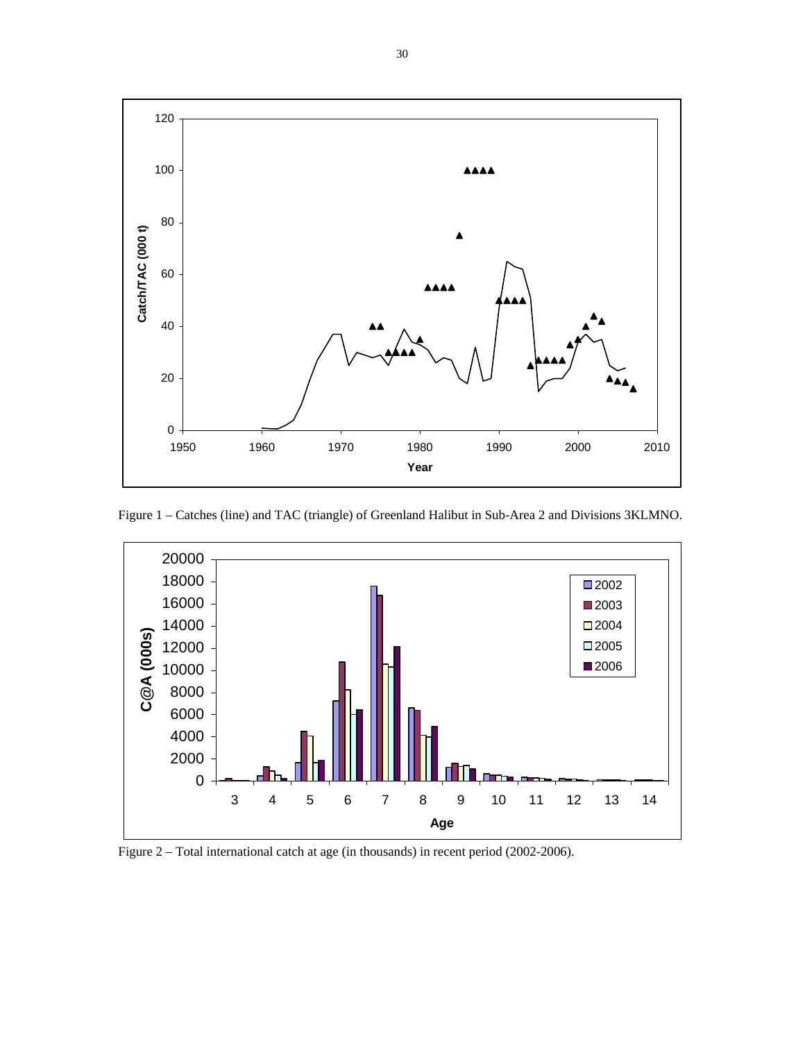Figure 1 – Catches (line) and TAC (triangle) of Greenland Halibut in Sub-Area 2 and Divisions 3KLMNO.

Figure 2 – Total international catch at age (in thousands) in recent period (2002-2006).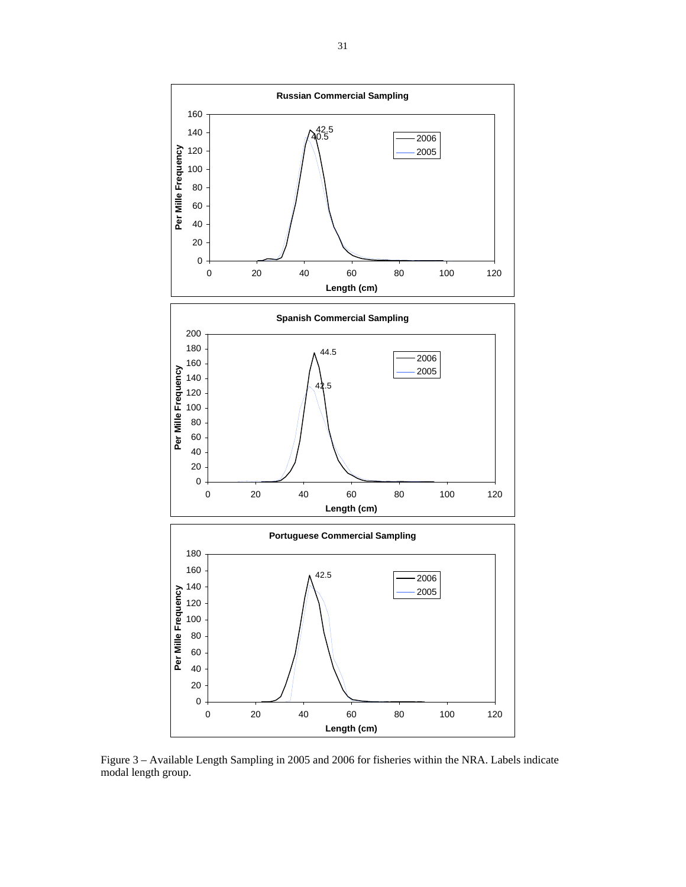Figure 3 – Available Length Sampling in 2005 and 2006 for fisheries within the NRA. Labels indicate modal length group.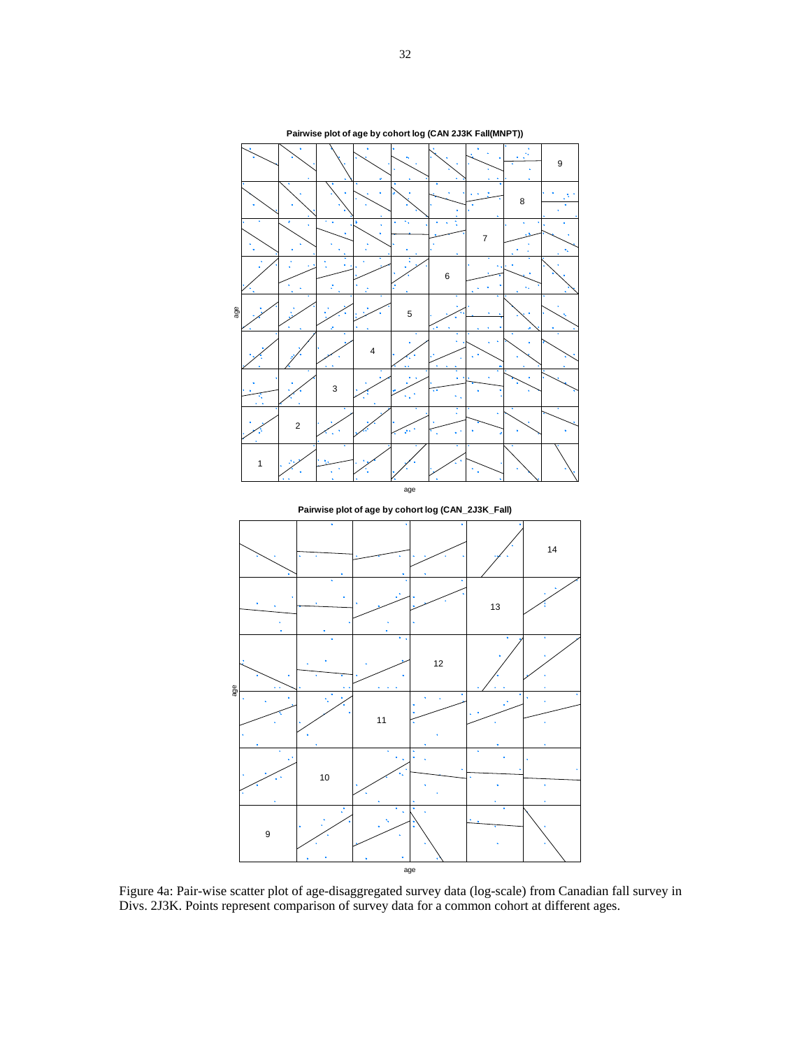Pairwise plot of age by cohort log (CAN 2J3K Fall(MNPT))

Pairwise plot of age by cohort log (CAN_2J3K_Fall)

Figure 4a: Pair-wise scatter plot of age-disaggregated survey data (log-scale) from Canadian fall survey in Divs. 2J3K. Points represent comparison of survey data for a common cohort at different ages.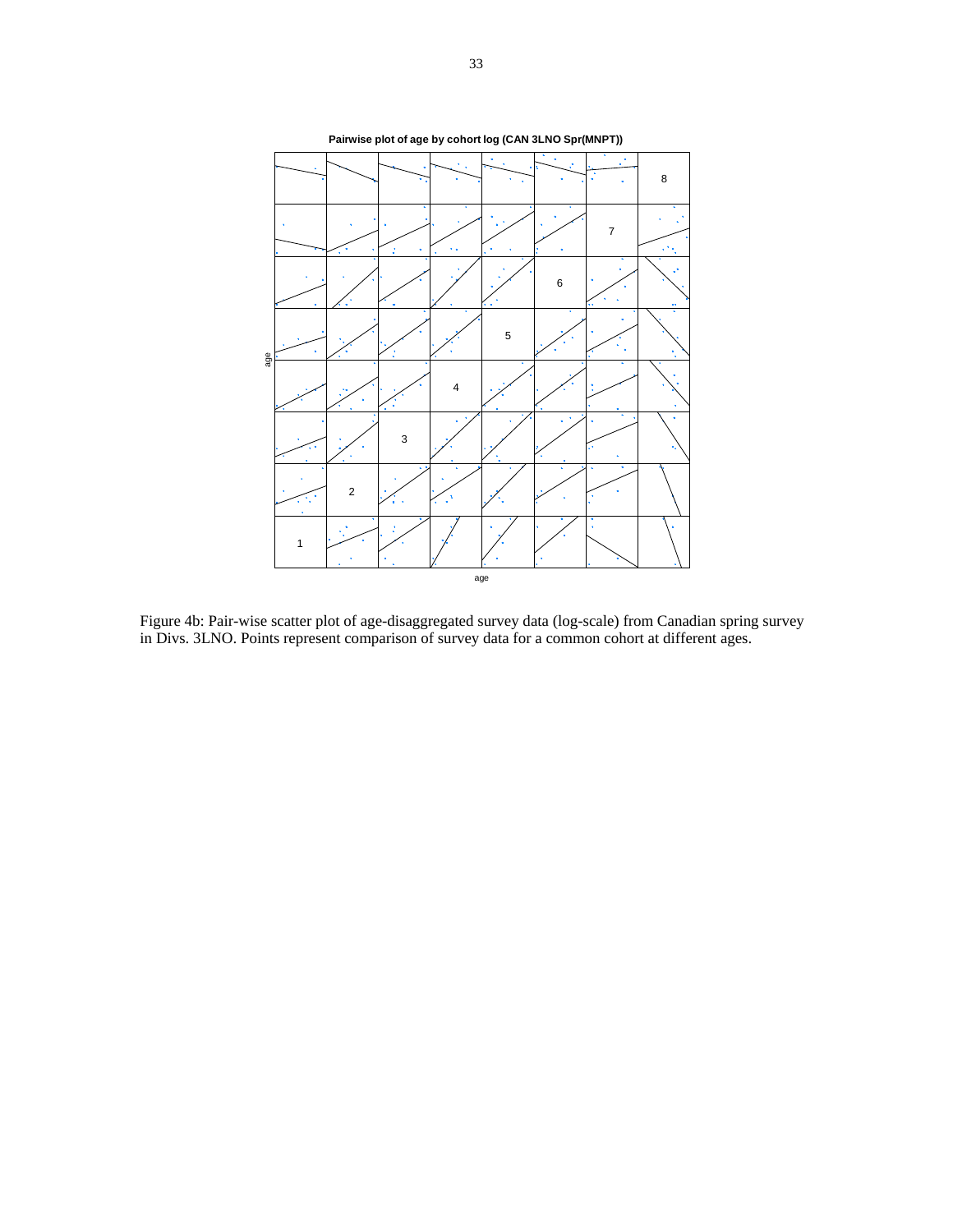Pairwise plot of age by cohort log (CAN 3LNO Spr(MNPT))

Figure 4b: Pair-wise scatter plot of age-disaggregated survey data (log-scale) from Canadian spring survey in Divs. 3LNO. Points represent comparison of survey data for a common cohort at different ages.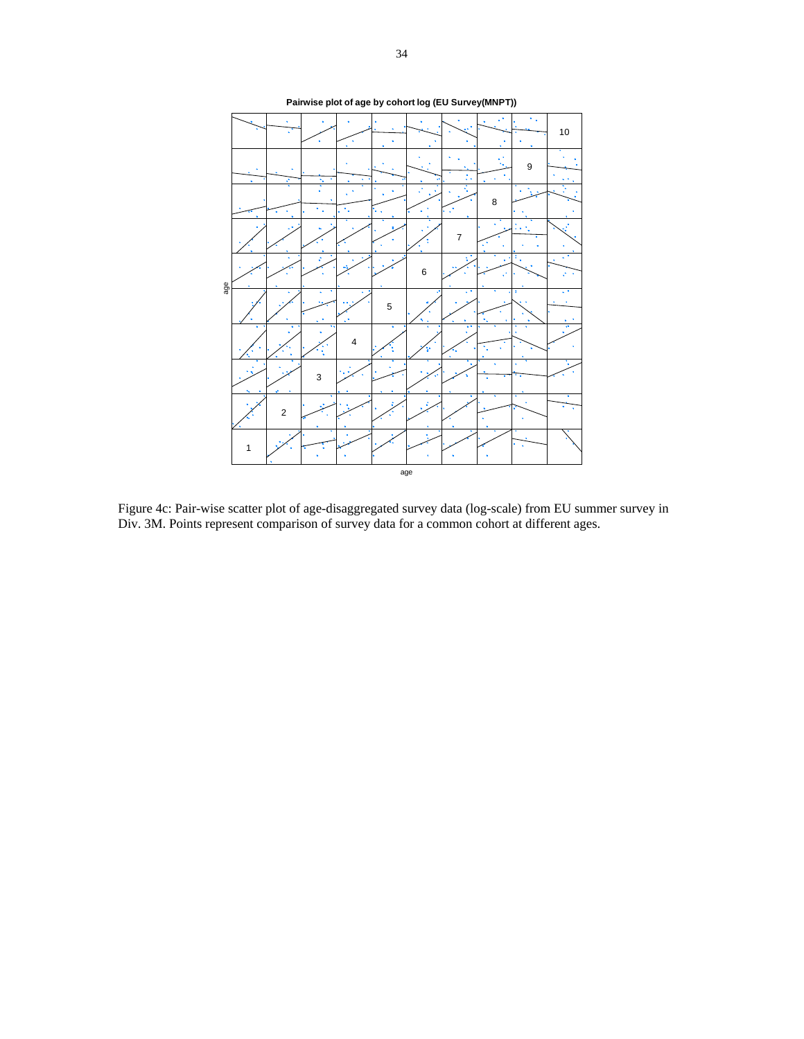Figure 4c: Pair-wise scatter plot of age-disaggregated survey data (log-scale) from EU summer survey in Div. 3M. Points represent comparison of survey data for a common cohort at different ages.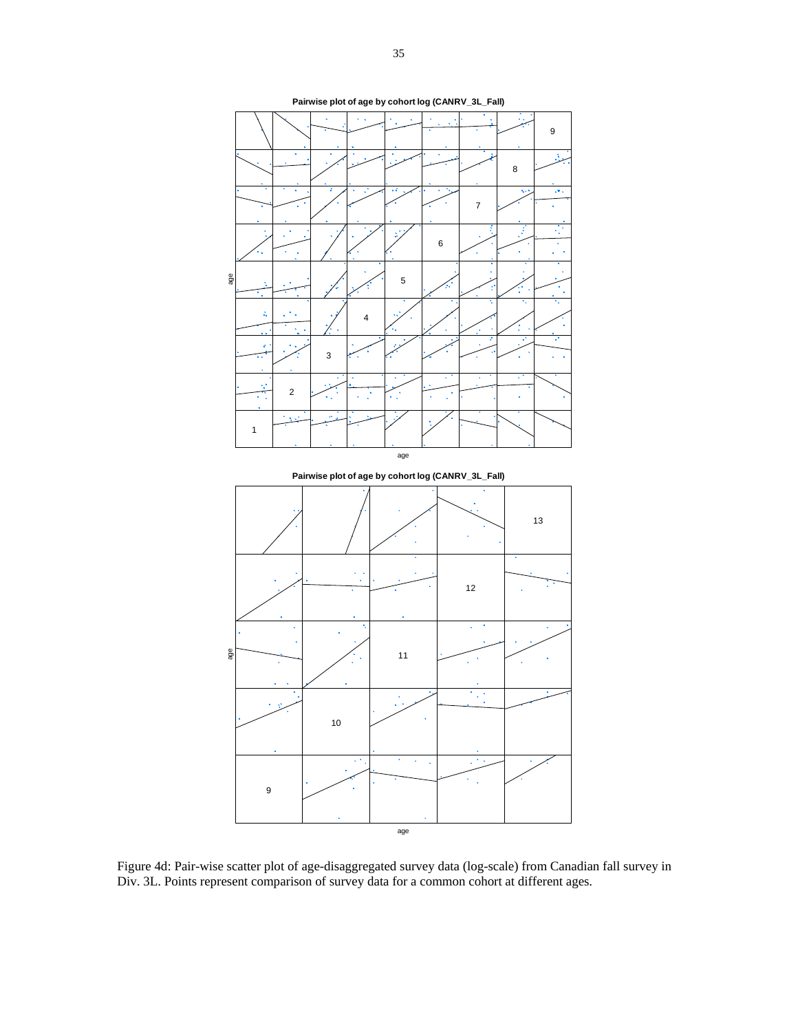Figure 4d: Pair-wise scatter plot of age-disaggregated survey data (log-scale) from Canadian fall survey in Div. 3L. Points represent comparison of survey data for a common cohort at different ages.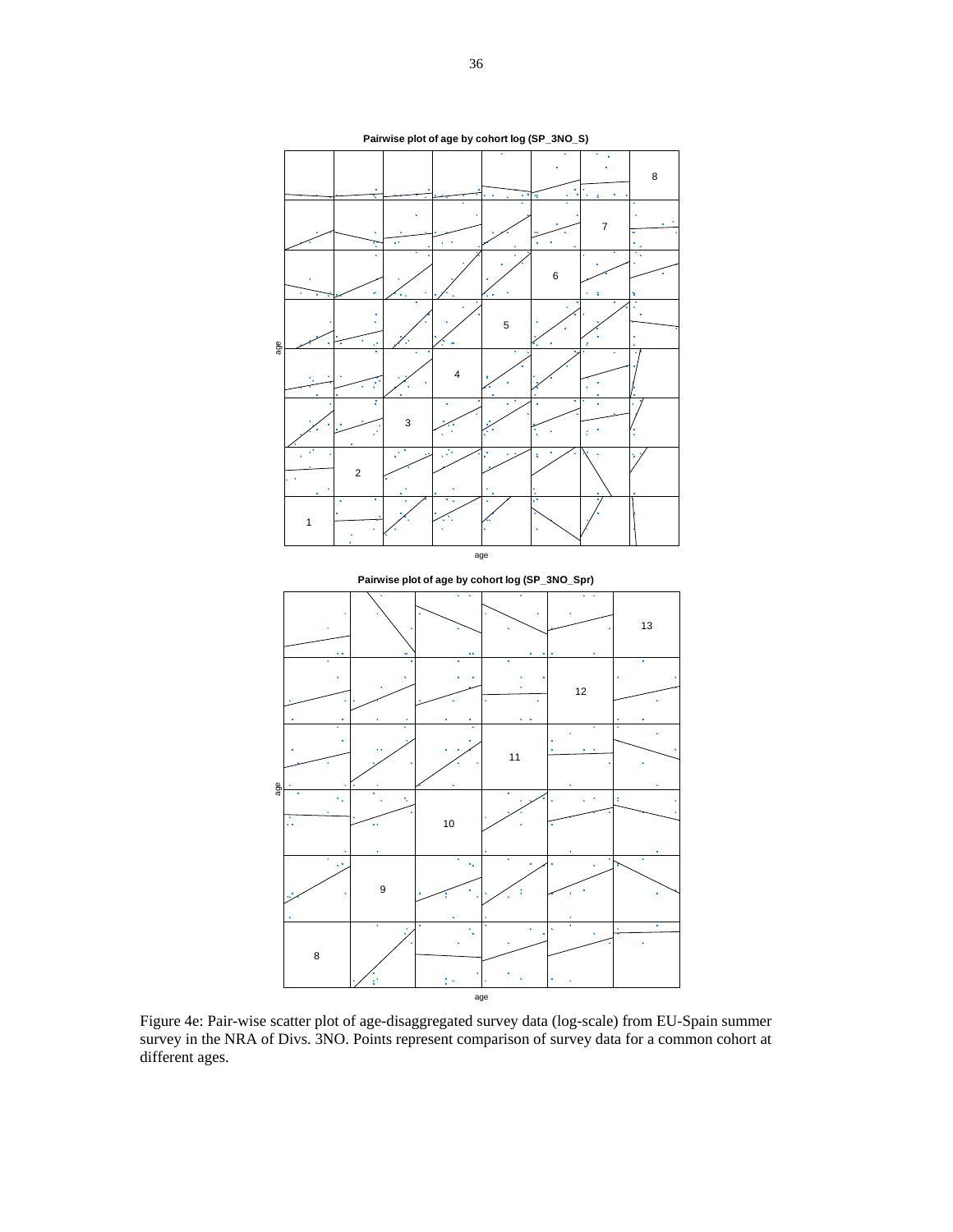Pairwise plot of age by cohort log (SP_3NO_S)

Pairwise plot of age by cohort log (SP_3NO_Spr)

Figure 4e: Pair-wise scatter plot of age-disaggregated survey data (log-scale) from EU-Spain summer survey in the NRA of Divs. 3NO. Points represent comparison of survey data for a common cohort at different ages.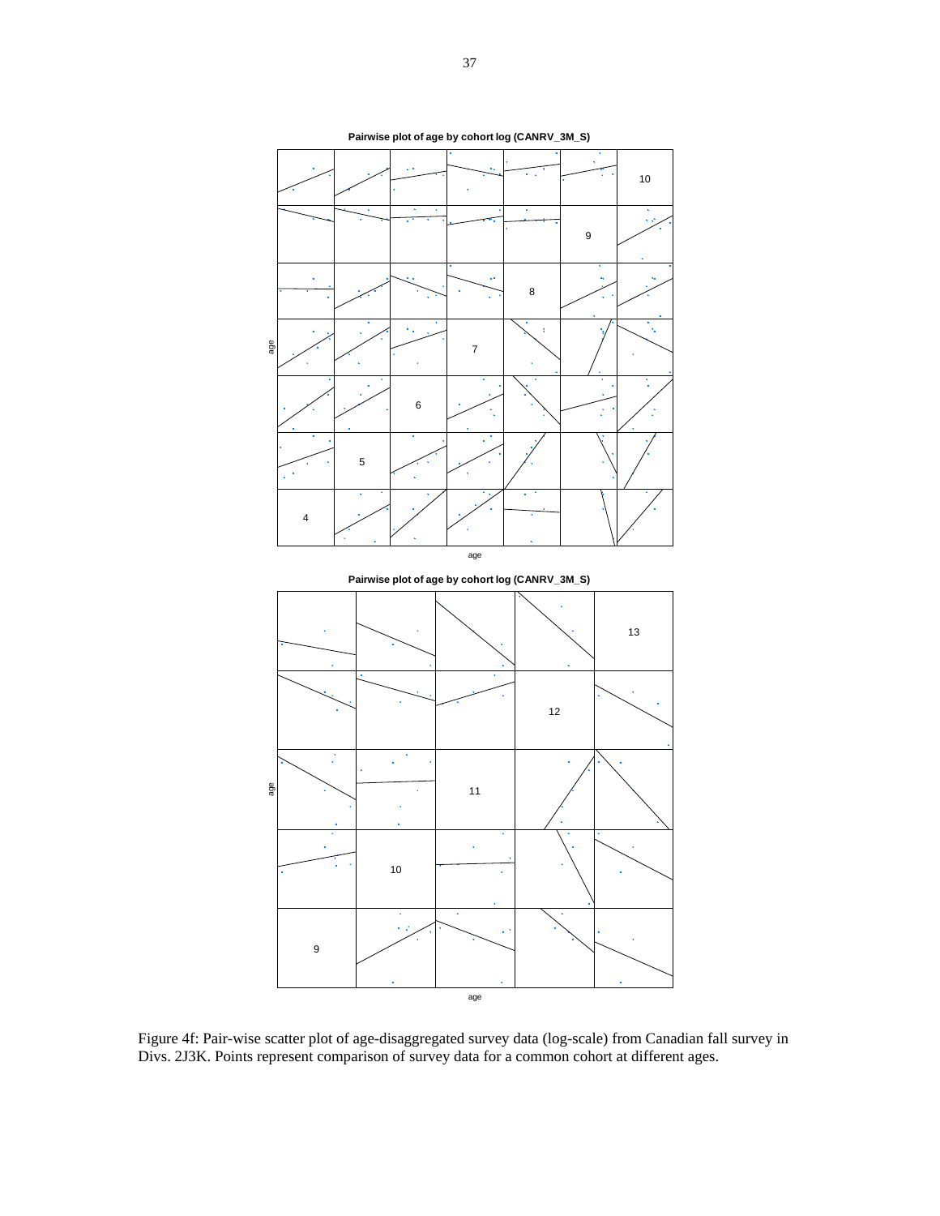Figure 4f: Pair-wise scatter plot of age-disaggregated survey data (log-scale) from Canadian fall survey in Divs. 2J3K. Points represent comparison of survey data for a common cohort at different ages.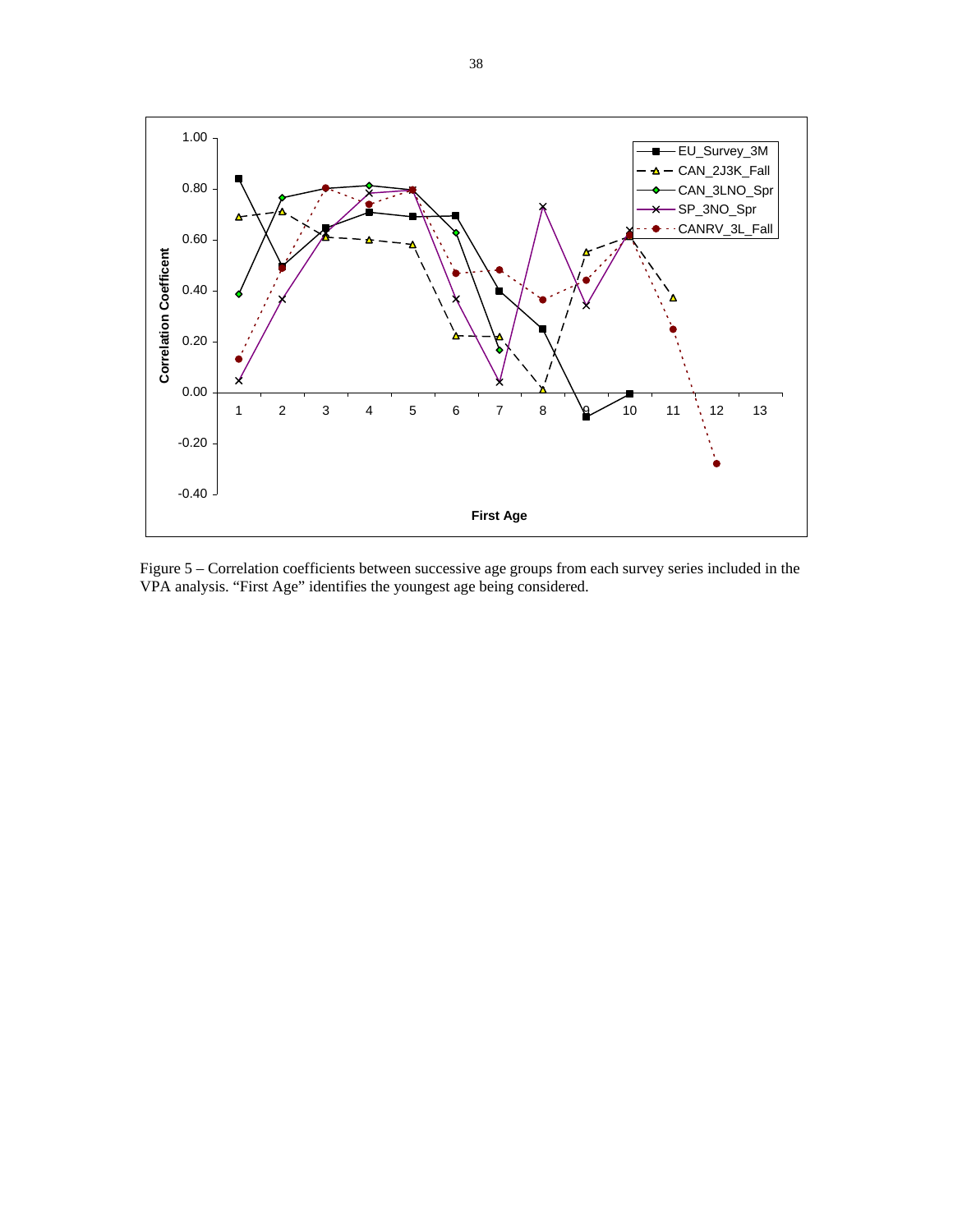Figure 5 – Correlation coefficients between successive age groups from each survey series included in the VPA analysis. “First Age” identifies the youngest age being considered.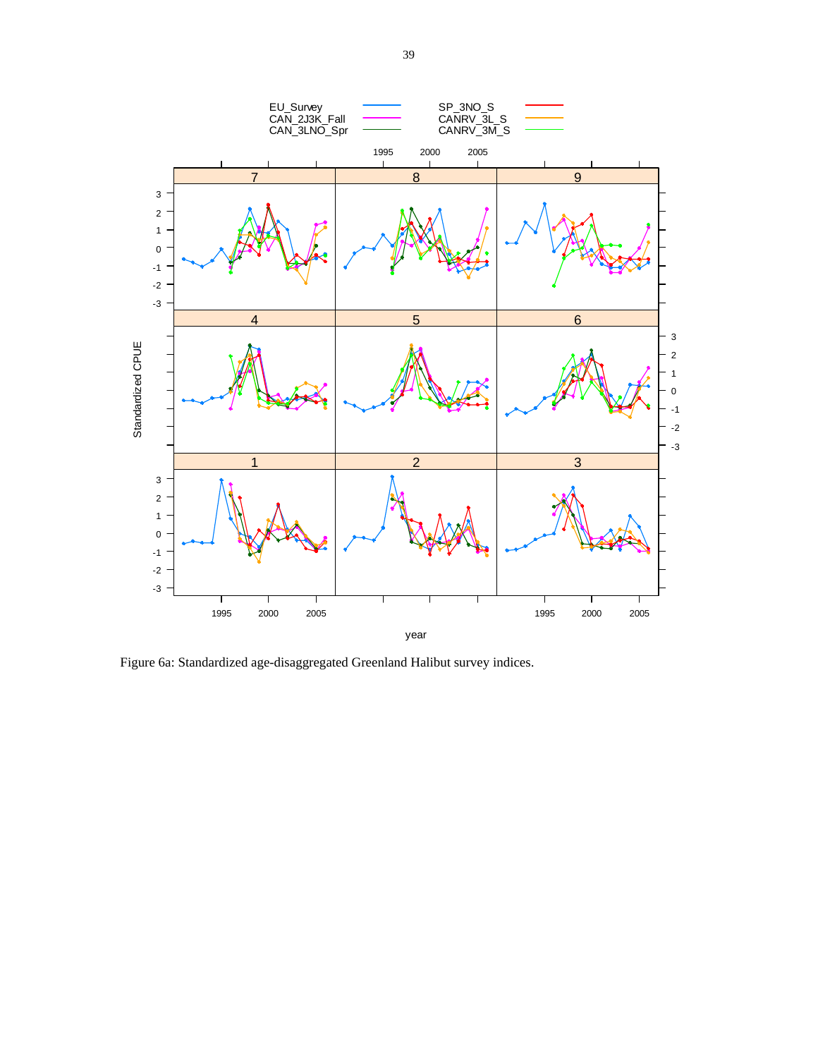Figure 6a: Standardized age-disaggregated Greenland Halibut survey indices.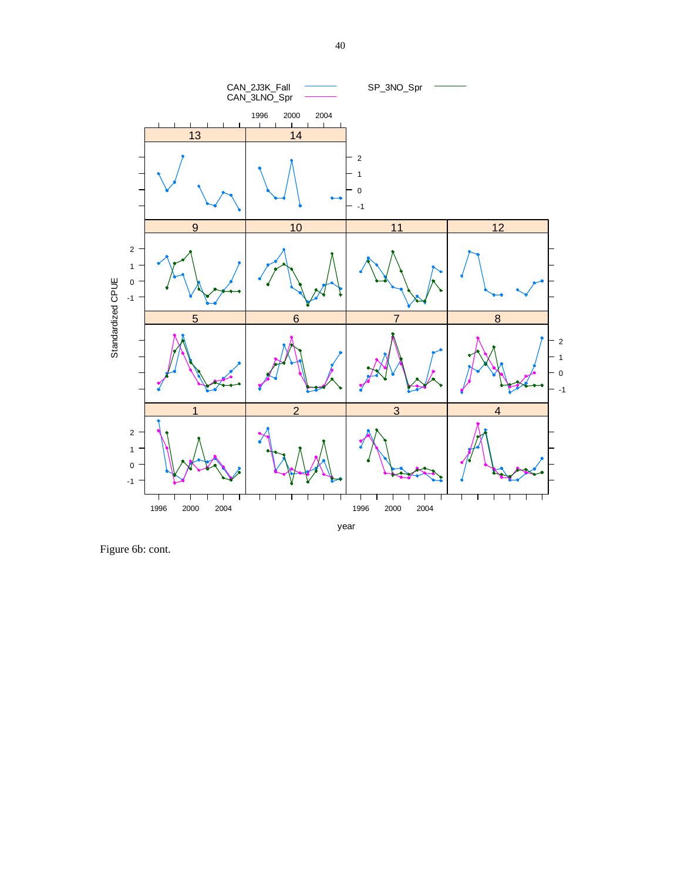Figure 6b: cont.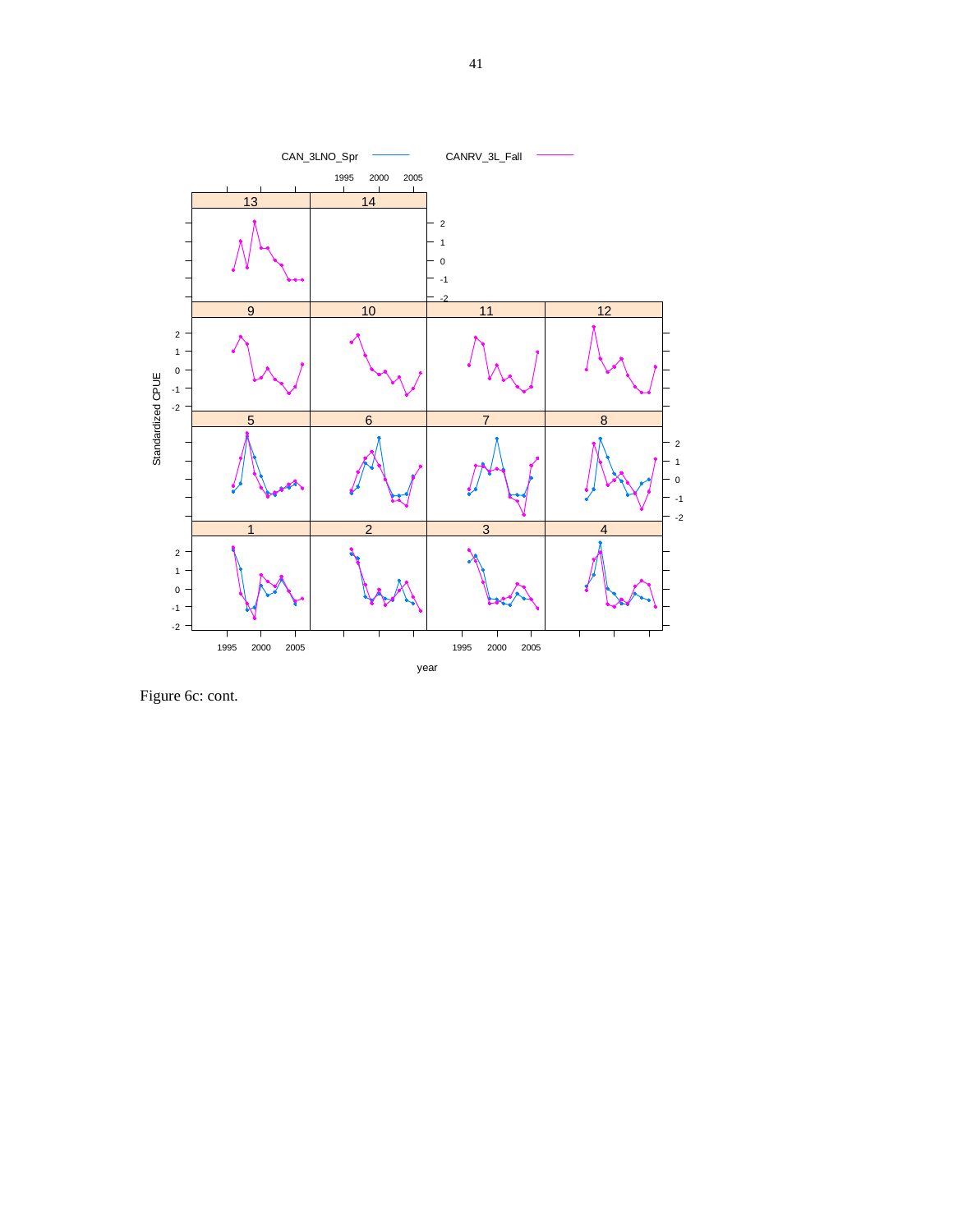Figure 6c: cont.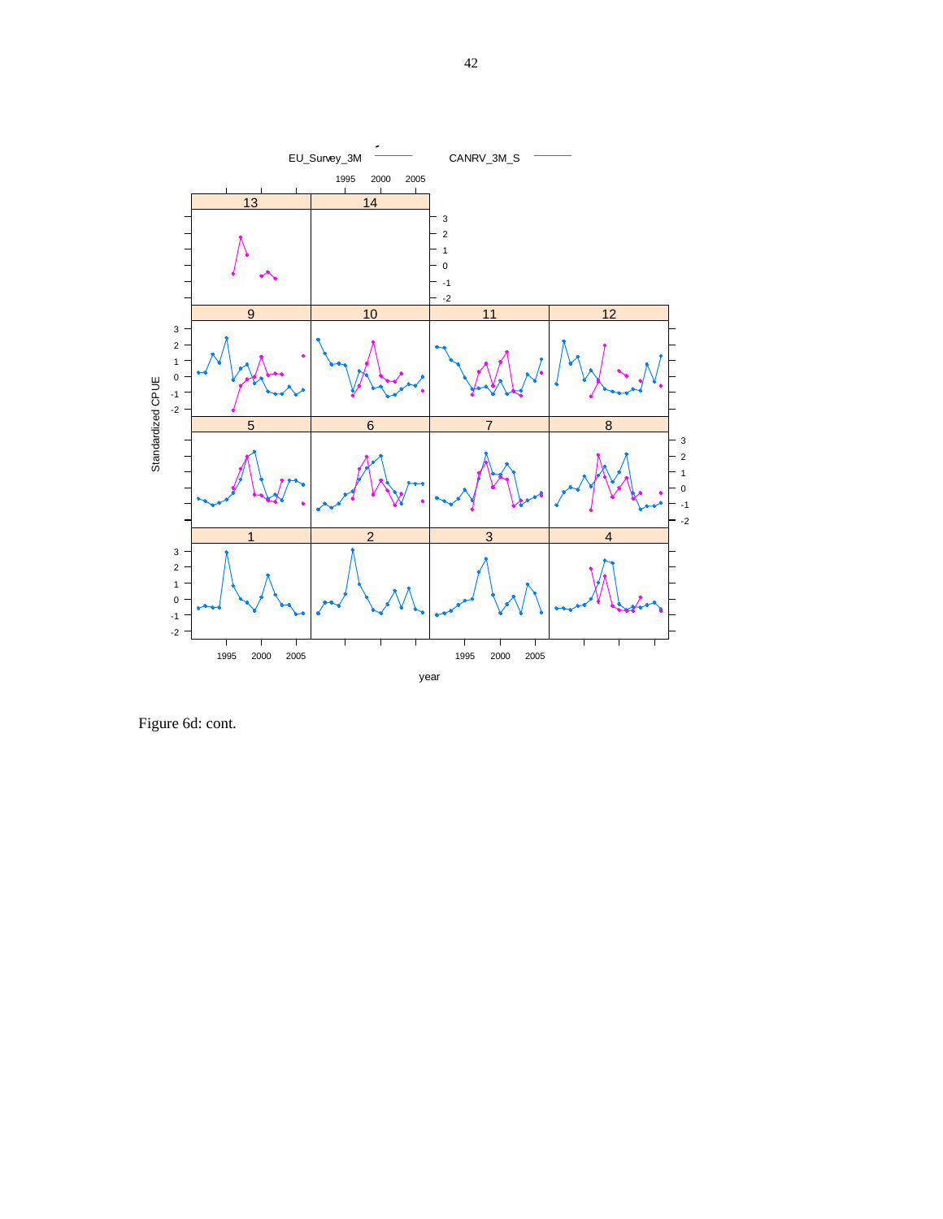Figure 6d: cont.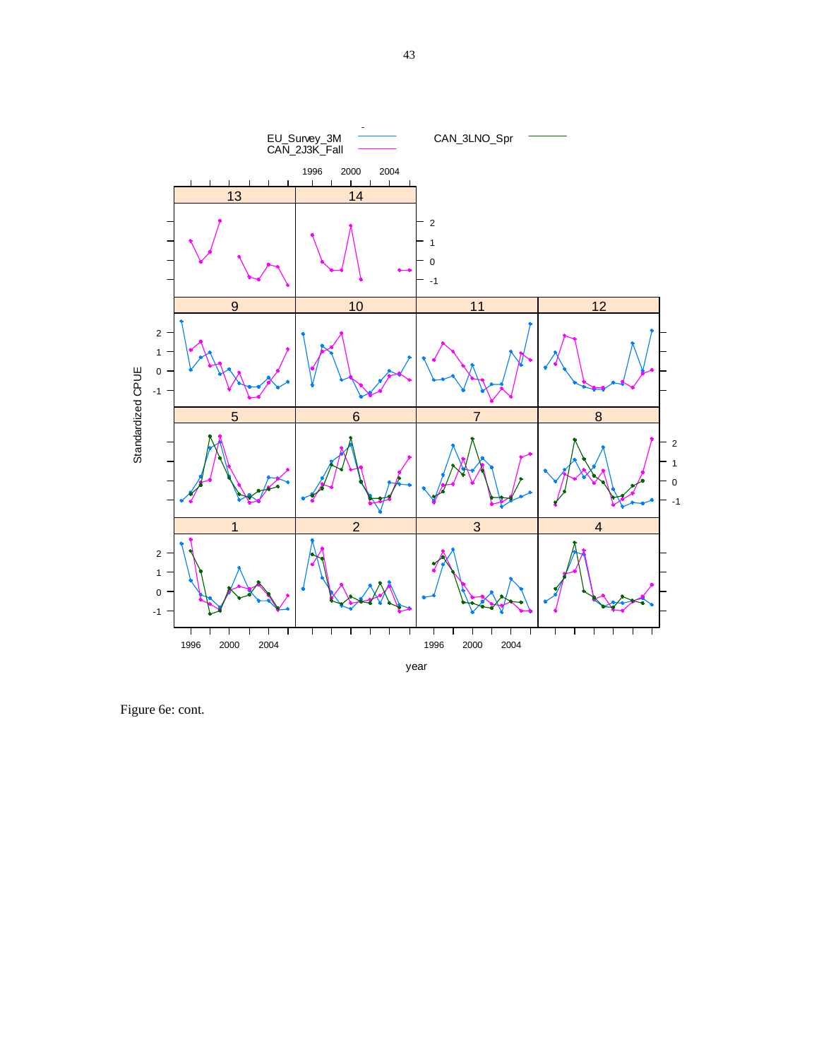Figure 6e: cont.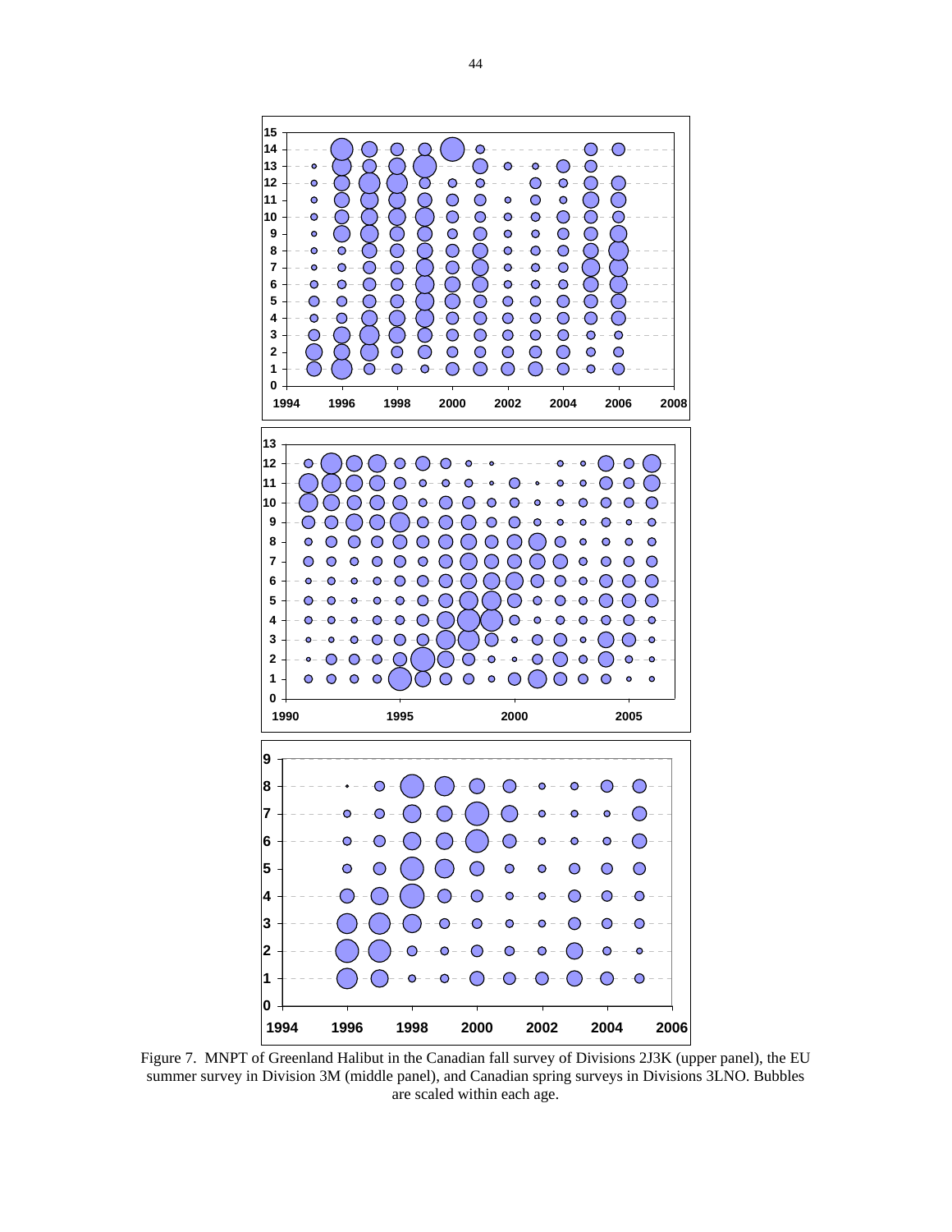Figure 7. MNPT of Greenland Halibut in the Canadian fall survey of Divisions 2J3K (upper panel), the EU summer survey in Division 3M (middle panel), and Canadian spring surveys in Divisions 3LNO. Bubbles are scaled within each age.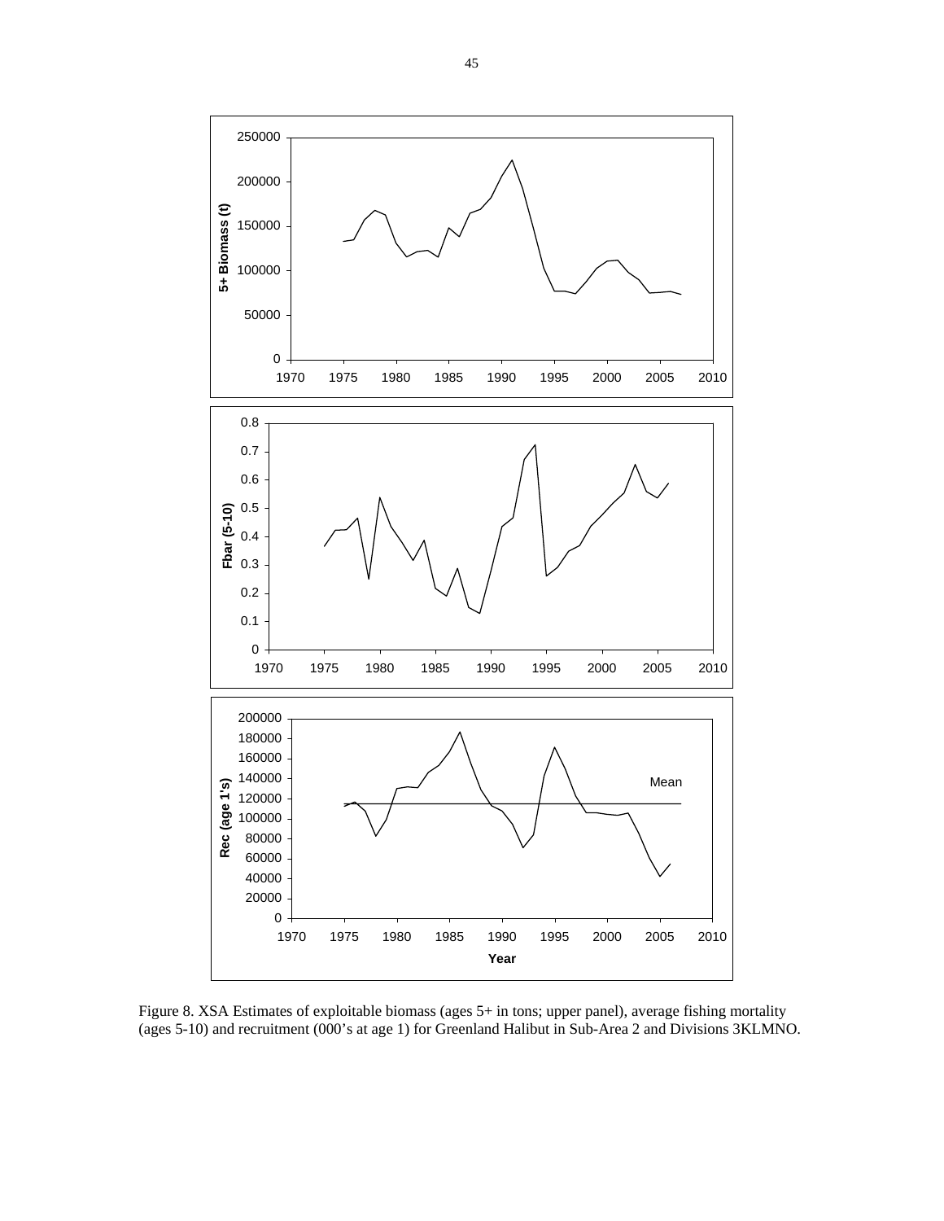Figure 8. XSA Estimates of exploitable biomass (ages 5+ in tons; upper panel), average fishing mortality (ages 5-10) and recruitment (000's at age 1) for Greenland Halibut in Sub-Area 2 and Divisions 3KLMNO.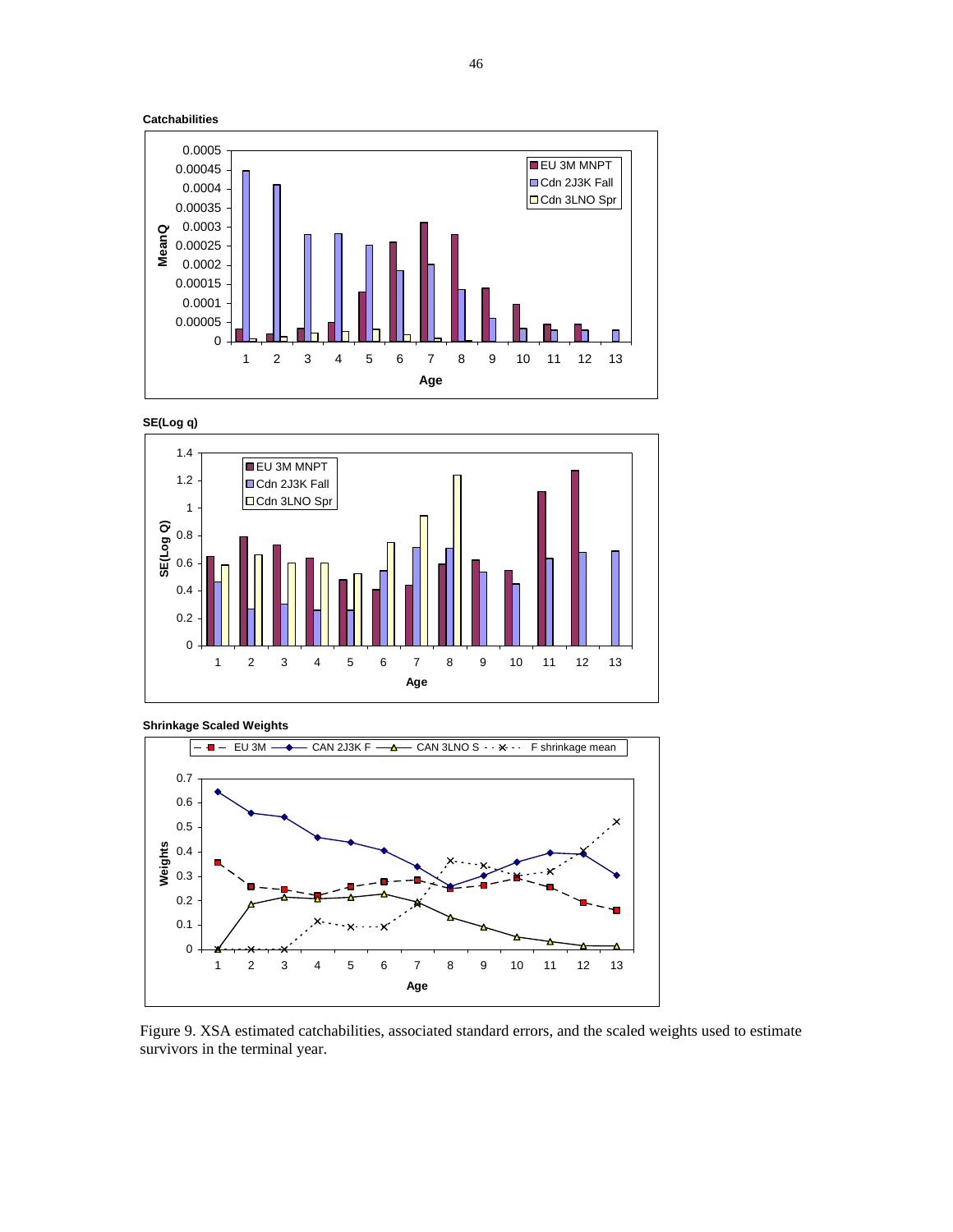**Catchabilities**

**SE(Log q)**

**Shrinkage Scaled Weights**

Figure 9. XSA estimated catchabilities, associated standard errors, and the scaled weights used to estimate survivors in the terminal year.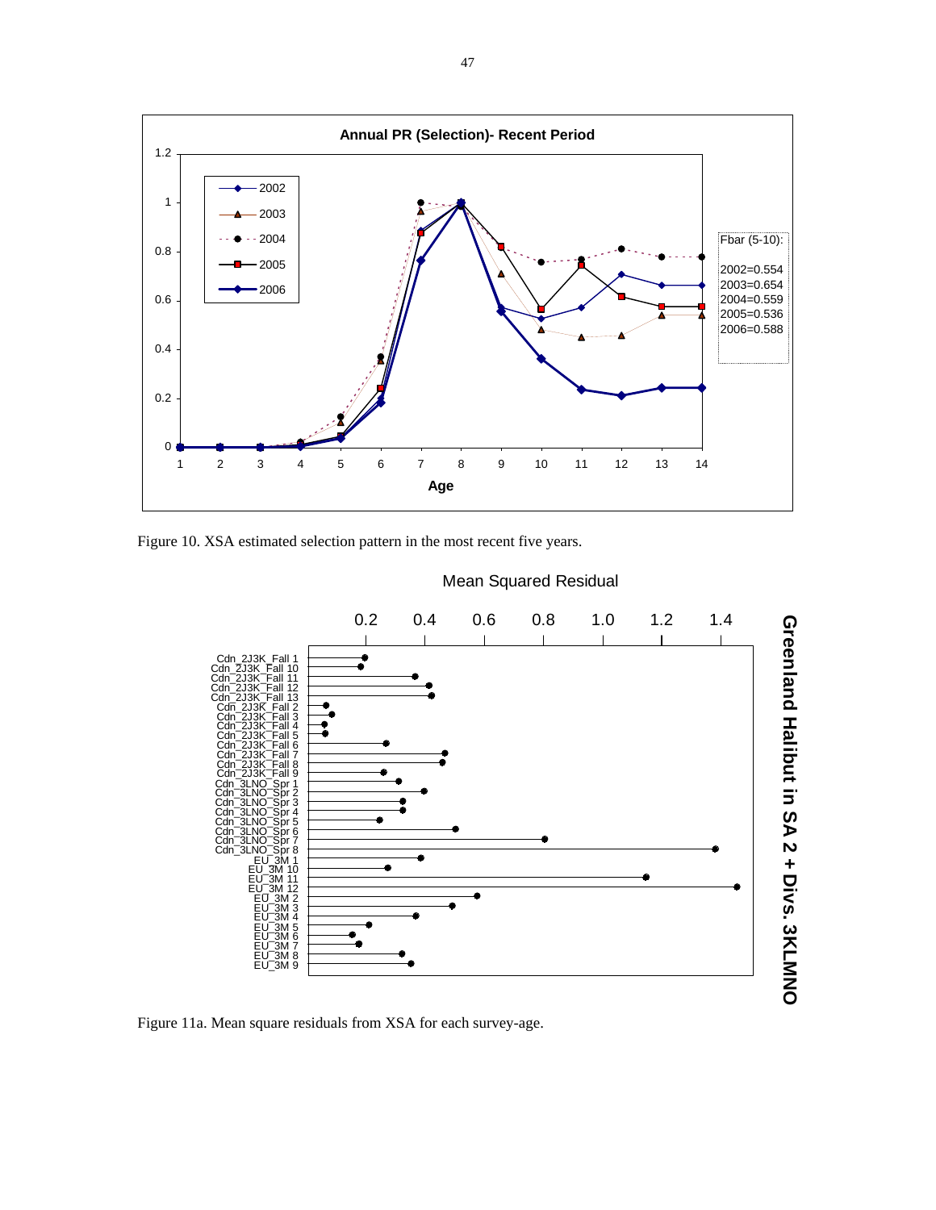Figure 10. XSA estimated selection pattern in the most recent five years.

Figure 11a. Mean square residuals from XSA for each survey-age.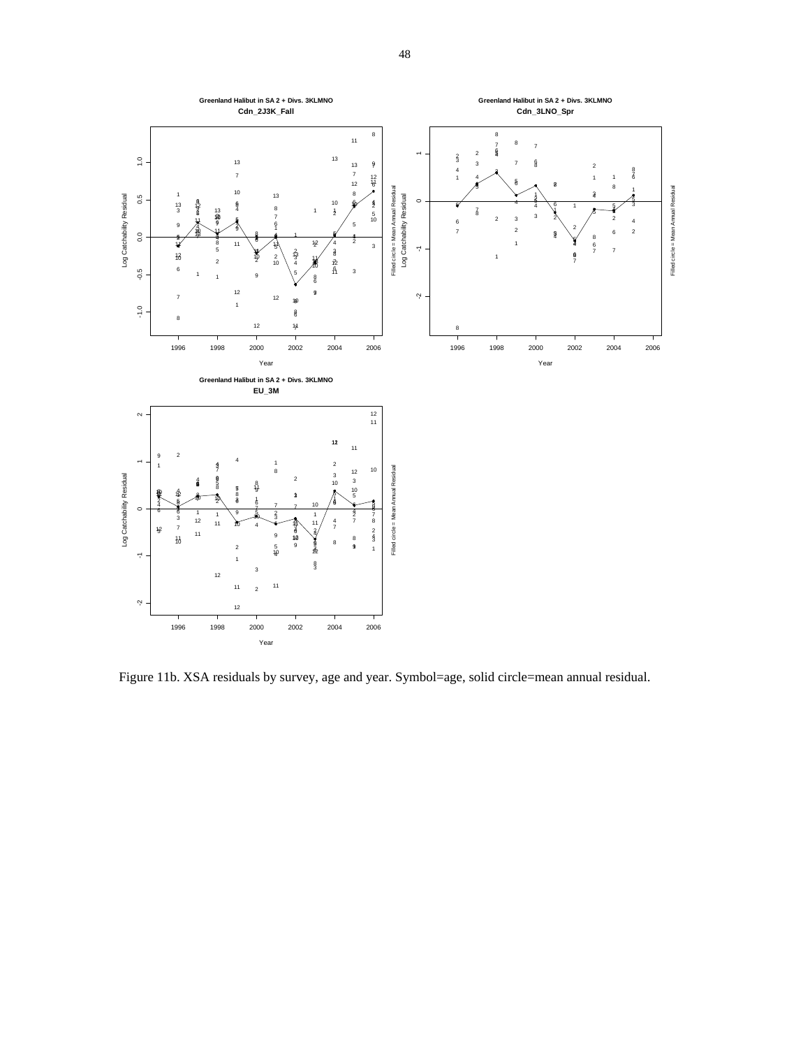Figure 11b. XSA residuals by survey, age and year. Symbol=age, solid circle=mean annual residual.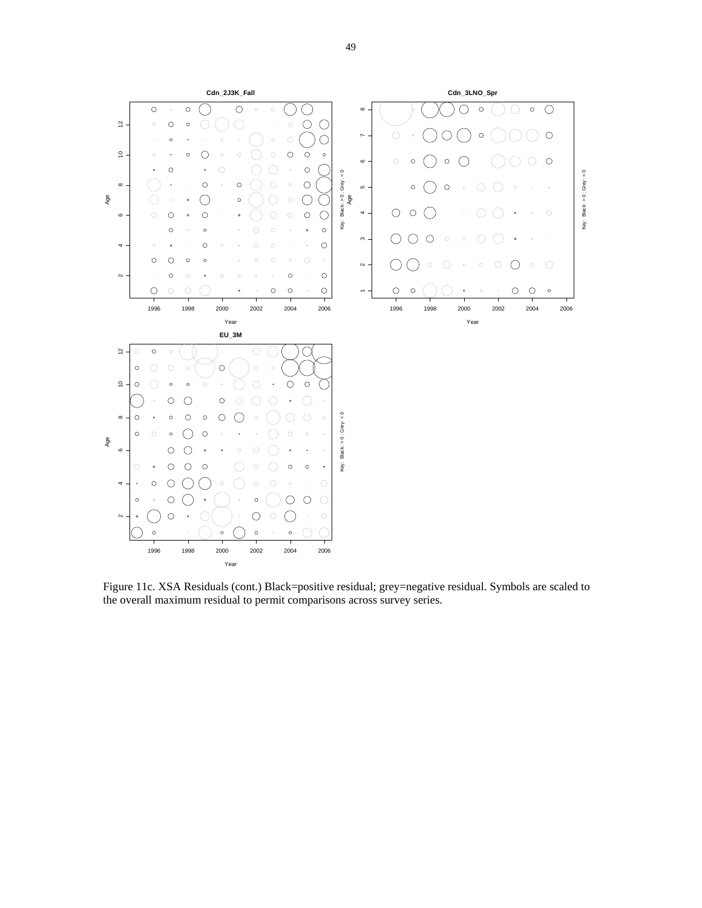Figure 11c. XSA Residuals (cont.) Black=positive residual; grey=negative residual. Symbols are scaled to the overall maximum residual to permit comparisons across survey series.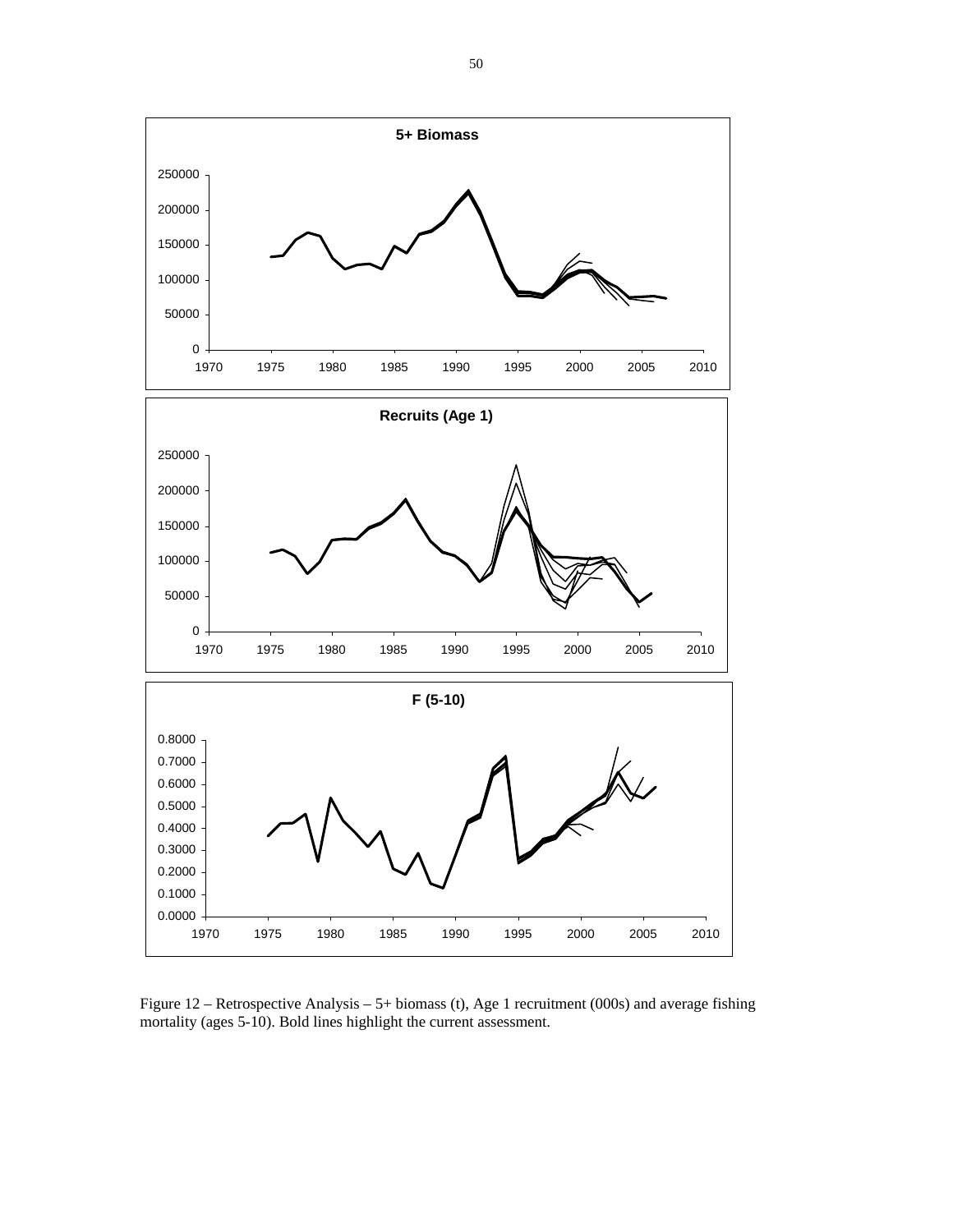Figure 12 – Retrospective Analysis – 5+ biomass (t), Age 1 recruitment (000s) and average fishing mortality (ages 5-10). Bold lines highlight the current assessment.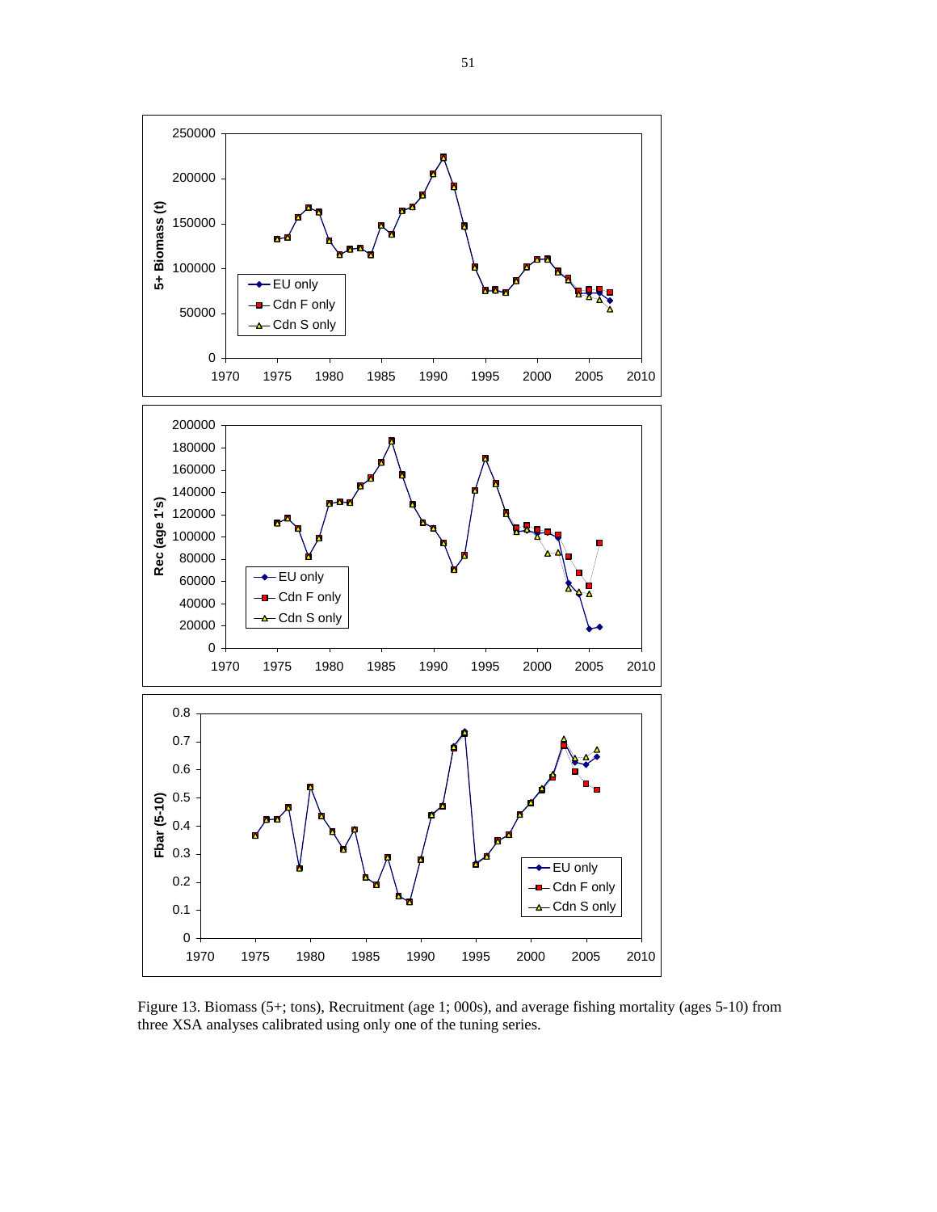Figure 13. Biomass (5+; tons), Recruitment (age 1; 000s), and average fishing mortality (ages 5-10) from three XSA analyses calibrated using only one of the tuning series.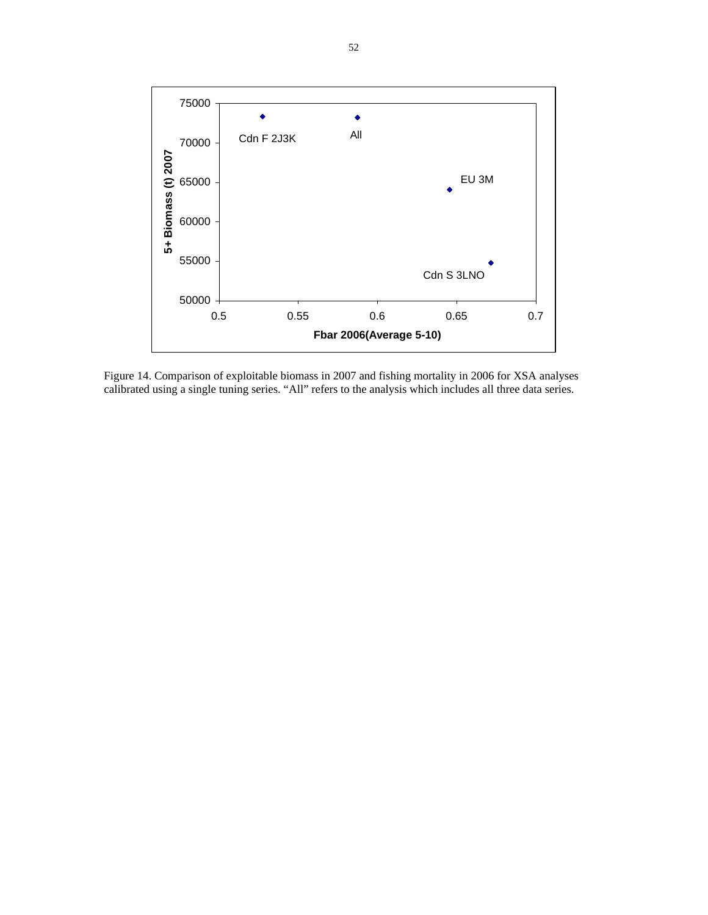Figure 14. Comparison of exploitable biomass in 2007 and fishing mortality in 2006 for XSA analyses calibrated using a single tuning series. “All” refers to the analysis which includes all three data series.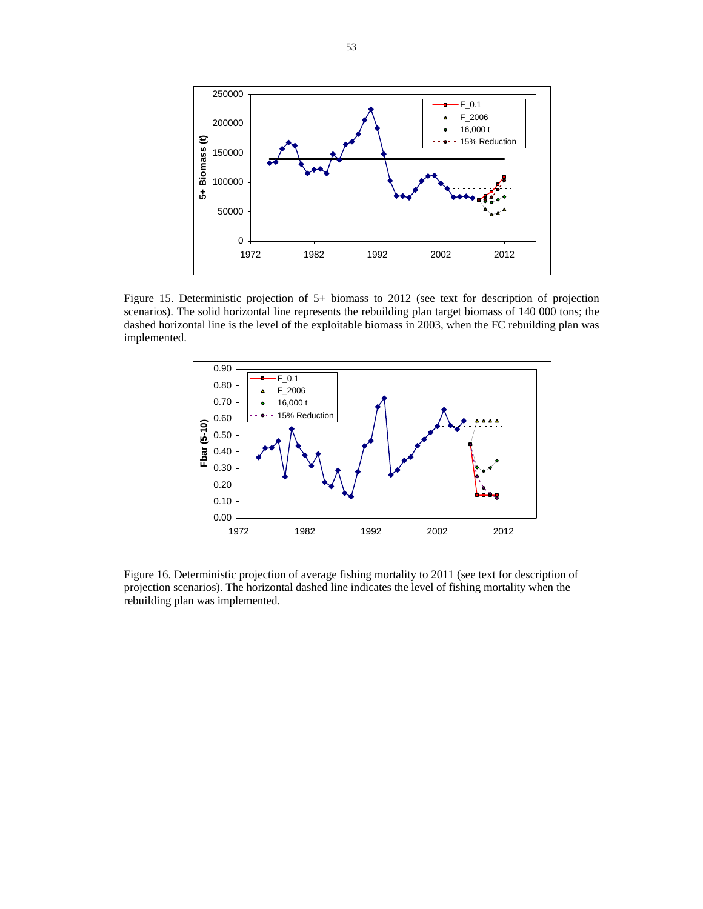Figure 15. Deterministic projection of 5+ biomass to 2012 (see text for description of projection scenarios). The solid horizontal line represents the rebuilding plan target biomass of 140 000 tons; the dashed horizontal line is the level of the exploitable biomass in 2003, when the FC rebuilding plan was implemented.

Figure 16. Deterministic projection of average fishing mortality to 2011 (see text for description of projection scenarios). The horizontal dashed line indicates the level of fishing mortality when the rebuilding plan was implemented.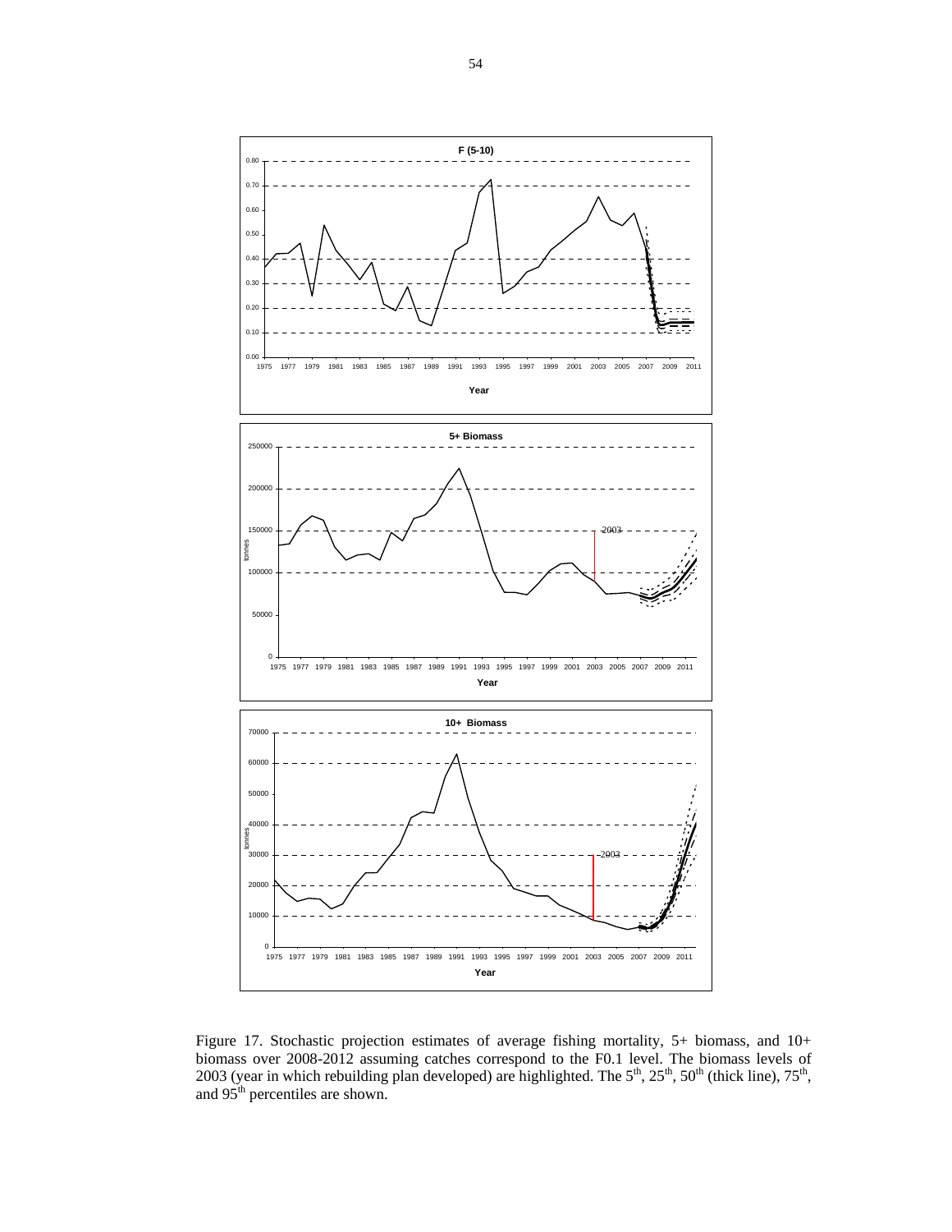Figure 17. Stochastic projection estimates of average fishing mortality, 5+ biomass, and 10+ biomass over 2008-2012 assuming catches correspond to the F0.1 level. The biomass levels of 2003 (year in which rebuilding plan developed) are highlighted. The $5^{th}$, $25^{th}$, $50^{th}$ (thick line), $75^{th}$, and $95^{th}$ percentiles are shown.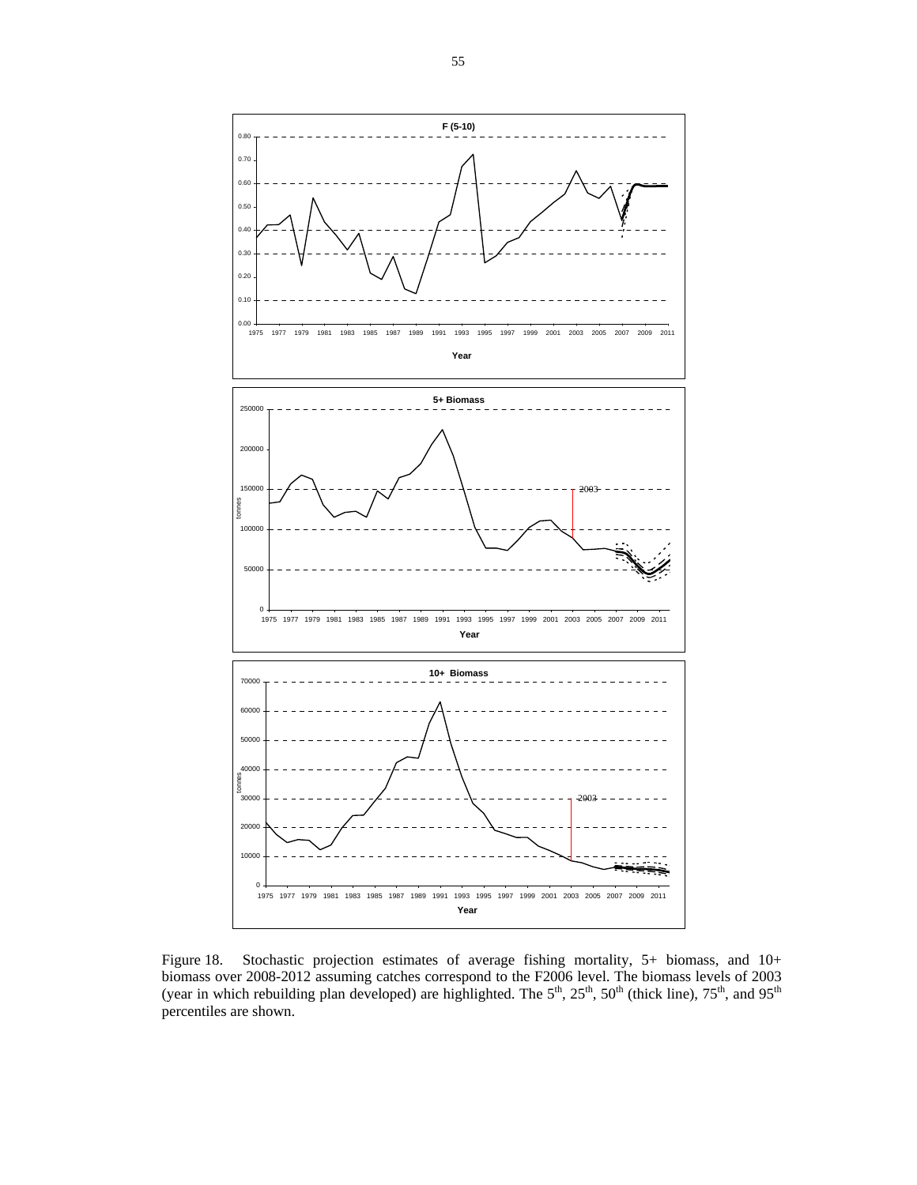Figure 18. Stochastic projection estimates of average fishing mortality, 5+ biomass, and 10+ biomass over 2008-2012 assuming catches correspond to the F2006 level. The biomass levels of 2003 (year in which rebuilding plan developed) are highlighted. The 5th, 25th, 50th (thick line), 75th, and 95th percentiles are shown.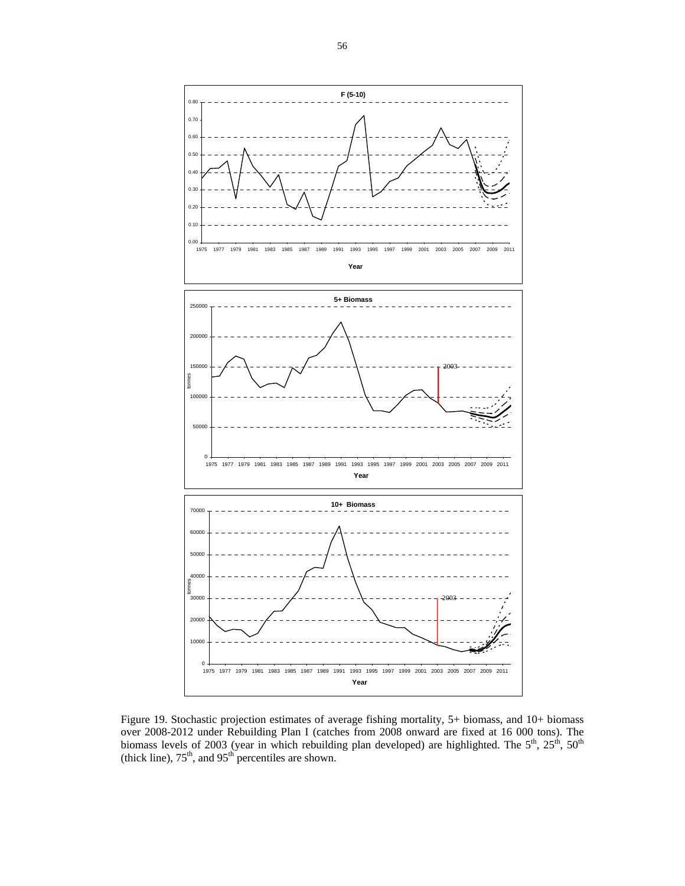Figure 19. Stochastic projection estimates of average fishing mortality, 5+ biomass, and 10+ biomass over 2008-2012 under Rebuilding Plan I (catches from 2008 onward are fixed at 16 000 tons). The biomass levels of 2003 (year in which rebuilding plan developed) are highlighted. The 5th, 25th, 50th (thick line), 75th, and 95th percentiles are shown.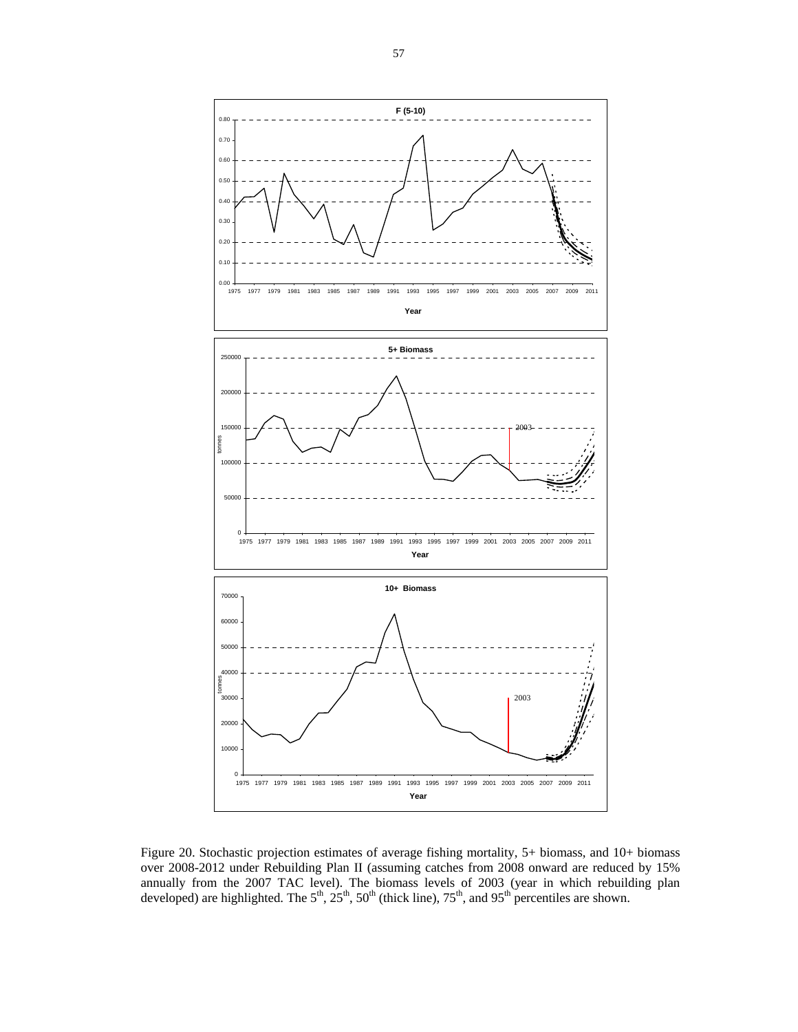Figure 20. Stochastic projection estimates of average fishing mortality, 5+ biomass, and 10+ biomass over 2008-2012 under Rebuilding Plan II (assuming catches from 2008 onward are reduced by 15% annually from the 2007 TAC level). The biomass levels of 2003 (year in which rebuilding plan developed) are highlighted. The 5th, 25th, 50th (thick line), 75th, and 95th percentiles are shown.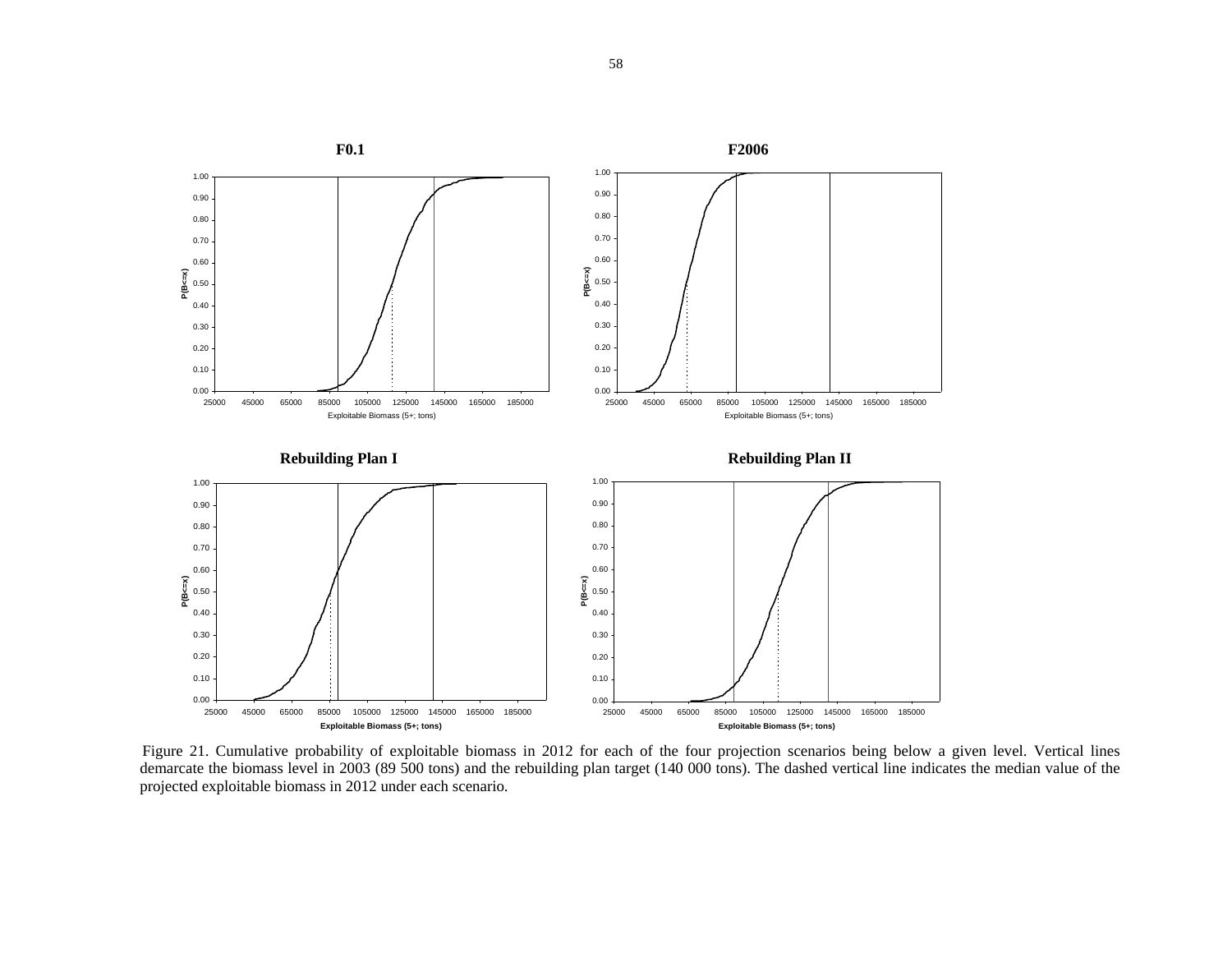**F0.1**

1.00
0.90
0.80
0.70
0.60
0.50
0.40
0.30
0.20
0.10
0.00

P(B<=x)

25000 45000 65000 85000 105000 125000 145000 165000 185000

Exploitable Biomass (5+; tons)

**F2006**

1.00
0.90
0.80
0.70
0.60
0.50
0.40
0.30
0.20
0.10
0.00

P(B<=x)

25000 45000 65000 85000 105000 125000 145000 165000 185000

Exploitable Biomass (5+; tons)

**Rebuilding Plan I**

1.00
0.90
0.80
0.70
0.60
0.50
0.40
0.30
0.20
0.10
0.00

P(B<=x)

25000 45000 65000 85000 105000 125000 145000 165000 185000

**Exploitable Biomass (5+; tons)**

**Rebuilding Plan II**

1.00
0.90
0.80
0.70
0.60
0.50
0.40
0.30
0.20
0.10
0.00

P(B<=x)

25000 45000 65000 85000 105000 125000 145000 165000 185000

**Exploitable Biomass (5+; tons)**

Figure 21. Cumulative probability of exploitable biomass in 2012 for each of the four projection scenarios being below a given level. Vertical lines demarcate the biomass level in 2003 (89 500 tons) and the rebuilding plan target (140 000 tons). The dashed vertical line indicates the median value of the projected exploitable biomass in 2012 under each scenario.